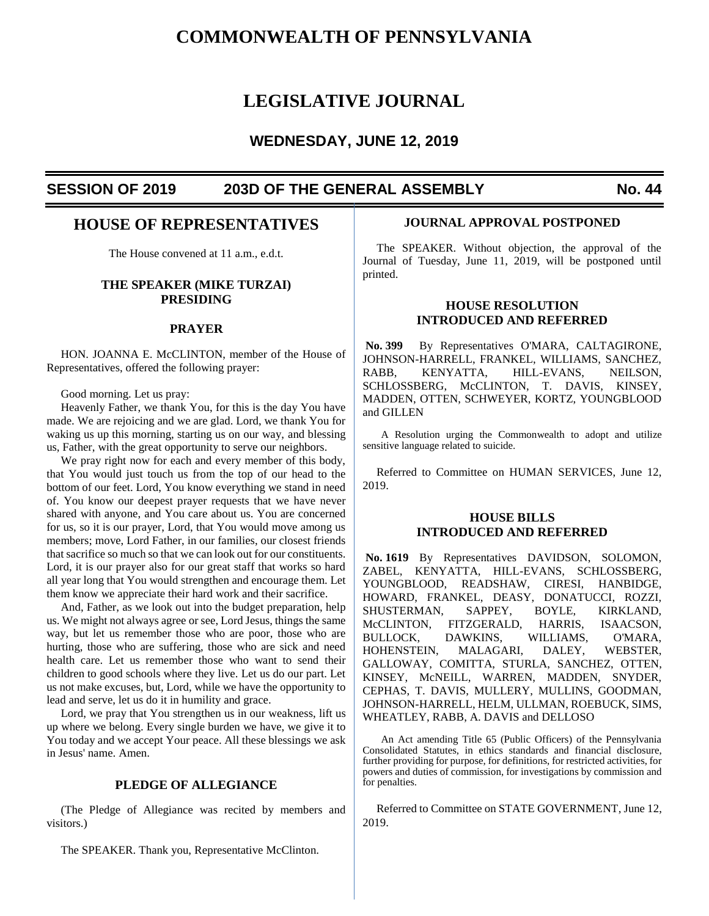# COMMONWEALTH OF PENNSYLVANIA

# LEGISLATIVE JOURNAL

## WEDNESDAY, JUNE 12, 2019

**SESSION OF 2019 — 203D OF THE GENERAL ASSEMBLY — No. 44**

## HOUSE OF REPRESENTATIVES

The House convened at 11 a.m., e.d.t.

### THE SPEAKER (MIKE TURZAI) PRESIDING

### PRAYER

HON. JOANNA E. McCLINTON, member of the House of Representatives, offered the following prayer:

Good morning. Let us pray:

Heavenly Father, we thank You, for this is the day You have made. We are rejoicing and we are glad. Lord, we thank You for waking us up this morning, starting us on our way, and blessing us, Father, with the great opportunity to serve our neighbors.

We pray right now for each and every member of this body, that You would just touch us from the top of our head to the bottom of our feet. Lord, You know everything we stand in need of. You know our deepest prayer requests that we have never shared with anyone, and You care about us. You are concerned for us, so it is our prayer, Lord, that You would move among us members; move, Lord Father, in our families, our closest friends that sacrifice so much so that we can look out for our constituents. Lord, it is our prayer also for our great staff that works so hard all year long that You would strengthen and encourage them. Let them know we appreciate their hard work and their sacrifice.

And, Father, as we look out into the budget preparation, help us. We might not always agree or see, Lord Jesus, things the same way, but let us remember those who are poor, those who are hurting, those who are suffering, those who are sick and need health care. Let us remember those who want to send their children to good schools where they live. Let us do our part. Let us not make excuses, but, Lord, while we have the opportunity to lead and serve, let us do it in humility and grace.

Lord, we pray that You strengthen us in our weakness, lift us up where we belong. Every single burden we have, we give it to You today and we accept Your peace. All these blessings we ask in Jesus' name. Amen.

### PLEDGE OF ALLEGIANCE

(The Pledge of Allegiance was recited by members and visitors.)

The SPEAKER. Thank you, Representative McClinton.

### JOURNAL APPROVAL POSTPONED

The SPEAKER. Without objection, the approval of the Journal of Tuesday, June 11, 2019, will be postponed until printed.

### HOUSE RESOLUTION INTRODUCED AND REFERRED

**No. 399** By Representatives O'MARA, CALTAGIRONE, JOHNSON-HARRELL, FRANKEL, WILLIAMS, SANCHEZ, RABB, KENYATTA, HILL-EVANS, NEILSON, SCHLOSSBERG, McCLINTON, T. DAVIS, KINSEY, MADDEN, OTTEN, SCHWEYER, KORTZ, YOUNGBLOOD and GILLEN

A Resolution urging the Commonwealth to adopt and utilize sensitive language related to suicide.

Referred to Committee on HUMAN SERVICES, June 12, 2019.

### HOUSE BILLS INTRODUCED AND REFERRED

**No. 1619** By Representatives DAVIDSON, SOLOMON, ZABEL, KENYATTA, HILL-EVANS, SCHLOSSBERG, YOUNGBLOOD, READSHAW, CIRESI, HANBIDGE, HOWARD, FRANKEL, DEASY, DONATUCCI, ROZZI, SHUSTERMAN, SAPPEY, BOYLE, KIRKLAND, McCLINTON, FITZGERALD, HARRIS, ISAACSON, BULLOCK, DAWKINS, WILLIAMS, O'MARA, HOHENSTEIN, MALAGARI, DALEY, WEBSTER, GALLOWAY, COMITTA, STURLA, SANCHEZ, OTTEN, KINSEY, McNEILL, WARREN, MADDEN, SNYDER, CEPHAS, T. DAVIS, MULLERY, MULLINS, GOODMAN, JOHNSON-HARRELL, HELM, ULLMAN, ROEBUCK, SIMS, WHEATLEY, RABB, A. DAVIS and DELLOSO

An Act amending Title 65 (Public Officers) of the Pennsylvania Consolidated Statutes, in ethics standards and financial disclosure, further providing for purpose, for definitions, for restricted activities, for powers and duties of commission, for investigations by commission and for penalties.

Referred to Committee on STATE GOVERNMENT, June 12, 2019.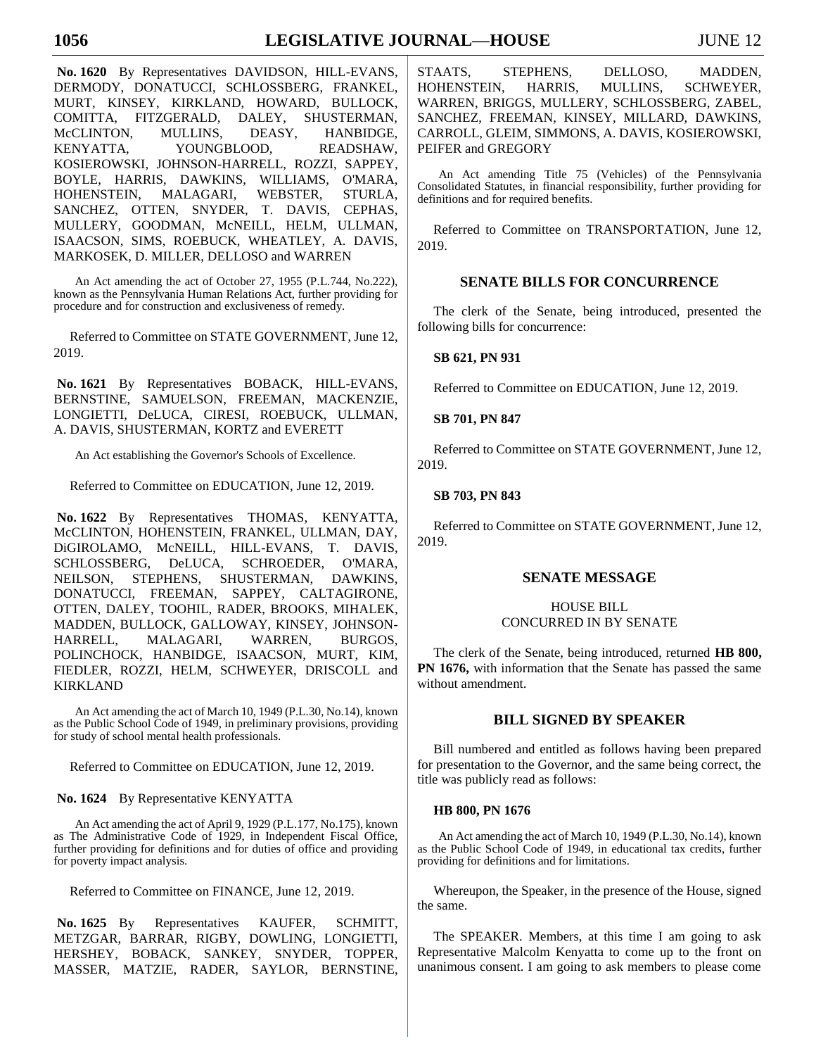**No. 1620** By Representatives DAVIDSON, HILL-EVANS, DERMODY, DONATUCCI, SCHLOSSBERG, FRANKEL, MURT, KINSEY, KIRKLAND, HOWARD, BULLOCK, COMITTA, FITZGERALD, DALEY, SHUSTERMAN, McCLINTON, MULLINS, DEASY, HANBIDGE, KENYATTA, YOUNGBLOOD, READSHAW, KOSIEROWSKI, JOHNSON-HARRELL, ROZZI, SAPPEY, BOYLE, HARRIS, DAWKINS, WILLIAMS, O'MARA, HOHENSTEIN, MALAGARI, WEBSTER, STURLA, SANCHEZ, OTTEN, SNYDER, T. DAVIS, CEPHAS, MULLERY, GOODMAN, McNEILL, HELM, ULLMAN, ISAACSON, SIMS, ROEBUCK, WHEATLEY, A. DAVIS, MARKOSEK, D. MILLER, DELLOSO and WARREN

An Act amending the act of October 27, 1955 (P.L.744, No.222), known as the Pennsylvania Human Relations Act, further providing for procedure and for construction and exclusiveness of remedy.

Referred to Committee on STATE GOVERNMENT, June 12, 2019.

**No. 1621** By Representatives BOBACK, HILL-EVANS, BERNSTINE, SAMUELSON, FREEMAN, MACKENZIE, LONGIETTI, DeLUCA, CIRESI, ROEBUCK, ULLMAN, A. DAVIS, SHUSTERMAN, KORTZ and EVERETT

An Act establishing the Governor's Schools of Excellence.

Referred to Committee on EDUCATION, June 12, 2019.

**No. 1622** By Representatives THOMAS, KENYATTA, McCLINTON, HOHENSTEIN, FRANKEL, ULLMAN, DAY, DiGIROLAMO, McNEILL, HILL-EVANS, T. DAVIS, SCHLOSSBERG, DeLUCA, SCHROEDER, O'MARA, NEILSON, STEPHENS, SHUSTERMAN, DAWKINS, DONATUCCI, FREEMAN, SAPPEY, CALTAGIRONE, OTTEN, DALEY, TOOHIL, RADER, BROOKS, MIHALEK, MADDEN, BULLOCK, GALLOWAY, KINSEY, JOHNSON-HARRELL, MALAGARI, WARREN, BURGOS, POLINCHOCK, HANBIDGE, ISAACSON, MURT, KIM, FIEDLER, ROZZI, HELM, SCHWEYER, DRISCOLL and KIRKLAND

An Act amending the act of March 10, 1949 (P.L.30, No.14), known as the Public School Code of 1949, in preliminary provisions, providing for study of school mental health professionals.

Referred to Committee on EDUCATION, June 12, 2019.

**No. 1624** By Representative KENYATTA

An Act amending the act of April 9, 1929 (P.L.177, No.175), known as The Administrative Code of 1929, in Independent Fiscal Office, further providing for definitions and for duties of office and providing for poverty impact analysis.

Referred to Committee on FINANCE, June 12, 2019.

**No. 1625** By Representatives KAUFER, SCHMITT, METZGAR, BARRAR, RIGBY, DOWLING, LONGIETTI, HERSHEY, BOBACK, SANKEY, SNYDER, TOPPER, MASSER, MATZIE, RADER, SAYLOR, BERNSTINE, STAATS, STEPHENS, DELLOSO, MADDEN, HOHENSTEIN, HARRIS, MULLINS, SCHWEYER, WARREN, BRIGGS, MULLERY, SCHLOSSBERG, ZABEL, SANCHEZ, FREEMAN, KINSEY, MILLARD, DAWKINS, CARROLL, GLEIM, SIMMONS, A. DAVIS, KOSIEROWSKI, PEIFER and GREGORY

An Act amending Title 75 (Vehicles) of the Pennsylvania Consolidated Statutes, in financial responsibility, further providing for definitions and for required benefits.

Referred to Committee on TRANSPORTATION, June 12, 2019.

## SENATE BILLS FOR CONCURRENCE

The clerk of the Senate, being introduced, presented the following bills for concurrence:

**SB 621, PN 931**

Referred to Committee on EDUCATION, June 12, 2019.

**SB 701, PN 847**

Referred to Committee on STATE GOVERNMENT, June 12, 2019.

**SB 703, PN 843**

Referred to Committee on STATE GOVERNMENT, June 12, 2019.

## SENATE MESSAGE

### HOUSE BILL
### CONCURRED IN BY SENATE

The clerk of the Senate, being introduced, returned **HB 800, PN 1676,** with information that the Senate has passed the same without amendment.

## BILL SIGNED BY SPEAKER

Bill numbered and entitled as follows having been prepared for presentation to the Governor, and the same being correct, the title was publicly read as follows:

**HB 800, PN 1676**

An Act amending the act of March 10, 1949 (P.L.30, No.14), known as the Public School Code of 1949, in educational tax credits, further providing for definitions and for limitations.

Whereupon, the Speaker, in the presence of the House, signed the same.

The SPEAKER. Members, at this time I am going to ask Representative Malcolm Kenyatta to come up to the front on unanimous consent. I am going to ask members to please come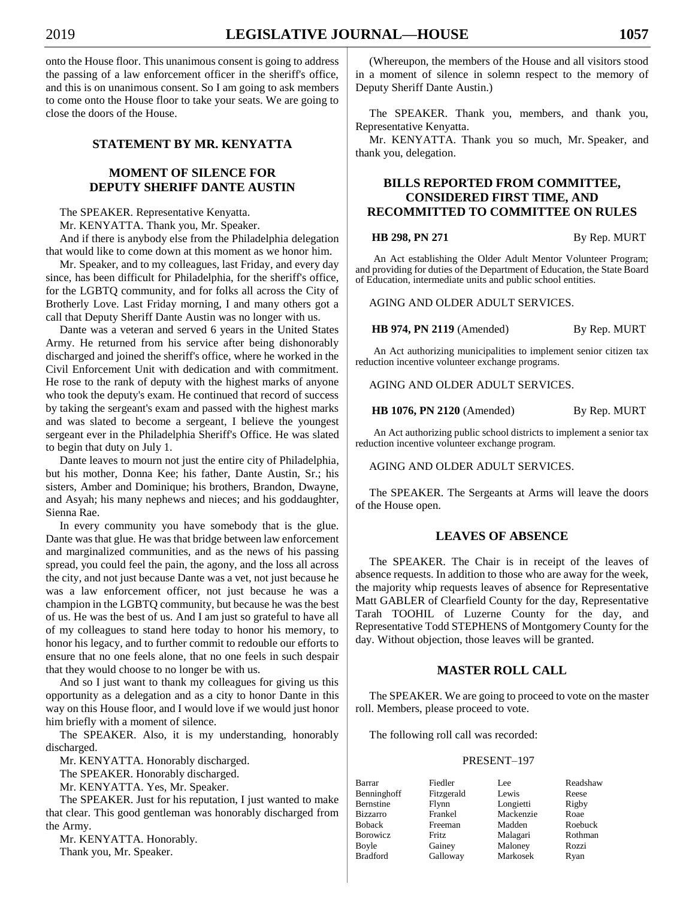onto the House floor. This unanimous consent is going to address the passing of a law enforcement officer in the sheriff's office, and this is on unanimous consent. So I am going to ask members to come onto the House floor to take your seats. We are going to close the doors of the House.

## STATEMENT BY MR. KENYATTA

## MOMENT OF SILENCE FOR DEPUTY SHERIFF DANTE AUSTIN

The SPEAKER. Representative Kenyatta.

Mr. KENYATTA. Thank you, Mr. Speaker.

And if there is anybody else from the Philadelphia delegation that would like to come down at this moment as we honor him.

Mr. Speaker, and to my colleagues, last Friday, and every day since, has been difficult for Philadelphia, for the sheriff's office, for the LGBTQ community, and for folks all across the City of Brotherly Love. Last Friday morning, I and many others got a call that Deputy Sheriff Dante Austin was no longer with us.

Dante was a veteran and served 6 years in the United States Army. He returned from his service after being dishonorably discharged and joined the sheriff's office, where he worked in the Civil Enforcement Unit with dedication and with commitment. He rose to the rank of deputy with the highest marks of anyone who took the deputy's exam. He continued that record of success by taking the sergeant's exam and passed with the highest marks and was slated to become a sergeant, I believe the youngest sergeant ever in the Philadelphia Sheriff's Office. He was slated to begin that duty on July 1.

Dante leaves to mourn not just the entire city of Philadelphia, but his mother, Donna Kee; his father, Dante Austin, Sr.; his sisters, Amber and Dominique; his brothers, Brandon, Dwayne, and Asyah; his many nephews and nieces; and his goddaughter, Sienna Rae.

In every community you have somebody that is the glue. Dante was that glue. He was that bridge between law enforcement and marginalized communities, and as the news of his passing spread, you could feel the pain, the agony, and the loss all across the city, and not just because Dante was a vet, not just because he was a law enforcement officer, not just because he was a champion in the LGBTQ community, but because he was the best of us. He was the best of us. And I am just so grateful to have all of my colleagues to stand here today to honor his memory, to honor his legacy, and to further commit to redouble our efforts to ensure that no one feels alone, that no one feels in such despair that they would choose to no longer be with us.

And so I just want to thank my colleagues for giving us this opportunity as a delegation and as a city to honor Dante in this way on this House floor, and I would love if we would just honor him briefly with a moment of silence.

The SPEAKER. Also, it is my understanding, honorably discharged.

Mr. KENYATTA. Honorably discharged.

The SPEAKER. Honorably discharged.

Mr. KENYATTA. Yes, Mr. Speaker.

The SPEAKER. Just for his reputation, I just wanted to make that clear. This good gentleman was honorably discharged from the Army.

Mr. KENYATTA. Honorably.

Thank you, Mr. Speaker.

(Whereupon, the members of the House and all visitors stood in a moment of silence in solemn respect to the memory of Deputy Sheriff Dante Austin.)

The SPEAKER. Thank you, members, and thank you, Representative Kenyatta.

Mr. KENYATTA. Thank you so much, Mr. Speaker, and thank you, delegation.

## BILLS REPORTED FROM COMMITTEE, CONSIDERED FIRST TIME, AND RECOMMITTED TO COMMITTEE ON RULES

**HB 298, PN 271** By Rep. MURT

An Act establishing the Older Adult Mentor Volunteer Program; and providing for duties of the Department of Education, the State Board of Education, intermediate units and public school entities.

AGING AND OLDER ADULT SERVICES.

**HB 974, PN 2119** (Amended) By Rep. MURT

An Act authorizing municipalities to implement senior citizen tax reduction incentive volunteer exchange programs.

AGING AND OLDER ADULT SERVICES.

**HB 1076, PN 2120** (Amended) By Rep. MURT

An Act authorizing public school districts to implement a senior tax reduction incentive volunteer exchange program.

AGING AND OLDER ADULT SERVICES.

The SPEAKER. The Sergeants at Arms will leave the doors of the House open.

## LEAVES OF ABSENCE

The SPEAKER. The Chair is in receipt of the leaves of absence requests. In addition to those who are away for the week, the majority whip requests leaves of absence for Representative Matt GABLER of Clearfield County for the day, Representative Tarah TOOHIL of Luzerne County for the day, and Representative Todd STEPHENS of Montgomery County for the day. Without objection, those leaves will be granted.

## MASTER ROLL CALL

The SPEAKER. We are going to proceed to vote on the master roll. Members, please proceed to vote.

The following roll call was recorded:

PRESENT–197

| | | | |
|---|---|---|---|
| Barrar | Fiedler | Lee | Readshaw |
| Benninghoff | Fitzgerald | Lewis | Reese |
| Bernstine | Flynn | Longietti | Rigby |
| Bizzarro | Frankel | Mackenzie | Roae |
| Boback | Freeman | Madden | Roebuck |
| Borowicz | Fritz | Malagari | Rothman |
| Boyle | Gainey | Maloney | Rozzi |
| Bradford | Galloway | Markosek | Ryan |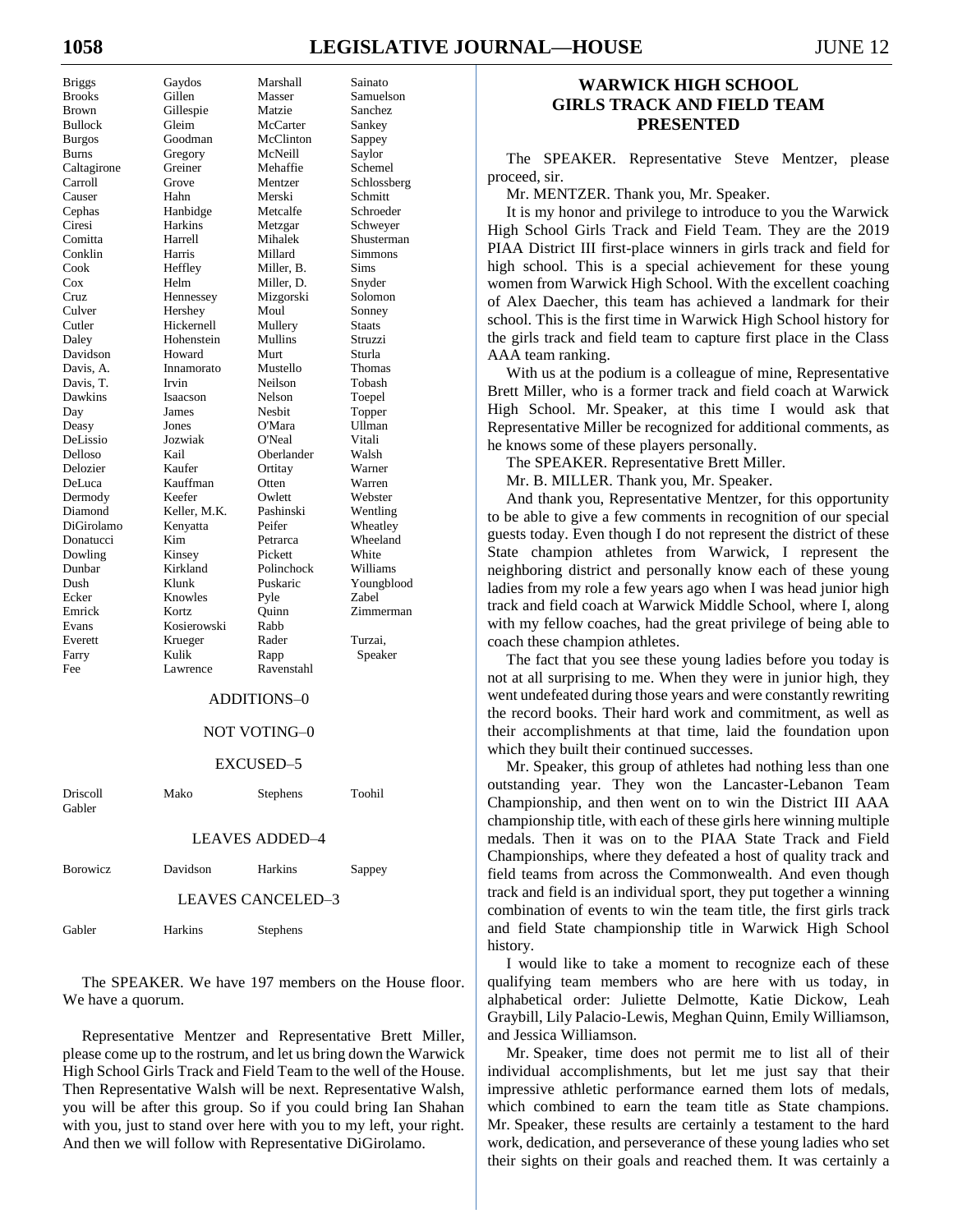| | | | |
|---|---|---|---|
| Briggs | Gaydos | Marshall | Sainato |
| Brooks | Gillen | Masser | Samuelson |
| Brown | Gillespie | Matzie | Sanchez |
| Bullock | Gleim | McCarter | Sankey |
| Burgos | Goodman | McClinton | Sappey |
| Burns | Gregory | McNeill | Saylor |
| Caltagirone | Greiner | Mehaffie | Schemel |
| Carroll | Grove | Mentzer | Schlossberg |
| Causer | Hahn | Merski | Schmitt |
| Cephas | Hanbidge | Metcalfe | Schroeder |
| Ciresi | Harkins | Metzgar | Schweyer |
| Comitta | Harrell | Mihalek | Shusterman |
| Conklin | Harris | Millard | Simmons |
| Cook | Heffley | Miller, B. | Sims |
| Cox | Helm | Miller, D. | Snyder |
| Cruz | Hennessey | Mizgorski | Solomon |
| Culver | Hershey | Moul | Sonney |
| Cutler | Hickernell | Mullery | Staats |
| Daley | Hohenstein | Mullins | Struzzi |
| Davidson | Howard | Murt | Sturla |
| Davis, A. | Innamorato | Mustello | Thomas |
| Davis, T. | Irvin | Neilson | Tobash |
| Dawkins | Isaacson | Nelson | Toepel |
| Day | James | Nesbit | Topper |
| Deasy | Jones | O'Mara | Ullman |
| DeLissio | Jozwiak | O'Neal | Vitali |
| Delloso | Kail | Oberlander | Walsh |
| Delozier | Kaufer | Ortitay | Warner |
| DeLuca | Kauffman | Otten | Warren |
| Dermody | Keefer | Owlett | Webster |
| Diamond | Keller, M.K. | Pashinski | Wentling |
| DiGirolamo | Kenyatta | Peifer | Wheatley |
| Donatucci | Kim | Petrarca | Wheeland |
| Dowling | Kinsey | Pickett | White |
| Dunbar | Kirkland | Polinchock | Williams |
| Dush | Klunk | Puskaric | Youngblood |
| Ecker | Knowles | Pyle | Zabel |
| Emrick | Kortz | Quinn | Zimmerman |
| Evans | Kosierowski | Rabb | |
| Everett | Krueger | Rader | Turzai, |
| Farry | Kulik | Rapp | Speaker |
| Fee | Lawrence | Ravenstahl | |

ADDITIONS–0

NOT VOTING–0

EXCUSED–5

| | | | |
|---|---|---|---|
| Driscoll | Mako | Stephens | Toohil |
| Gabler | | | |

LEAVES ADDED–4

| | | | |
|---|---|---|---|
| Borowicz | Davidson | Harkins | Sappey |

LEAVES CANCELED–3

| | | |
|---|---|---|
| Gabler | Harkins | Stephens |

The SPEAKER. We have 197 members on the House floor. We have a quorum.

Representative Mentzer and Representative Brett Miller, please come up to the rostrum, and let us bring down the Warwick High School Girls Track and Field Team to the well of the House. Then Representative Walsh will be next. Representative Walsh, you will be after this group. So if you could bring Ian Shahan with you, just to stand over here with you to my left, your right. And then we will follow with Representative DiGirolamo.

## WARWICK HIGH SCHOOL GIRLS TRACK AND FIELD TEAM PRESENTED

The SPEAKER. Representative Steve Mentzer, please proceed, sir.

Mr. MENTZER. Thank you, Mr. Speaker.

It is my honor and privilege to introduce to you the Warwick High School Girls Track and Field Team. They are the 2019 PIAA District III first-place winners in girls track and field for high school. This is a special achievement for these young women from Warwick High School. With the excellent coaching of Alex Daecher, this team has achieved a landmark for their school. This is the first time in Warwick High School history for the girls track and field team to capture first place in the Class AAA team ranking.

With us at the podium is a colleague of mine, Representative Brett Miller, who is a former track and field coach at Warwick High School. Mr. Speaker, at this time I would ask that Representative Miller be recognized for additional comments, as he knows some of these players personally.

The SPEAKER. Representative Brett Miller.

Mr. B. MILLER. Thank you, Mr. Speaker.

And thank you, Representative Mentzer, for this opportunity to be able to give a few comments in recognition of our special guests today. Even though I do not represent the district of these State champion athletes from Warwick, I represent the neighboring district and personally know each of these young ladies from my role a few years ago when I was head junior high track and field coach at Warwick Middle School, where I, along with my fellow coaches, had the great privilege of being able to coach these champion athletes.

The fact that you see these young ladies before you today is not at all surprising to me. When they were in junior high, they went undefeated during those years and were constantly rewriting the record books. Their hard work and commitment, as well as their accomplishments at that time, laid the foundation upon which they built their continued successes.

Mr. Speaker, this group of athletes had nothing less than one outstanding year. They won the Lancaster-Lebanon Team Championship, and then went on to win the District III AAA championship title, with each of these girls here winning multiple medals. Then it was on to the PIAA State Track and Field Championships, where they defeated a host of quality track and field teams from across the Commonwealth. And even though track and field is an individual sport, they put together a winning combination of events to win the team title, the first girls track and field State championship title in Warwick High School history.

I would like to take a moment to recognize each of these qualifying team members who are here with us today, in alphabetical order: Juliette Delmotte, Katie Dickow, Leah Graybill, Lily Palacio-Lewis, Meghan Quinn, Emily Williamson, and Jessica Williamson.

Mr. Speaker, time does not permit me to list all of their individual accomplishments, but let me just say that their impressive athletic performance earned them lots of medals, which combined to earn the team title as State champions. Mr. Speaker, these results are certainly a testament to the hard work, dedication, and perseverance of these young ladies who set their sights on their goals and reached them. It was certainly a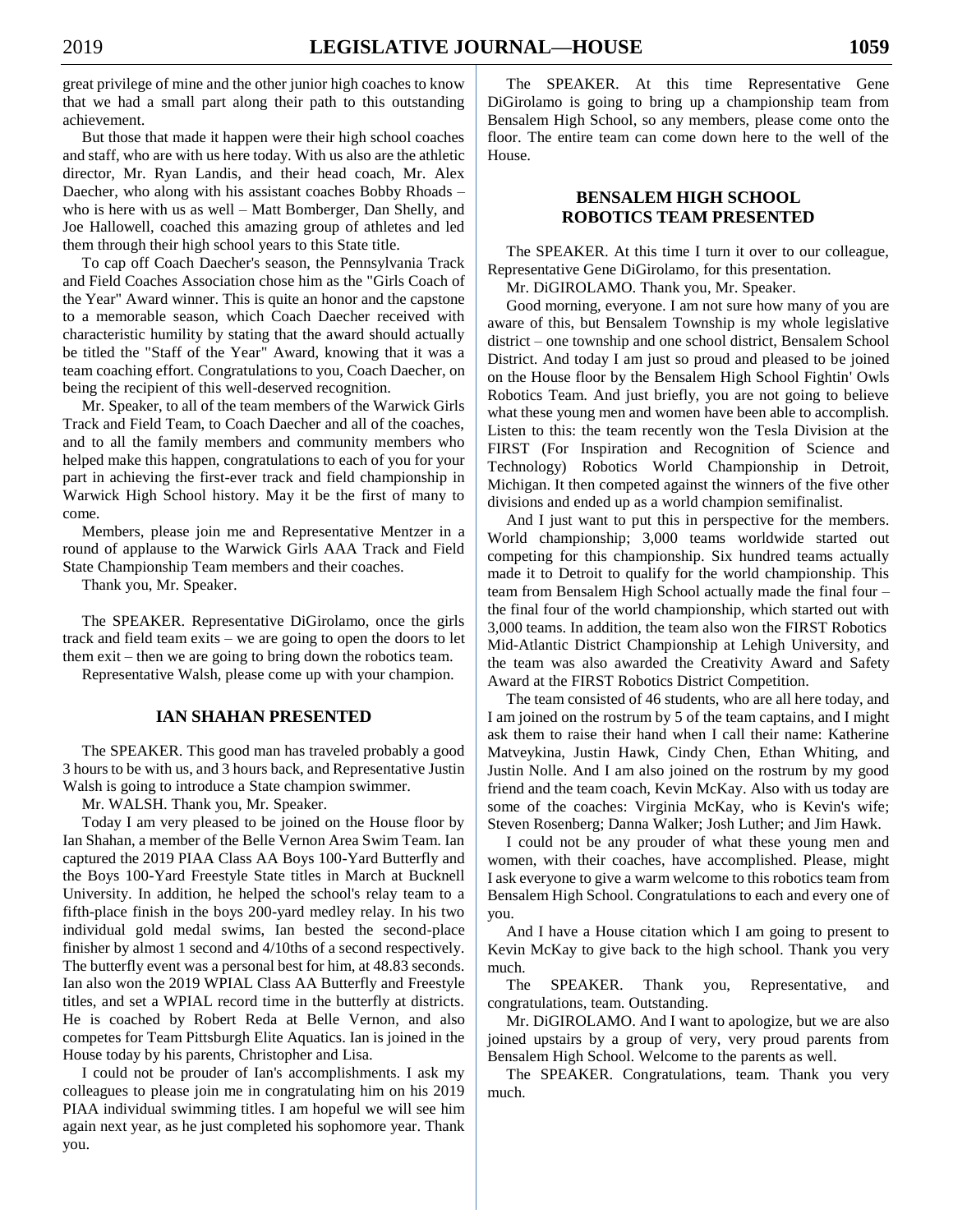great privilege of mine and the other junior high coaches to know that we had a small part along their path to this outstanding achievement.

But those that made it happen were their high school coaches and staff, who are with us here today. With us also are the athletic director, Mr. Ryan Landis, and their head coach, Mr. Alex Daecher, who along with his assistant coaches Bobby Rhoads – who is here with us as well – Matt Bomberger, Dan Shelly, and Joe Hallowell, coached this amazing group of athletes and led them through their high school years to this State title.

To cap off Coach Daecher's season, the Pennsylvania Track and Field Coaches Association chose him as the "Girls Coach of the Year" Award winner. This is quite an honor and the capstone to a memorable season, which Coach Daecher received with characteristic humility by stating that the award should actually be titled the "Staff of the Year" Award, knowing that it was a team coaching effort. Congratulations to you, Coach Daecher, on being the recipient of this well-deserved recognition.

Mr. Speaker, to all of the team members of the Warwick Girls Track and Field Team, to Coach Daecher and all of the coaches, and to all the family members and community members who helped make this happen, congratulations to each of you for your part in achieving the first-ever track and field championship in Warwick High School history. May it be the first of many to come.

Members, please join me and Representative Mentzer in a round of applause to the Warwick Girls AAA Track and Field State Championship Team members and their coaches.

Thank you, Mr. Speaker.

The SPEAKER. Representative DiGirolamo, once the girls track and field team exits – we are going to open the doors to let them exit – then we are going to bring down the robotics team.

Representative Walsh, please come up with your champion.

## IAN SHAHAN PRESENTED

The SPEAKER. This good man has traveled probably a good 3 hours to be with us, and 3 hours back, and Representative Justin Walsh is going to introduce a State champion swimmer.

Mr. WALSH. Thank you, Mr. Speaker.

Today I am very pleased to be joined on the House floor by Ian Shahan, a member of the Belle Vernon Area Swim Team. Ian captured the 2019 PIAA Class AA Boys 100-Yard Butterfly and the Boys 100-Yard Freestyle State titles in March at Bucknell University. In addition, he helped the school's relay team to a fifth-place finish in the boys 200-yard medley relay. In his two individual gold medal swims, Ian bested the second-place finisher by almost 1 second and 4/10ths of a second respectively. The butterfly event was a personal best for him, at 48.83 seconds. Ian also won the 2019 WPIAL Class AA Butterfly and Freestyle titles, and set a WPIAL record time in the butterfly at districts. He is coached by Robert Reda at Belle Vernon, and also competes for Team Pittsburgh Elite Aquatics. Ian is joined in the House today by his parents, Christopher and Lisa.

I could not be prouder of Ian's accomplishments. I ask my colleagues to please join me in congratulating him on his 2019 PIAA individual swimming titles. I am hopeful we will see him again next year, as he just completed his sophomore year. Thank you.

The SPEAKER. At this time Representative Gene DiGirolamo is going to bring up a championship team from Bensalem High School, so any members, please come onto the floor. The entire team can come down here to the well of the House.

## BENSALEM HIGH SCHOOL ROBOTICS TEAM PRESENTED

The SPEAKER. At this time I turn it over to our colleague, Representative Gene DiGirolamo, for this presentation.

Mr. DiGIROLAMO. Thank you, Mr. Speaker.

Good morning, everyone. I am not sure how many of you are aware of this, but Bensalem Township is my whole legislative district – one township and one school district, Bensalem School District. And today I am just so proud and pleased to be joined on the House floor by the Bensalem High School Fightin' Owls Robotics Team. And just briefly, you are not going to believe what these young men and women have been able to accomplish. Listen to this: the team recently won the Tesla Division at the FIRST (For Inspiration and Recognition of Science and Technology) Robotics World Championship in Detroit, Michigan. It then competed against the winners of the five other divisions and ended up as a world champion semifinalist.

And I just want to put this in perspective for the members. World championship; 3,000 teams worldwide started out competing for this championship. Six hundred teams actually made it to Detroit to qualify for the world championship. This team from Bensalem High School actually made the final four – the final four of the world championship, which started out with 3,000 teams. In addition, the team also won the FIRST Robotics Mid-Atlantic District Championship at Lehigh University, and the team was also awarded the Creativity Award and Safety Award at the FIRST Robotics District Competition.

The team consisted of 46 students, who are all here today, and I am joined on the rostrum by 5 of the team captains, and I might ask them to raise their hand when I call their name: Katherine Matveykina, Justin Hawk, Cindy Chen, Ethan Whiting, and Justin Nolle. And I am also joined on the rostrum by my good friend and the team coach, Kevin McKay. Also with us today are some of the coaches: Virginia McKay, who is Kevin's wife; Steven Rosenberg; Danna Walker; Josh Luther; and Jim Hawk.

I could not be any prouder of what these young men and women, with their coaches, have accomplished. Please, might I ask everyone to give a warm welcome to this robotics team from Bensalem High School. Congratulations to each and every one of you.

And I have a House citation which I am going to present to Kevin McKay to give back to the high school. Thank you very much.

The SPEAKER. Thank you, Representative, and congratulations, team. Outstanding.

Mr. DiGIROLAMO. And I want to apologize, but we are also joined upstairs by a group of very, very proud parents from Bensalem High School. Welcome to the parents as well.

The SPEAKER. Congratulations, team. Thank you very much.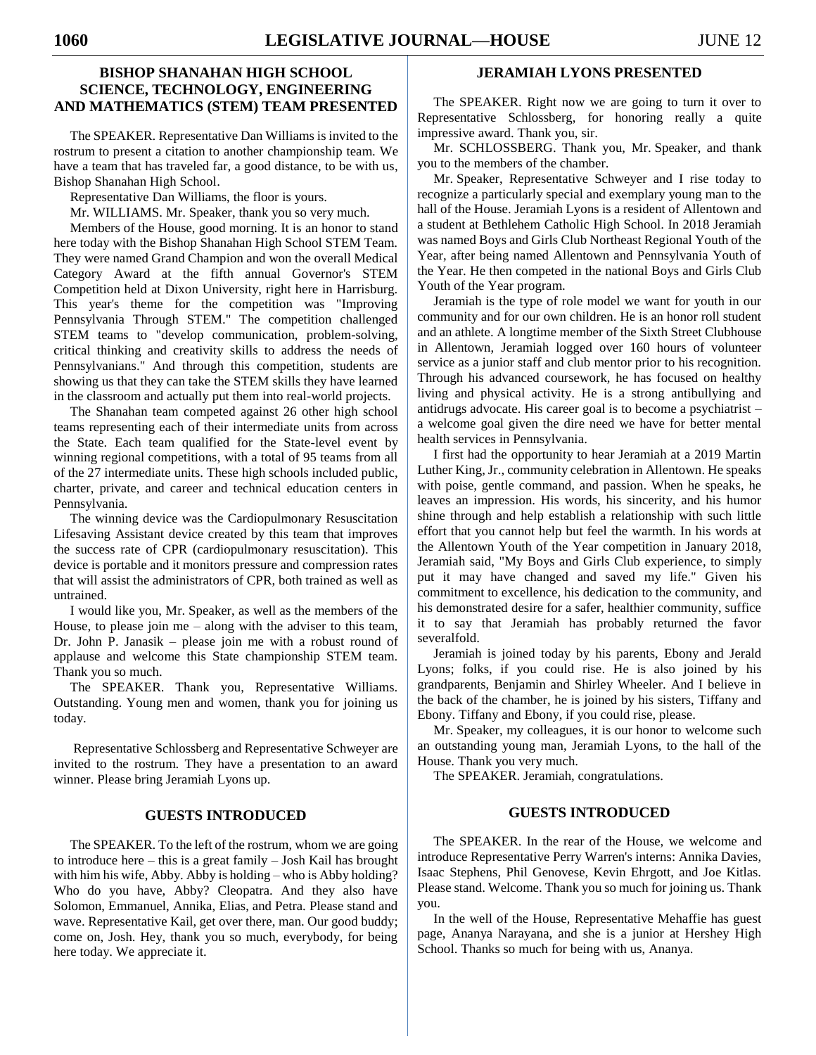## BISHOP SHANAHAN HIGH SCHOOL SCIENCE, TECHNOLOGY, ENGINEERING AND MATHEMATICS (STEM) TEAM PRESENTED

The SPEAKER. Representative Dan Williams is invited to the rostrum to present a citation to another championship team. We have a team that has traveled far, a good distance, to be with us, Bishop Shanahan High School.

Representative Dan Williams, the floor is yours.

Mr. WILLIAMS. Mr. Speaker, thank you so very much.

Members of the House, good morning. It is an honor to stand here today with the Bishop Shanahan High School STEM Team. They were named Grand Champion and won the overall Medical Category Award at the fifth annual Governor's STEM Competition held at Dixon University, right here in Harrisburg. This year's theme for the competition was "Improving Pennsylvania Through STEM." The competition challenged STEM teams to "develop communication, problem-solving, critical thinking and creativity skills to address the needs of Pennsylvanians." And through this competition, students are showing us that they can take the STEM skills they have learned in the classroom and actually put them into real-world projects.

The Shanahan team competed against 26 other high school teams representing each of their intermediate units from across the State. Each team qualified for the State-level event by winning regional competitions, with a total of 95 teams from all of the 27 intermediate units. These high schools included public, charter, private, and career and technical education centers in Pennsylvania.

The winning device was the Cardiopulmonary Resuscitation Lifesaving Assistant device created by this team that improves the success rate of CPR (cardiopulmonary resuscitation). This device is portable and it monitors pressure and compression rates that will assist the administrators of CPR, both trained as well as untrained.

I would like you, Mr. Speaker, as well as the members of the House, to please join me – along with the adviser to this team, Dr. John P. Janasik – please join me with a robust round of applause and welcome this State championship STEM team. Thank you so much.

The SPEAKER. Thank you, Representative Williams. Outstanding. Young men and women, thank you for joining us today.

Representative Schlossberg and Representative Schweyer are invited to the rostrum. They have a presentation to an award winner. Please bring Jeramiah Lyons up.

## GUESTS INTRODUCED

The SPEAKER. To the left of the rostrum, whom we are going to introduce here – this is a great family – Josh Kail has brought with him his wife, Abby. Abby is holding – who is Abby holding? Who do you have, Abby? Cleopatra. And they also have Solomon, Emmanuel, Annika, Elias, and Petra. Please stand and wave. Representative Kail, get over there, man. Our good buddy; come on, Josh. Hey, thank you so much, everybody, for being here today. We appreciate it.

## JERAMIAH LYONS PRESENTED

The SPEAKER. Right now we are going to turn it over to Representative Schlossberg, for honoring really a quite impressive award. Thank you, sir.

Mr. SCHLOSSBERG. Thank you, Mr. Speaker, and thank you to the members of the chamber.

Mr. Speaker, Representative Schweyer and I rise today to recognize a particularly special and exemplary young man to the hall of the House. Jeramiah Lyons is a resident of Allentown and a student at Bethlehem Catholic High School. In 2018 Jeramiah was named Boys and Girls Club Northeast Regional Youth of the Year, after being named Allentown and Pennsylvania Youth of the Year. He then competed in the national Boys and Girls Club Youth of the Year program.

Jeramiah is the type of role model we want for youth in our community and for our own children. He is an honor roll student and an athlete. A longtime member of the Sixth Street Clubhouse in Allentown, Jeramiah logged over 160 hours of volunteer service as a junior staff and club mentor prior to his recognition. Through his advanced coursework, he has focused on healthy living and physical activity. He is a strong antibullying and antidrugs advocate. His career goal is to become a psychiatrist – a welcome goal given the dire need we have for better mental health services in Pennsylvania.

I first had the opportunity to hear Jeramiah at a 2019 Martin Luther King, Jr., community celebration in Allentown. He speaks with poise, gentle command, and passion. When he speaks, he leaves an impression. His words, his sincerity, and his humor shine through and help establish a relationship with such little effort that you cannot help but feel the warmth. In his words at the Allentown Youth of the Year competition in January 2018, Jeramiah said, "My Boys and Girls Club experience, to simply put it may have changed and saved my life." Given his commitment to excellence, his dedication to the community, and his demonstrated desire for a safer, healthier community, suffice it to say that Jeramiah has probably returned the favor severalfold.

Jeramiah is joined today by his parents, Ebony and Jerald Lyons; folks, if you could rise. He is also joined by his grandparents, Benjamin and Shirley Wheeler. And I believe in the back of the chamber, he is joined by his sisters, Tiffany and Ebony. Tiffany and Ebony, if you could rise, please.

Mr. Speaker, my colleagues, it is our honor to welcome such an outstanding young man, Jeramiah Lyons, to the hall of the House. Thank you very much.

The SPEAKER. Jeramiah, congratulations.

## GUESTS INTRODUCED

The SPEAKER. In the rear of the House, we welcome and introduce Representative Perry Warren's interns: Annika Davies, Isaac Stephens, Phil Genovese, Kevin Ehrgott, and Joe Kitlas. Please stand. Welcome. Thank you so much for joining us. Thank you.

In the well of the House, Representative Mehaffie has guest page, Ananya Narayana, and she is a junior at Hershey High School. Thanks so much for being with us, Ananya.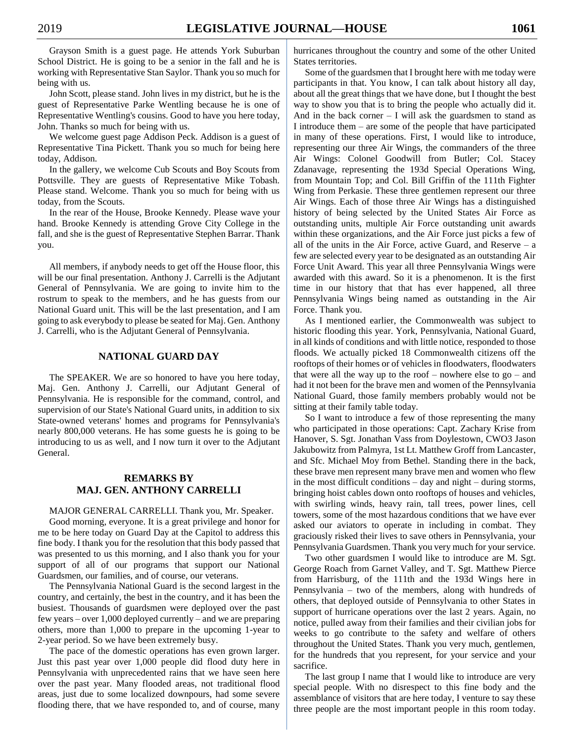Grayson Smith is a guest page. He attends York Suburban School District. He is going to be a senior in the fall and he is working with Representative Stan Saylor. Thank you so much for being with us.

John Scott, please stand. John lives in my district, but he is the guest of Representative Parke Wentling because he is one of Representative Wentling's cousins. Good to have you here today, John. Thanks so much for being with us.

We welcome guest page Addison Peck. Addison is a guest of Representative Tina Pickett. Thank you so much for being here today, Addison.

In the gallery, we welcome Cub Scouts and Boy Scouts from Pottsville. They are guests of Representative Mike Tobash. Please stand. Welcome. Thank you so much for being with us today, from the Scouts.

In the rear of the House, Brooke Kennedy. Please wave your hand. Brooke Kennedy is attending Grove City College in the fall, and she is the guest of Representative Stephen Barrar. Thank you.

All members, if anybody needs to get off the House floor, this will be our final presentation. Anthony J. Carrelli is the Adjutant General of Pennsylvania. We are going to invite him to the rostrum to speak to the members, and he has guests from our National Guard unit. This will be the last presentation, and I am going to ask everybody to please be seated for Maj. Gen. Anthony J. Carrelli, who is the Adjutant General of Pennsylvania.

## NATIONAL GUARD DAY

The SPEAKER. We are so honored to have you here today, Maj. Gen. Anthony J. Carrelli, our Adjutant General of Pennsylvania. He is responsible for the command, control, and supervision of our State's National Guard units, in addition to six State-owned veterans' homes and programs for Pennsylvania's nearly 800,000 veterans. He has some guests he is going to be introducing to us as well, and I now turn it over to the Adjutant General.

## REMARKS BY MAJ. GEN. ANTHONY CARRELLI

MAJOR GENERAL CARRELLI. Thank you, Mr. Speaker.

Good morning, everyone. It is a great privilege and honor for me to be here today on Guard Day at the Capitol to address this fine body. I thank you for the resolution that this body passed that was presented to us this morning, and I also thank you for your support of all of our programs that support our National Guardsmen, our families, and of course, our veterans.

The Pennsylvania National Guard is the second largest in the country, and certainly, the best in the country, and it has been the busiest. Thousands of guardsmen were deployed over the past few years – over 1,000 deployed currently – and we are preparing others, more than 1,000 to prepare in the upcoming 1-year to 2-year period. So we have been extremely busy.

The pace of the domestic operations has even grown larger. Just this past year over 1,000 people did flood duty here in Pennsylvania with unprecedented rains that we have seen here over the past year. Many flooded areas, not traditional flood areas, just due to some localized downpours, had some severe flooding there, that we have responded to, and of course, many hurricanes throughout the country and some of the other United States territories.

Some of the guardsmen that I brought here with me today were participants in that. You know, I can talk about history all day, about all the great things that we have done, but I thought the best way to show you that is to bring the people who actually did it. And in the back corner – I will ask the guardsmen to stand as I introduce them – are some of the people that have participated in many of these operations. First, I would like to introduce, representing our three Air Wings, the commanders of the three Air Wings: Colonel Goodwill from Butler; Col. Stacey Zdanavage, representing the 193d Special Operations Wing, from Mountain Top; and Col. Bill Griffin of the 111th Fighter Wing from Perkasie. These three gentlemen represent our three Air Wings. Each of those three Air Wings has a distinguished history of being selected by the United States Air Force as outstanding units, multiple Air Force outstanding unit awards within these organizations, and the Air Force just picks a few of all of the units in the Air Force, active Guard, and Reserve – a few are selected every year to be designated as an outstanding Air Force Unit Award. This year all three Pennsylvania Wings were awarded with this award. So it is a phenomenon. It is the first time in our history that that has ever happened, all three Pennsylvania Wings being named as outstanding in the Air Force. Thank you.

As I mentioned earlier, the Commonwealth was subject to historic flooding this year. York, Pennsylvania, National Guard, in all kinds of conditions and with little notice, responded to those floods. We actually picked 18 Commonwealth citizens off the rooftops of their homes or of vehicles in floodwaters, floodwaters that were all the way up to the roof – nowhere else to go – and had it not been for the brave men and women of the Pennsylvania National Guard, those family members probably would not be sitting at their family table today.

So I want to introduce a few of those representing the many who participated in those operations: Capt. Zachary Krise from Hanover, S. Sgt. Jonathan Vass from Doylestown, CWO3 Jason Jakubowitz from Palmyra, 1st Lt. Matthew Groff from Lancaster, and Sfc. Michael Moy from Bethel. Standing there in the back, these brave men represent many brave men and women who flew in the most difficult conditions – day and night – during storms, bringing hoist cables down onto rooftops of houses and vehicles, with swirling winds, heavy rain, tall trees, power lines, cell towers, some of the most hazardous conditions that we have ever asked our aviators to operate in including in combat. They graciously risked their lives to save others in Pennsylvania, your Pennsylvania Guardsmen. Thank you very much for your service.

Two other guardsmen I would like to introduce are M. Sgt. George Roach from Garnet Valley, and T. Sgt. Matthew Pierce from Harrisburg, of the 111th and the 193d Wings here in Pennsylvania – two of the members, along with hundreds of others, that deployed outside of Pennsylvania to other States in support of hurricane operations over the last 2 years. Again, no notice, pulled away from their families and their civilian jobs for weeks to go contribute to the safety and welfare of others throughout the United States. Thank you very much, gentlemen, for the hundreds that you represent, for your service and your sacrifice.

The last group I name that I would like to introduce are very special people. With no disrespect to this fine body and the assemblance of visitors that are here today, I venture to say these three people are the most important people in this room today.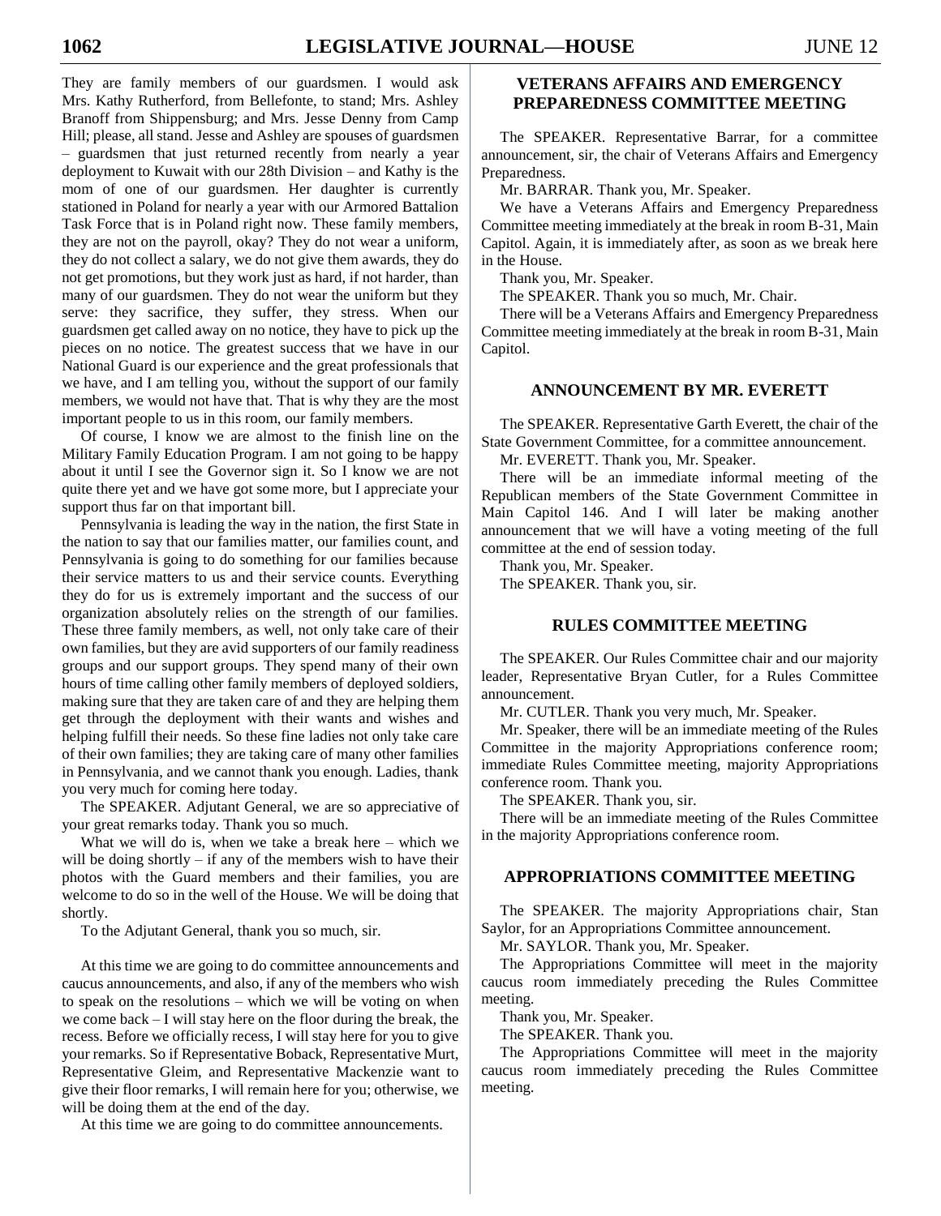They are family members of our guardsmen. I would ask Mrs. Kathy Rutherford, from Bellefonte, to stand; Mrs. Ashley Branoff from Shippensburg; and Mrs. Jesse Denny from Camp Hill; please, all stand. Jesse and Ashley are spouses of guardsmen – guardsmen that just returned recently from nearly a year deployment to Kuwait with our 28th Division – and Kathy is the mom of one of our guardsmen. Her daughter is currently stationed in Poland for nearly a year with our Armored Battalion Task Force that is in Poland right now. These family members, they are not on the payroll, okay? They do not wear a uniform, they do not collect a salary, we do not give them awards, they do not get promotions, but they work just as hard, if not harder, than many of our guardsmen. They do not wear the uniform but they serve: they sacrifice, they suffer, they stress. When our guardsmen get called away on no notice, they have to pick up the pieces on no notice. The greatest success that we have in our National Guard is our experience and the great professionals that we have, and I am telling you, without the support of our family members, we would not have that. That is why they are the most important people to us in this room, our family members.

Of course, I know we are almost to the finish line on the Military Family Education Program. I am not going to be happy about it until I see the Governor sign it. So I know we are not quite there yet and we have got some more, but I appreciate your support thus far on that important bill.

Pennsylvania is leading the way in the nation, the first State in the nation to say that our families matter, our families count, and Pennsylvania is going to do something for our families because their service matters to us and their service counts. Everything they do for us is extremely important and the success of our organization absolutely relies on the strength of our families. These three family members, as well, not only take care of their own families, but they are avid supporters of our family readiness groups and our support groups. They spend many of their own hours of time calling other family members of deployed soldiers, making sure that they are taken care of and they are helping them get through the deployment with their wants and wishes and helping fulfill their needs. So these fine ladies not only take care of their own families; they are taking care of many other families in Pennsylvania, and we cannot thank you enough. Ladies, thank you very much for coming here today.

The SPEAKER. Adjutant General, we are so appreciative of your great remarks today. Thank you so much.

What we will do is, when we take a break here – which we will be doing shortly – if any of the members wish to have their photos with the Guard members and their families, you are welcome to do so in the well of the House. We will be doing that shortly.

To the Adjutant General, thank you so much, sir.

At this time we are going to do committee announcements and caucus announcements, and also, if any of the members who wish to speak on the resolutions – which we will be voting on when we come back – I will stay here on the floor during the break, the recess. Before we officially recess, I will stay here for you to give your remarks. So if Representative Boback, Representative Murt, Representative Gleim, and Representative Mackenzie want to give their floor remarks, I will remain here for you; otherwise, we will be doing them at the end of the day.

At this time we are going to do committee announcements.

## VETERANS AFFAIRS AND EMERGENCY PREPAREDNESS COMMITTEE MEETING

The SPEAKER. Representative Barrar, for a committee announcement, sir, the chair of Veterans Affairs and Emergency Preparedness.

Mr. BARRAR. Thank you, Mr. Speaker.

We have a Veterans Affairs and Emergency Preparedness Committee meeting immediately at the break in room B-31, Main Capitol. Again, it is immediately after, as soon as we break here in the House.

Thank you, Mr. Speaker.

The SPEAKER. Thank you so much, Mr. Chair.

There will be a Veterans Affairs and Emergency Preparedness Committee meeting immediately at the break in room B-31, Main Capitol.

## ANNOUNCEMENT BY MR. EVERETT

The SPEAKER. Representative Garth Everett, the chair of the State Government Committee, for a committee announcement.

Mr. EVERETT. Thank you, Mr. Speaker.

There will be an immediate informal meeting of the Republican members of the State Government Committee in Main Capitol 146. And I will later be making another announcement that we will have a voting meeting of the full committee at the end of session today.

Thank you, Mr. Speaker.

The SPEAKER. Thank you, sir.

## RULES COMMITTEE MEETING

The SPEAKER. Our Rules Committee chair and our majority leader, Representative Bryan Cutler, for a Rules Committee announcement.

Mr. CUTLER. Thank you very much, Mr. Speaker.

Mr. Speaker, there will be an immediate meeting of the Rules Committee in the majority Appropriations conference room; immediate Rules Committee meeting, majority Appropriations conference room. Thank you.

The SPEAKER. Thank you, sir.

There will be an immediate meeting of the Rules Committee in the majority Appropriations conference room.

## APPROPRIATIONS COMMITTEE MEETING

The SPEAKER. The majority Appropriations chair, Stan Saylor, for an Appropriations Committee announcement.

Mr. SAYLOR. Thank you, Mr. Speaker.

The Appropriations Committee will meet in the majority caucus room immediately preceding the Rules Committee meeting.

Thank you, Mr. Speaker.

The SPEAKER. Thank you.

The Appropriations Committee will meet in the majority caucus room immediately preceding the Rules Committee meeting.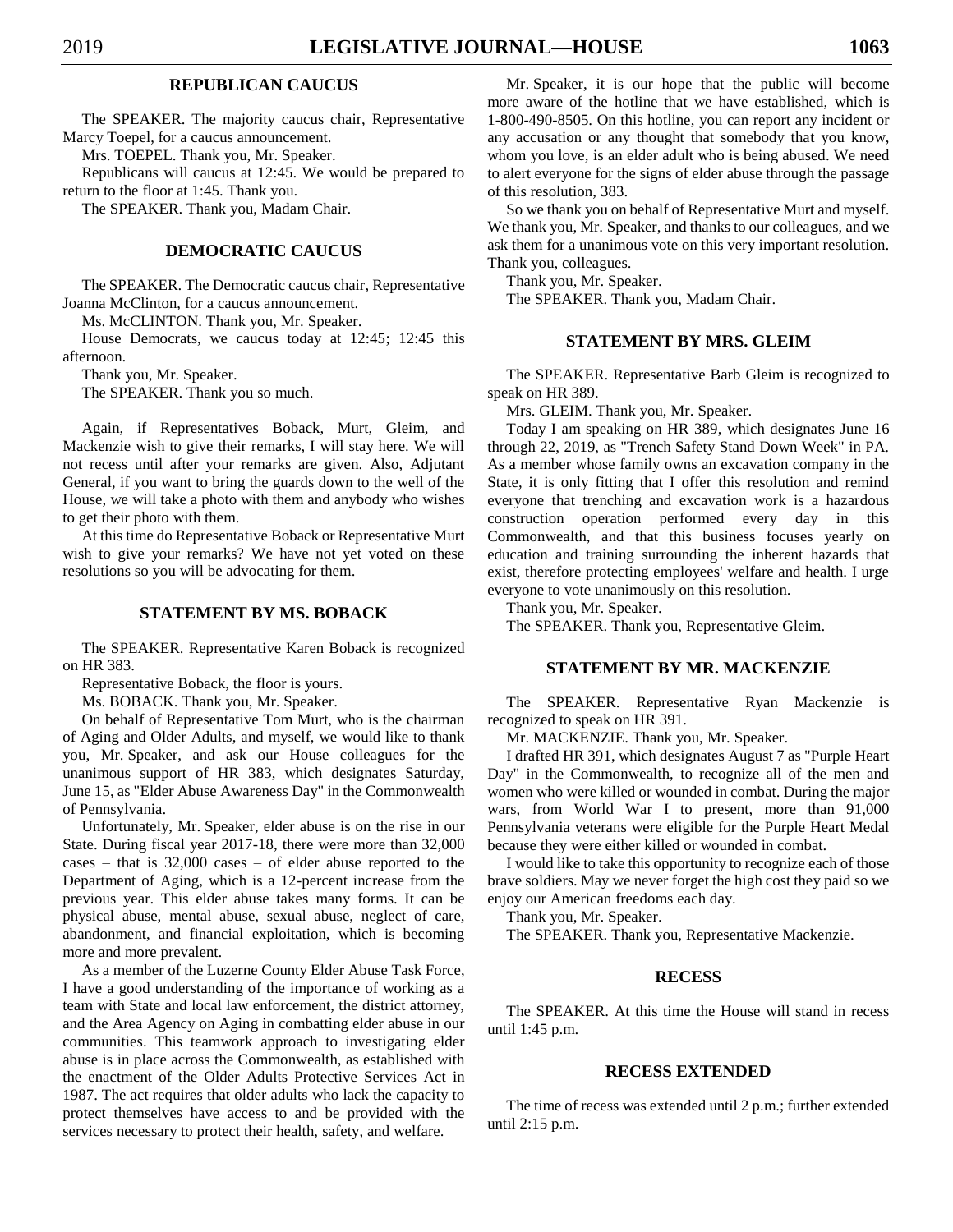## REPUBLICAN CAUCUS

The SPEAKER. The majority caucus chair, Representative Marcy Toepel, for a caucus announcement.

Mrs. TOEPEL. Thank you, Mr. Speaker.

Republicans will caucus at 12:45. We would be prepared to return to the floor at 1:45. Thank you.

The SPEAKER. Thank you, Madam Chair.

## DEMOCRATIC CAUCUS

The SPEAKER. The Democratic caucus chair, Representative Joanna McClinton, for a caucus announcement.

Ms. McCLINTON. Thank you, Mr. Speaker.

House Democrats, we caucus today at 12:45; 12:45 this afternoon.

Thank you, Mr. Speaker.

The SPEAKER. Thank you so much.

Again, if Representatives Boback, Murt, Gleim, and Mackenzie wish to give their remarks, I will stay here. We will not recess until after your remarks are given. Also, Adjutant General, if you want to bring the guards down to the well of the House, we will take a photo with them and anybody who wishes to get their photo with them.

At this time do Representative Boback or Representative Murt wish to give your remarks? We have not yet voted on these resolutions so you will be advocating for them.

## STATEMENT BY MS. BOBACK

The SPEAKER. Representative Karen Boback is recognized on HR 383.

Representative Boback, the floor is yours.

Ms. BOBACK. Thank you, Mr. Speaker.

On behalf of Representative Tom Murt, who is the chairman of Aging and Older Adults, and myself, we would like to thank you, Mr. Speaker, and ask our House colleagues for the unanimous support of HR 383, which designates Saturday, June 15, as "Elder Abuse Awareness Day" in the Commonwealth of Pennsylvania.

Unfortunately, Mr. Speaker, elder abuse is on the rise in our State. During fiscal year 2017-18, there were more than 32,000 cases – that is 32,000 cases – of elder abuse reported to the Department of Aging, which is a 12-percent increase from the previous year. This elder abuse takes many forms. It can be physical abuse, mental abuse, sexual abuse, neglect of care, abandonment, and financial exploitation, which is becoming more and more prevalent.

As a member of the Luzerne County Elder Abuse Task Force, I have a good understanding of the importance of working as a team with State and local law enforcement, the district attorney, and the Area Agency on Aging in combatting elder abuse in our communities. This teamwork approach to investigating elder abuse is in place across the Commonwealth, as established with the enactment of the Older Adults Protective Services Act in 1987. The act requires that older adults who lack the capacity to protect themselves have access to and be provided with the services necessary to protect their health, safety, and welfare.

Mr. Speaker, it is our hope that the public will become more aware of the hotline that we have established, which is 1-800-490-8505. On this hotline, you can report any incident or any accusation or any thought that somebody that you know, whom you love, is an elder adult who is being abused. We need to alert everyone for the signs of elder abuse through the passage of this resolution, 383.

So we thank you on behalf of Representative Murt and myself. We thank you, Mr. Speaker, and thanks to our colleagues, and we ask them for a unanimous vote on this very important resolution. Thank you, colleagues.

Thank you, Mr. Speaker.

The SPEAKER. Thank you, Madam Chair.

## STATEMENT BY MRS. GLEIM

The SPEAKER. Representative Barb Gleim is recognized to speak on HR 389.

Mrs. GLEIM. Thank you, Mr. Speaker.

Today I am speaking on HR 389, which designates June 16 through 22, 2019, as "Trench Safety Stand Down Week" in PA. As a member whose family owns an excavation company in the State, it is only fitting that I offer this resolution and remind everyone that trenching and excavation work is a hazardous construction operation performed every day in this Commonwealth, and that this business focuses yearly on education and training surrounding the inherent hazards that exist, therefore protecting employees' welfare and health. I urge everyone to vote unanimously on this resolution.

Thank you, Mr. Speaker.

The SPEAKER. Thank you, Representative Gleim.

## STATEMENT BY MR. MACKENZIE

The SPEAKER. Representative Ryan Mackenzie is recognized to speak on HR 391.

Mr. MACKENZIE. Thank you, Mr. Speaker.

I drafted HR 391, which designates August 7 as "Purple Heart Day" in the Commonwealth, to recognize all of the men and women who were killed or wounded in combat. During the major wars, from World War I to present, more than 91,000 Pennsylvania veterans were eligible for the Purple Heart Medal because they were either killed or wounded in combat.

I would like to take this opportunity to recognize each of those brave soldiers. May we never forget the high cost they paid so we enjoy our American freedoms each day.

Thank you, Mr. Speaker.

The SPEAKER. Thank you, Representative Mackenzie.

## RECESS

The SPEAKER. At this time the House will stand in recess until 1:45 p.m.

## RECESS EXTENDED

The time of recess was extended until 2 p.m.; further extended until 2:15 p.m.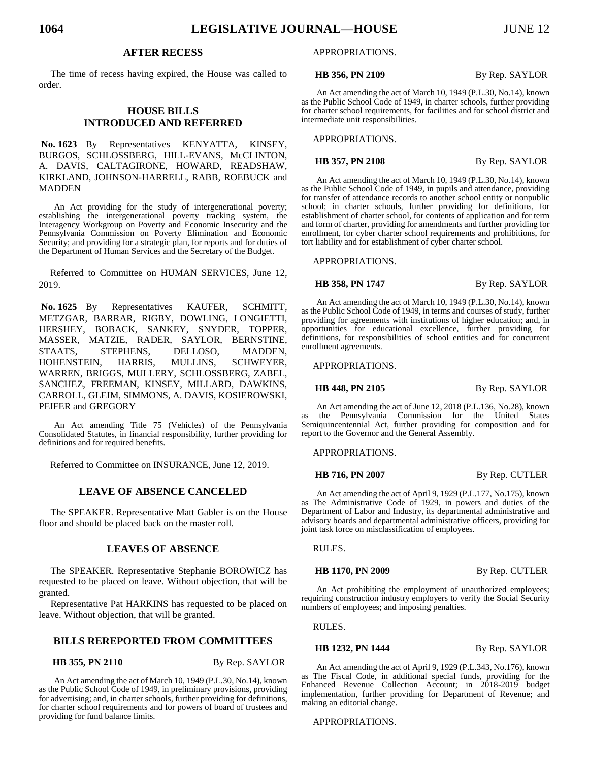## AFTER RECESS

The time of recess having expired, the House was called to order.

## HOUSE BILLS INTRODUCED AND REFERRED

**No. 1623** By Representatives KENYATTA, KINSEY, BURGOS, SCHLOSSBERG, HILL-EVANS, McCLINTON, A. DAVIS, CALTAGIRONE, HOWARD, READSHAW, KIRKLAND, JOHNSON-HARRELL, RABB, ROEBUCK and MADDEN

An Act providing for the study of intergenerational poverty; establishing the intergenerational poverty tracking system, the Interagency Workgroup on Poverty and Economic Insecurity and the Pennsylvania Commission on Poverty Elimination and Economic Security; and providing for a strategic plan, for reports and for duties of the Department of Human Services and the Secretary of the Budget.

Referred to Committee on HUMAN SERVICES, June 12, 2019.

**No. 1625** By Representatives KAUFER, SCHMITT, METZGAR, BARRAR, RIGBY, DOWLING, LONGIETTI, HERSHEY, BOBACK, SANKEY, SNYDER, TOPPER, MASSER, MATZIE, RADER, SAYLOR, BERNSTINE, STAATS, STEPHENS, DELLOSO, MADDEN, HOHENSTEIN, HARRIS, MULLINS, SCHWEYER, WARREN, BRIGGS, MULLERY, SCHLOSSBERG, ZABEL, SANCHEZ, FREEMAN, KINSEY, MILLARD, DAWKINS, CARROLL, GLEIM, SIMMONS, A. DAVIS, KOSIEROWSKI, PEIFER and GREGORY

An Act amending Title 75 (Vehicles) of the Pennsylvania Consolidated Statutes, in financial responsibility, further providing for definitions and for required benefits.

Referred to Committee on INSURANCE, June 12, 2019.

## LEAVE OF ABSENCE CANCELED

The SPEAKER. Representative Matt Gabler is on the House floor and should be placed back on the master roll.

## LEAVES OF ABSENCE

The SPEAKER. Representative Stephanie BOROWICZ has requested to be placed on leave. Without objection, that will be granted.

Representative Pat HARKINS has requested to be placed on leave. Without objection, that will be granted.

## BILLS REREPORTED FROM COMMITTEES

**HB 355, PN 2110** By Rep. SAYLOR

An Act amending the act of March 10, 1949 (P.L.30, No.14), known as the Public School Code of 1949, in preliminary provisions, providing for advertising; and, in charter schools, further providing for definitions, for charter school requirements and for powers of board of trustees and providing for fund balance limits.

APPROPRIATIONS.

**HB 356, PN 2109** By Rep. SAYLOR

An Act amending the act of March 10, 1949 (P.L.30, No.14), known as the Public School Code of 1949, in charter schools, further providing for charter school requirements, for facilities and for school district and intermediate unit responsibilities.

APPROPRIATIONS.

**HB 357, PN 2108** By Rep. SAYLOR

An Act amending the act of March 10, 1949 (P.L.30, No.14), known as the Public School Code of 1949, in pupils and attendance, providing for transfer of attendance records to another school entity or nonpublic school; in charter schools, further providing for definitions, for establishment of charter school, for contents of application and for term and form of charter, providing for amendments and further providing for enrollment, for cyber charter school requirements and prohibitions, for tort liability and for establishment of cyber charter school.

APPROPRIATIONS.

**HB 358, PN 1747** By Rep. SAYLOR

An Act amending the act of March 10, 1949 (P.L.30, No.14), known as the Public School Code of 1949, in terms and courses of study, further providing for agreements with institutions of higher education; and, in opportunities for educational excellence, further providing for definitions, for responsibilities of school entities and for concurrent enrollment agreements.

APPROPRIATIONS.

**HB 448, PN 2105** By Rep. SAYLOR

An Act amending the act of June 12, 2018 (P.L.136, No.28), known as the Pennsylvania Commission for the United States Semiquincentennial Act, further providing for composition and for report to the Governor and the General Assembly.

APPROPRIATIONS.

**HB 716, PN 2007** By Rep. CUTLER

An Act amending the act of April 9, 1929 (P.L.177, No.175), known as The Administrative Code of 1929, in powers and duties of the Department of Labor and Industry, its departmental administrative and advisory boards and departmental administrative officers, providing for joint task force on misclassification of employees.

RULES.

**HB 1170, PN 2009** By Rep. CUTLER

An Act prohibiting the employment of unauthorized employees; requiring construction industry employers to verify the Social Security numbers of employees; and imposing penalties.

RULES.

**HB 1232, PN 1444** By Rep. SAYLOR

An Act amending the act of April 9, 1929 (P.L.343, No.176), known as The Fiscal Code, in additional special funds, providing for the Enhanced Revenue Collection Account; in 2018-2019 budget implementation, further providing for Department of Revenue; and making an editorial change.

APPROPRIATIONS.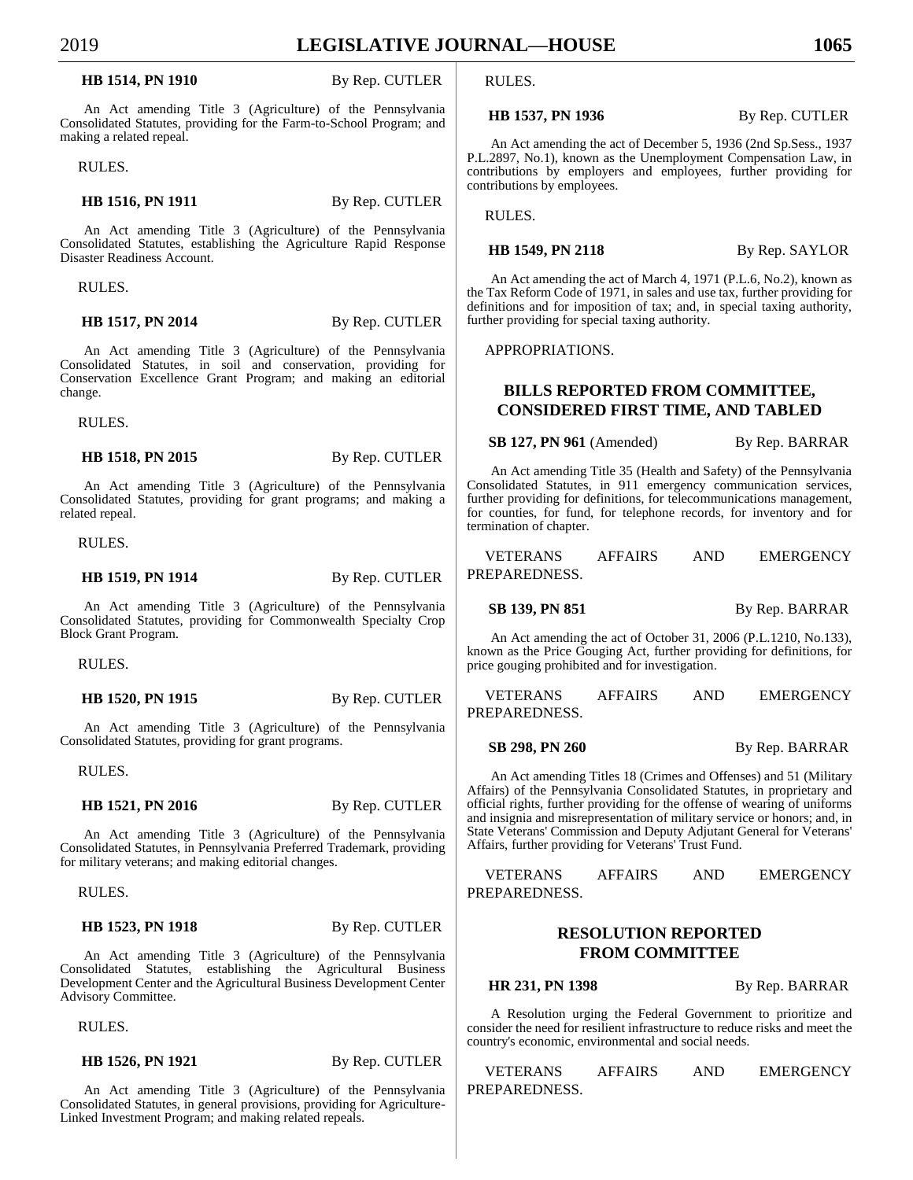**HB 1514, PN 1910** By Rep. CUTLER

An Act amending Title 3 (Agriculture) of the Pennsylvania Consolidated Statutes, providing for the Farm-to-School Program; and making a related repeal.

RULES.

**HB 1516, PN 1911** By Rep. CUTLER

An Act amending Title 3 (Agriculture) of the Pennsylvania Consolidated Statutes, establishing the Agriculture Rapid Response Disaster Readiness Account.

RULES.

**HB 1517, PN 2014** By Rep. CUTLER

An Act amending Title 3 (Agriculture) of the Pennsylvania Consolidated Statutes, in soil and conservation, providing for Conservation Excellence Grant Program; and making an editorial change.

RULES.

**HB 1518, PN 2015** By Rep. CUTLER

An Act amending Title 3 (Agriculture) of the Pennsylvania Consolidated Statutes, providing for grant programs; and making a related repeal.

RULES.

**HB 1519, PN 1914** By Rep. CUTLER

An Act amending Title 3 (Agriculture) of the Pennsylvania Consolidated Statutes, providing for Commonwealth Specialty Crop Block Grant Program.

RULES.

**HB 1520, PN 1915** By Rep. CUTLER

An Act amending Title 3 (Agriculture) of the Pennsylvania Consolidated Statutes, providing for grant programs.

RULES.

**HB 1521, PN 2016** By Rep. CUTLER

An Act amending Title 3 (Agriculture) of the Pennsylvania Consolidated Statutes, in Pennsylvania Preferred Trademark, providing for military veterans; and making editorial changes.

RULES.

**HB 1523, PN 1918** By Rep. CUTLER

An Act amending Title 3 (Agriculture) of the Pennsylvania Consolidated Statutes, establishing the Agricultural Business Development Center and the Agricultural Business Development Center Advisory Committee.

RULES.

**HB 1526, PN 1921** By Rep. CUTLER

An Act amending Title 3 (Agriculture) of the Pennsylvania Consolidated Statutes, in general provisions, providing for Agriculture-Linked Investment Program; and making related repeals.

RULES.

**HB 1537, PN 1936** By Rep. CUTLER

An Act amending the act of December 5, 1936 (2nd Sp.Sess., 1937 P.L.2897, No.1), known as the Unemployment Compensation Law, in contributions by employers and employees, further providing for contributions by employees.

RULES.

**HB 1549, PN 2118** By Rep. SAYLOR

An Act amending the act of March 4, 1971 (P.L.6, No.2), known as the Tax Reform Code of 1971, in sales and use tax, further providing for definitions and for imposition of tax; and, in special taxing authority, further providing for special taxing authority.

APPROPRIATIONS.

## BILLS REPORTED FROM COMMITTEE, CONSIDERED FIRST TIME, AND TABLED

**SB 127, PN 961** (Amended) By Rep. BARRAR

An Act amending Title 35 (Health and Safety) of the Pennsylvania Consolidated Statutes, in 911 emergency communication services, further providing for definitions, for telecommunications management, for counties, for fund, for telephone records, for inventory and for termination of chapter.

VETERANS AFFAIRS AND EMERGENCY PREPAREDNESS.

**SB 139, PN 851** By Rep. BARRAR

An Act amending the act of October 31, 2006 (P.L.1210, No.133), known as the Price Gouging Act, further providing for definitions, for price gouging prohibited and for investigation.

VETERANS AFFAIRS AND EMERGENCY PREPAREDNESS.

**SB 298, PN 260** By Rep. BARRAR

An Act amending Titles 18 (Crimes and Offenses) and 51 (Military Affairs) of the Pennsylvania Consolidated Statutes, in proprietary and official rights, further providing for the offense of wearing of uniforms and insignia and misrepresentation of military service or honors; and, in State Veterans' Commission and Deputy Adjutant General for Veterans' Affairs, further providing for Veterans' Trust Fund.

VETERANS AFFAIRS AND EMERGENCY PREPAREDNESS.

## RESOLUTION REPORTED FROM COMMITTEE

**HR 231, PN 1398** By Rep. BARRAR

A Resolution urging the Federal Government to prioritize and consider the need for resilient infrastructure to reduce risks and meet the country's economic, environmental and social needs.

VETERANS AFFAIRS AND EMERGENCY PREPAREDNESS.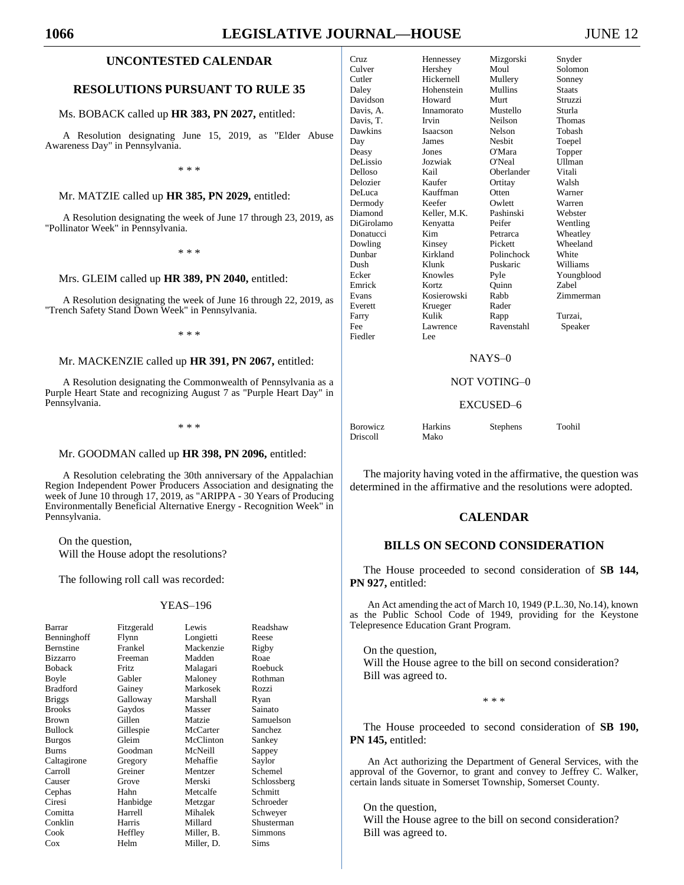## UNCONTESTED CALENDAR

## RESOLUTIONS PURSUANT TO RULE 35

Ms. BOBACK called up **HR 383, PN 2027,** entitled:

A Resolution designating June 15, 2019, as "Elder Abuse Awareness Day" in Pennsylvania.

\* \* \*

Mr. MATZIE called up **HR 385, PN 2029,** entitled:

A Resolution designating the week of June 17 through 23, 2019, as "Pollinator Week" in Pennsylvania.

\* \* \*

Mrs. GLEIM called up **HR 389, PN 2040,** entitled:

A Resolution designating the week of June 16 through 22, 2019, as "Trench Safety Stand Down Week" in Pennsylvania.

\* \* \*

Mr. MACKENZIE called up **HR 391, PN 2067,** entitled:

A Resolution designating the Commonwealth of Pennsylvania as a Purple Heart State and recognizing August 7 as "Purple Heart Day" in Pennsylvania.

\* \* \*

Mr. GOODMAN called up **HR 398, PN 2096,** entitled:

A Resolution celebrating the 30th anniversary of the Appalachian Region Independent Power Producers Association and designating the week of June 10 through 17, 2019, as "ARIPPA - 30 Years of Producing Environmentally Beneficial Alternative Energy - Recognition Week" in Pennsylvania.

On the question,
Will the House adopt the resolutions?

The following roll call was recorded:

YEAS–196

| | | | |
|---|---|---|---|
| Barrar | Fitzgerald | Lewis | Readshaw |
| Benninghoff | Flynn | Longietti | Reese |
| Bernstine | Frankel | Mackenzie | Rigby |
| Bizzarro | Freeman | Madden | Roae |
| Boback | Fritz | Malagari | Roebuck |
| Boyle | Gabler | Maloney | Rothman |
| Bradford | Gainey | Markosek | Rozzi |
| Briggs | Galloway | Marshall | Ryan |
| Brooks | Gaydos | Masser | Sainato |
| Brown | Gillen | Matzie | Samuelson |
| Bullock | Gillespie | McCarter | Sanchez |
| Burgos | Gleim | McClinton | Sankey |
| Burns | Goodman | McNeill | Sappey |
| Caltagirone | Gregory | Mehaffie | Saylor |
| Carroll | Greiner | Mentzer | Schemel |
| Causer | Grove | Merski | Schlossberg |
| Cephas | Hahn | Metcalfe | Schmitt |
| Ciresi | Hanbidge | Metzgar | Schroeder |
| Comitta | Harrell | Mihalek | Schweyer |
| Conklin | Harris | Millard | Shusterman |
| Cook | Heffley | Miller, B. | Simmons |
| Cox | Helm | Miller, D. | Sims |
| Cruz | Hennessey | Mizgorski | Snyder |
| Culver | Hershey | Moul | Solomon |
| Cutler | Hickernell | Mullery | Sonney |
| Daley | Hohenstein | Mullins | Staats |
| Davidson | Howard | Murt | Struzzi |
| Davis, A. | Innamorato | Mustello | Sturla |
| Davis, T. | Irvin | Neilson | Thomas |
| Dawkins | Isaacson | Nelson | Tobash |
| Day | James | Nesbit | Toepel |
| Deasy | Jones | O'Mara | Topper |
| DeLissio | Jozwiak | O'Neal | Ullman |
| Delloso | Kail | Oberlander | Vitali |
| Delozier | Kaufer | Ortitay | Walsh |
| DeLuca | Kauffman | Otten | Warner |
| Dermody | Keefer | Owlett | Warren |
| Diamond | Keller, M.K. | Pashinski | Webster |
| DiGirolamo | Kenyatta | Peifer | Wentling |
| Donatucci | Kim | Petrarca | Wheatley |
| Dowling | Kinsey | Pickett | Wheeland |
| Dunbar | Kirkland | Polinchock | White |
| Dush | Klunk | Puskaric | Williams |
| Ecker | Knowles | Pyle | Youngblood |
| Emrick | Kortz | Quinn | Zabel |
| Evans | Kosierowski | Rabb | Zimmerman |
| Everett | Krueger | Rader | |
| Farry | Kulik | Rapp | Turzai, |
| Fee | Lawrence | Ravenstahl | Speaker |
| Fiedler | Lee | | |

NAYS–0

NOT VOTING–0

EXCUSED–6

| | | | |
|---|---|---|---|
| Borowicz | Harkins | Stephens | Toohil |
| Driscoll | Mako | | |

The majority having voted in the affirmative, the question was determined in the affirmative and the resolutions were adopted.

## CALENDAR

## BILLS ON SECOND CONSIDERATION

The House proceeded to second consideration of **SB 144, PN 927,** entitled:

An Act amending the act of March 10, 1949 (P.L.30, No.14), known as the Public School Code of 1949, providing for the Keystone Telepresence Education Grant Program.

On the question,
Will the House agree to the bill on second consideration?
Bill was agreed to.

\* \* \*

The House proceeded to second consideration of **SB 190, PN 145,** entitled:

An Act authorizing the Department of General Services, with the approval of the Governor, to grant and convey to Jeffrey C. Walker, certain lands situate in Somerset Township, Somerset County.

On the question,
Will the House agree to the bill on second consideration?
Bill was agreed to.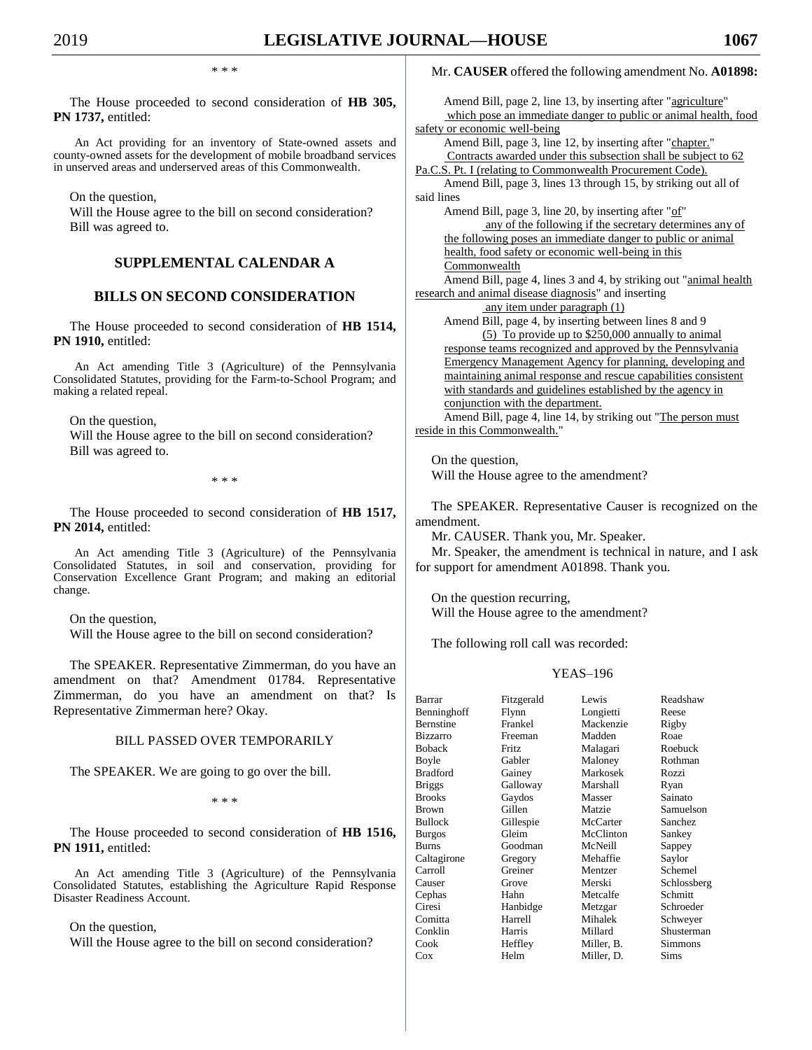\* \* \*

The House proceeded to second consideration of **HB 305, PN 1737,** entitled:

An Act providing for an inventory of State-owned assets and county-owned assets for the development of mobile broadband services in unserved areas and underserved areas of this Commonwealth.

On the question,
Will the House agree to the bill on second consideration?
Bill was agreed to.

## SUPPLEMENTAL CALENDAR A

## BILLS ON SECOND CONSIDERATION

The House proceeded to second consideration of **HB 1514, PN 1910,** entitled:

An Act amending Title 3 (Agriculture) of the Pennsylvania Consolidated Statutes, providing for the Farm-to-School Program; and making a related repeal.

On the question,
Will the House agree to the bill on second consideration?
Bill was agreed to.

\* \* \*

The House proceeded to second consideration of **HB 1517, PN 2014,** entitled:

An Act amending Title 3 (Agriculture) of the Pennsylvania Consolidated Statutes, in soil and conservation, providing for Conservation Excellence Grant Program; and making an editorial change.

On the question,
Will the House agree to the bill on second consideration?

The SPEAKER. Representative Zimmerman, do you have an amendment on that? Amendment 01784. Representative Zimmerman, do you have an amendment on that? Is Representative Zimmerman here? Okay.

### BILL PASSED OVER TEMPORARILY

The SPEAKER. We are going to go over the bill.

\* \* \*

The House proceeded to second consideration of **HB 1516, PN 1911,** entitled:

An Act amending Title 3 (Agriculture) of the Pennsylvania Consolidated Statutes, establishing the Agriculture Rapid Response Disaster Readiness Account.

On the question,
Will the House agree to the bill on second consideration?

Mr. **CAUSER** offered the following amendment No. **A01898:**

Amend Bill, page 2, line 13, by inserting after "agriculture"
which pose an immediate danger to public or animal health, food safety or economic well-being
Amend Bill, page 3, line 12, by inserting after "chapter."
Contracts awarded under this subsection shall be subject to 62 Pa.C.S. Pt. I (relating to Commonwealth Procurement Code).
Amend Bill, page 3, lines 13 through 15, by striking out all of said lines
Amend Bill, page 3, line 20, by inserting after "of"
any of the following if the secretary determines any of the following poses an immediate danger to public or animal health, food safety or economic well-being in this Commonwealth
Amend Bill, page 4, lines 3 and 4, by striking out "animal health research and animal disease diagnosis" and inserting
any item under paragraph (1)
Amend Bill, page 4, by inserting between lines 8 and 9
(5) To provide up to $250,000 annually to animal response teams recognized and approved by the Pennsylvania Emergency Management Agency for planning, developing and maintaining animal response and rescue capabilities consistent with standards and guidelines established by the agency in conjunction with the department.
Amend Bill, page 4, line 14, by striking out "The person must reside in this Commonwealth."

On the question,
Will the House agree to the amendment?

The SPEAKER. Representative Causer is recognized on the amendment.

Mr. CAUSER. Thank you, Mr. Speaker.

Mr. Speaker, the amendment is technical in nature, and I ask for support for amendment A01898. Thank you.

On the question recurring,
Will the House agree to the amendment?

The following roll call was recorded:

YEAS–196

| | | | |
|---|---|---|---|
| Barrar | Fitzgerald | Lewis | Readshaw |
| Benninghoff | Flynn | Longietti | Reese |
| Bernstine | Frankel | Mackenzie | Rigby |
| Bizzarro | Freeman | Madden | Roae |
| Boback | Fritz | Malagari | Roebuck |
| Boyle | Gabler | Maloney | Rothman |
| Bradford | Gainey | Markosek | Rozzi |
| Briggs | Galloway | Marshall | Ryan |
| Brooks | Gaydos | Masser | Sainato |
| Brown | Gillen | Matzie | Samuelson |
| Bullock | Gillespie | McCarter | Sanchez |
| Burgos | Gleim | McClinton | Sankey |
| Burns | Goodman | McNeill | Sappey |
| Caltagirone | Gregory | Mehaffie | Saylor |
| Carroll | Greiner | Mentzer | Schemel |
| Causer | Grove | Merski | Schlossberg |
| Cephas | Hahn | Metcalfe | Schmitt |
| Ciresi | Hanbidge | Metzgar | Schroeder |
| Comitta | Harrell | Mihalek | Schweyer |
| Conklin | Harris | Millard | Shusterman |
| Cook | Heffley | Miller, B. | Simmons |
| Cox | Helm | Miller, D. | Sims |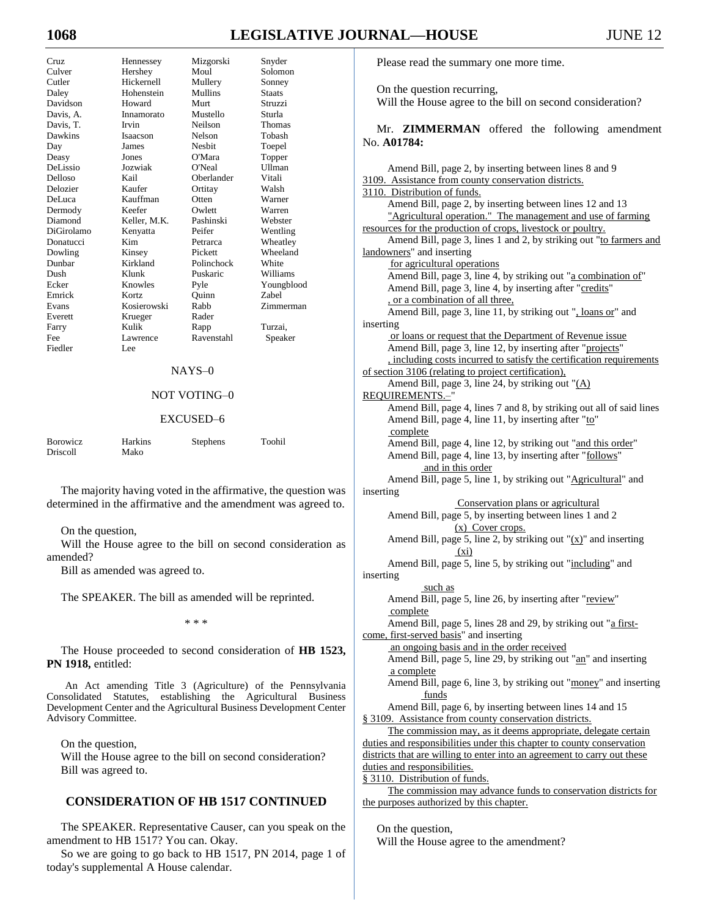| | | | |
|---|---|---|---|
| Cruz | Hennessey | Mizgorski | Snyder |
| Culver | Hershey | Moul | Solomon |
| Cutler | Hickernell | Mullery | Sonney |
| Daley | Hohenstein | Mullins | Staats |
| Davidson | Howard | Murt | Struzzi |
| Davis, A. | Innamorato | Mustello | Sturla |
| Davis, T. | Irvin | Neilson | Thomas |
| Dawkins | Isaacson | Nelson | Tobash |
| Day | James | Nesbit | Toepel |
| Deasy | Jones | O'Mara | Topper |
| DeLissio | Jozwiak | O'Neal | Ullman |
| Delloso | Kail | Oberlander | Vitali |
| Delozier | Kaufer | Ortitay | Walsh |
| DeLuca | Kauffman | Otten | Warner |
| Dermody | Keefer | Owlett | Warren |
| Diamond | Keller, M.K. | Pashinski | Webster |
| DiGirolamo | Kenyatta | Peifer | Wentling |
| Donatucci | Kim | Petrarca | Wheatley |
| Dowling | Kinsey | Pickett | Wheeland |
| Dunbar | Kirkland | Polinchock | White |
| Dush | Klunk | Puskaric | Williams |
| Ecker | Knowles | Pyle | Youngblood |
| Emrick | Kortz | Quinn | Zabel |
| Evans | Kosierowski | Rabb | Zimmerman |
| Everett | Krueger | Rader | |
| Farry | Kulik | Rapp | Turzai, |
| Fee | Lawrence | Ravenstahl | Speaker |
| Fiedler | Lee | | |

NAYS–0

NOT VOTING–0

EXCUSED–6

| | | | |
|---|---|---|---|
| Borowicz | Harkins | Stephens | Toohil |
| Driscoll | Mako | | |

The majority having voted in the affirmative, the question was determined in the affirmative and the amendment was agreed to.

On the question,
Will the House agree to the bill on second consideration as amended?
Bill as amended was agreed to.

The SPEAKER. The bill as amended will be reprinted.

\* \* \*

The House proceeded to second consideration of **HB 1523, PN 1918,** entitled:

An Act amending Title 3 (Agriculture) of the Pennsylvania Consolidated Statutes, establishing the Agricultural Business Development Center and the Agricultural Business Development Center Advisory Committee.

On the question,
Will the House agree to the bill on second consideration?
Bill was agreed to.

## CONSIDERATION OF HB 1517 CONTINUED

The SPEAKER. Representative Causer, can you speak on the amendment to HB 1517? You can. Okay.

So we are going to go back to HB 1517, PN 2014, page 1 of today's supplemental A House calendar.

Please read the summary one more time.

On the question recurring,
Will the House agree to the bill on second consideration?

Mr. **ZIMMERMAN** offered the following amendment No. **A01784:**

Amend Bill, page 2, by inserting between lines 8 and 9
3109. Assistance from county conservation districts.
3110. Distribution of funds.
Amend Bill, page 2, by inserting between lines 12 and 13
"Agricultural operation." The management and use of farming resources for the production of crops, livestock or poultry.
Amend Bill, page 3, lines 1 and 2, by striking out "to farmers and landowners" and inserting
for agricultural operations
Amend Bill, page 3, line 4, by striking out "a combination of"
Amend Bill, page 3, line 4, by inserting after "credits"
, or a combination of all three,
Amend Bill, page 3, line 11, by striking out ", loans or" and inserting
or loans or request that the Department of Revenue issue
Amend Bill, page 3, line 12, by inserting after "projects"
, including costs incurred to satisfy the certification requirements of section 3106 (relating to project certification),
Amend Bill, page 3, line 24, by striking out "(A) REQUIREMENTS.–"
Amend Bill, page 4, lines 7 and 8, by striking out all of said lines
Amend Bill, page 4, line 11, by inserting after "to"
complete
Amend Bill, page 4, line 12, by striking out "and this order"
Amend Bill, page 4, line 13, by inserting after "follows"
and in this order
Amend Bill, page 5, line 1, by striking out "Agricultural" and inserting
Conservation plans or agricultural
Amend Bill, page 5, by inserting between lines 1 and 2
(x) Cover crops.
Amend Bill, page 5, line 2, by striking out "(x)" and inserting
(xi)
Amend Bill, page 5, line 5, by striking out "including" and inserting
such as
Amend Bill, page 5, line 26, by inserting after "review"
complete
Amend Bill, page 5, lines 28 and 29, by striking out "a first-come, first-served basis" and inserting
an ongoing basis and in the order received
Amend Bill, page 5, line 29, by striking out "an" and inserting
a complete
Amend Bill, page 6, line 3, by striking out "money" and inserting
funds
Amend Bill, page 6, by inserting between lines 14 and 15
§ 3109. Assistance from county conservation districts.
The commission may, as it deems appropriate, delegate certain duties and responsibilities under this chapter to county conservation districts that are willing to enter into an agreement to carry out these duties and responsibilities.
§ 3110. Distribution of funds.
The commission may advance funds to conservation districts for the purposes authorized by this chapter.

On the question,
Will the House agree to the amendment?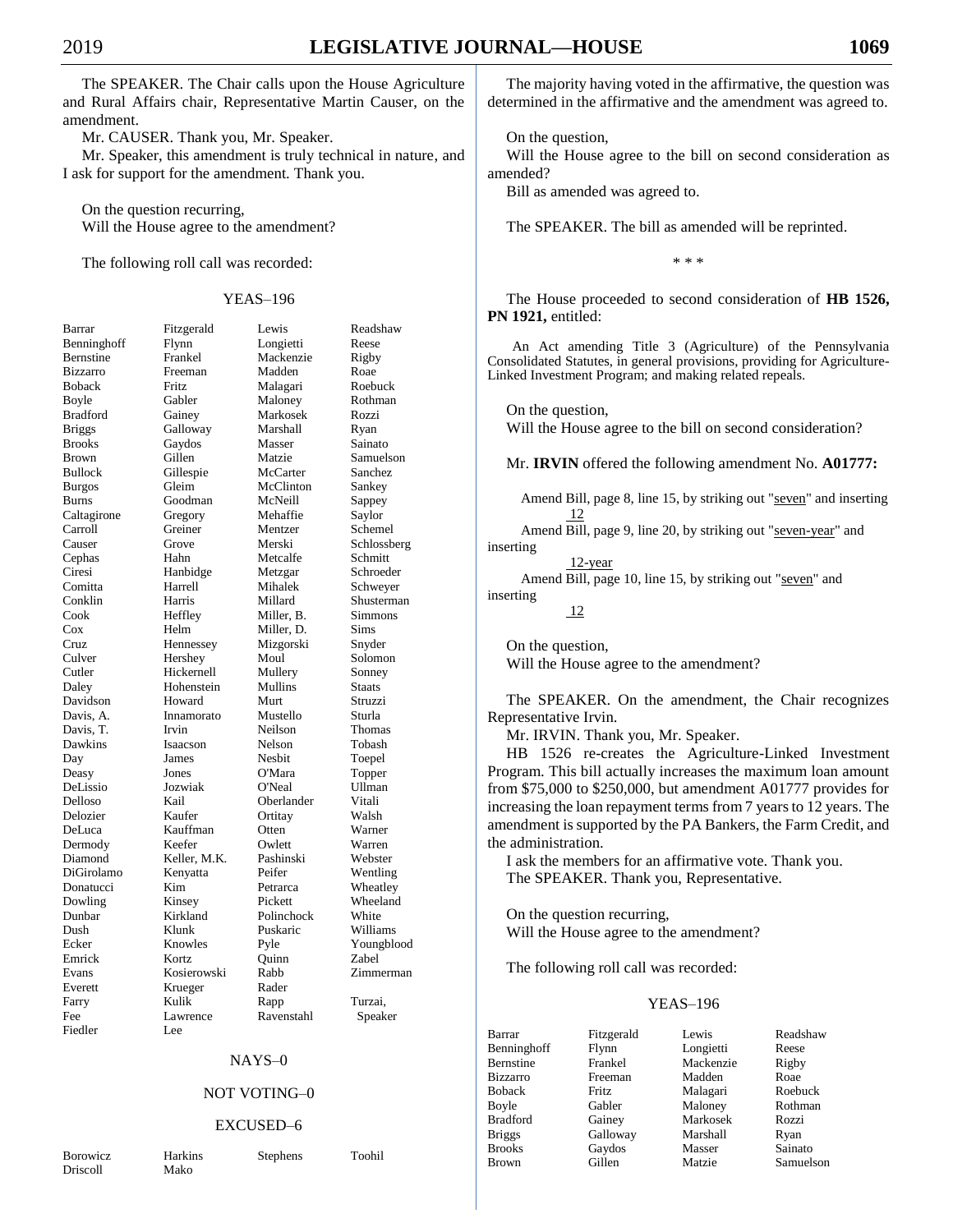The SPEAKER. The Chair calls upon the House Agriculture and Rural Affairs chair, Representative Martin Causer, on the amendment.

Mr. CAUSER. Thank you, Mr. Speaker.

Mr. Speaker, this amendment is truly technical in nature, and I ask for support for the amendment. Thank you.

On the question recurring,
Will the House agree to the amendment?

The following roll call was recorded:

YEAS–196

| | | | |
|---|---|---|---|
| Barrar | Fitzgerald | Lewis | Readshaw |
| Benninghoff | Flynn | Longietti | Reese |
| Bernstine | Frankel | Mackenzie | Rigby |
| Bizzarro | Freeman | Madden | Roae |
| Boback | Fritz | Malagari | Roebuck |
| Boyle | Gabler | Maloney | Rothman |
| Bradford | Gainey | Markosek | Rozzi |
| Briggs | Galloway | Marshall | Ryan |
| Brooks | Gaydos | Masser | Sainato |
| Brown | Gillen | Matzie | Samuelson |
| Bullock | Gillespie | McCarter | Sanchez |
| Burgos | Gleim | McClinton | Sankey |
| Burns | Goodman | McNeill | Sappey |
| Caltagirone | Gregory | Mehaffie | Saylor |
| Carroll | Greiner | Mentzer | Schemel |
| Causer | Grove | Merski | Schlossberg |
| Cephas | Hahn | Metcalfe | Schmitt |
| Ciresi | Hanbidge | Metzgar | Schroeder |
| Comitta | Harrell | Mihalek | Schweyer |
| Conklin | Harris | Millard | Shusterman |
| Cook | Heffley | Miller, B. | Simmons |
| Cox | Helm | Miller, D. | Sims |
| Cruz | Hennessey | Mizgorski | Snyder |
| Culver | Hershey | Moul | Solomon |
| Cutler | Hickernell | Mullery | Sonney |
| Daley | Hohenstein | Mullins | Staats |
| Davidson | Howard | Murt | Struzzi |
| Davis, A. | Innamorato | Mustello | Sturla |
| Davis, T. | Irvin | Neilson | Thomas |
| Dawkins | Isaacson | Nelson | Tobash |
| Day | James | Nesbit | Toepel |
| Deasy | Jones | O'Mara | Topper |
| DeLissio | Jozwiak | O'Neal | Ullman |
| Delloso | Kail | Oberlander | Vitali |
| Delozier | Kaufer | Ortitay | Walsh |
| DeLuca | Kauffman | Otten | Warner |
| Dermody | Keefer | Owlett | Warren |
| Diamond | Keller, M.K. | Pashinski | Webster |
| DiGirolamo | Kenyatta | Peifer | Wentling |
| Donatucci | Kim | Petrarca | Wheatley |
| Dowling | Kinsey | Pickett | Wheeland |
| Dunbar | Kirkland | Polinchock | White |
| Dush | Klunk | Puskaric | Williams |
| Ecker | Knowles | Pyle | Youngblood |
| Emrick | Kortz | Quinn | Zabel |
| Evans | Kosierowski | Rabb | Zimmerman |
| Everett | Krueger | Rader | |
| Farry | Kulik | Rapp | Turzai, |
| Fee | Lawrence | Ravenstahl | Speaker |
| Fiedler | Lee | | |

NAYS–0

NOT VOTING–0

EXCUSED–6

| | | | |
|---|---|---|---|
| Borowicz | Harkins | Stephens | Toohil |
| Driscoll | Mako | | |

The majority having voted in the affirmative, the question was determined in the affirmative and the amendment was agreed to.

On the question,
Will the House agree to the bill on second consideration as amended?

Bill as amended was agreed to.

The SPEAKER. The bill as amended will be reprinted.

\* \* \*

The House proceeded to second consideration of **HB 1526, PN 1921,** entitled:

An Act amending Title 3 (Agriculture) of the Pennsylvania Consolidated Statutes, in general provisions, providing for Agriculture-Linked Investment Program; and making related repeals.

On the question,
Will the House agree to the bill on second consideration?

Mr. **IRVIN** offered the following amendment No. **A01777:**

Amend Bill, page 8, line 15, by striking out "seven" and inserting
12

Amend Bill, page 9, line 20, by striking out "seven-year" and inserting
12-year

Amend Bill, page 10, line 15, by striking out "seven" and inserting
12

On the question,
Will the House agree to the amendment?

The SPEAKER. On the amendment, the Chair recognizes Representative Irvin.

Mr. IRVIN. Thank you, Mr. Speaker.

HB 1526 re-creates the Agriculture-Linked Investment Program. This bill actually increases the maximum loan amount from $75,000 to $250,000, but amendment A01777 provides for increasing the loan repayment terms from 7 years to 12 years. The amendment is supported by the PA Bankers, the Farm Credit, and the administration.

I ask the members for an affirmative vote. Thank you.

The SPEAKER. Thank you, Representative.

On the question recurring,
Will the House agree to the amendment?

The following roll call was recorded:

YEAS–196

| | | | |
|---|---|---|---|
| Barrar | Fitzgerald | Lewis | Readshaw |
| Benninghoff | Flynn | Longietti | Reese |
| Bernstine | Frankel | Mackenzie | Rigby |
| Bizzarro | Freeman | Madden | Roae |
| Boback | Fritz | Malagari | Roebuck |
| Boyle | Gabler | Maloney | Rothman |
| Bradford | Gainey | Markosek | Rozzi |
| Briggs | Galloway | Marshall | Ryan |
| Brooks | Gaydos | Masser | Sainato |
| Brown | Gillen | Matzie | Samuelson |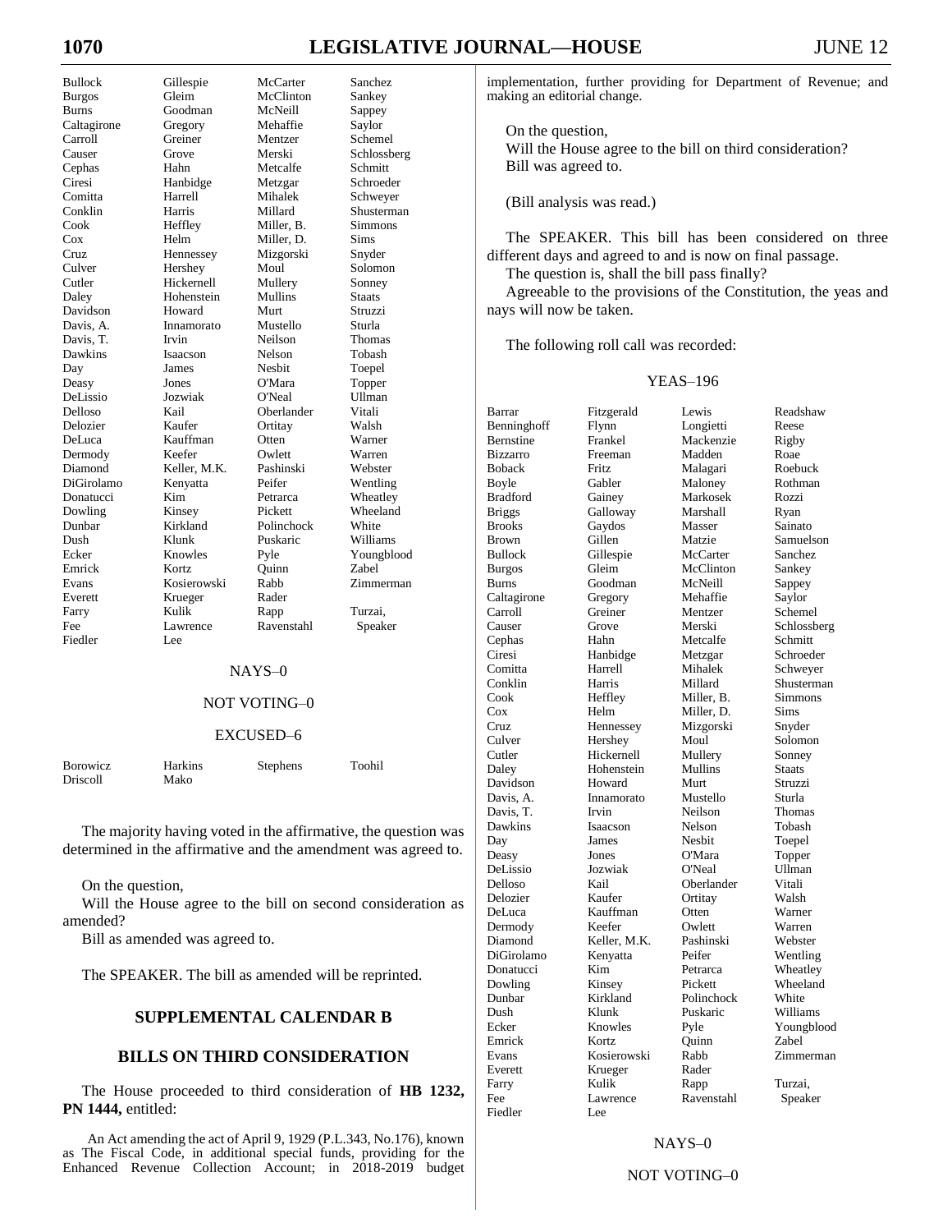| | | | |
|---|---|---|---|
| Bullock | Gillespie | McCarter | Sanchez |
| Burgos | Gleim | McClinton | Sankey |
| Burns | Goodman | McNeill | Sappey |
| Caltagirone | Gregory | Mehaffie | Saylor |
| Carroll | Greiner | Mentzer | Schemel |
| Causer | Grove | Merski | Schlossberg |
| Cephas | Hahn | Metcalfe | Schmitt |
| Ciresi | Hanbidge | Metzgar | Schroeder |
| Comitta | Harrell | Mihalek | Schweyer |
| Conklin | Harris | Millard | Shusterman |
| Cook | Heffley | Miller, B. | Simmons |
| Cox | Helm | Miller, D. | Sims |
| Cruz | Hennessey | Mizgorski | Snyder |
| Culver | Hershey | Moul | Solomon |
| Cutler | Hickernell | Mullery | Sonney |
| Daley | Hohenstein | Mullins | Staats |
| Davidson | Howard | Murt | Struzzi |
| Davis, A. | Innamorato | Mustello | Sturla |
| Davis, T. | Irvin | Neilson | Thomas |
| Dawkins | Isaacson | Nelson | Tobash |
| Day | James | Nesbit | Toepel |
| Deasy | Jones | O'Mara | Topper |
| DeLissio | Jozwiak | O'Neal | Ullman |
| Delloso | Kail | Oberlander | Vitali |
| Delozier | Kaufer | Ortitay | Walsh |
| DeLuca | Kauffman | Otten | Warner |
| Dermody | Keefer | Owlett | Warren |
| Diamond | Keller, M.K. | Pashinski | Webster |
| DiGirolamo | Kenyatta | Peifer | Wentling |
| Donatucci | Kim | Petrarca | Wheatley |
| Dowling | Kinsey | Pickett | Wheeland |
| Dunbar | Kirkland | Polinchock | White |
| Dush | Klunk | Puskaric | Williams |
| Ecker | Knowles | Pyle | Youngblood |
| Emrick | Kortz | Quinn | Zabel |
| Evans | Kosierowski | Rabb | Zimmerman |
| Everett | Krueger | Rader | |
| Farry | Kulik | Rapp | Turzai, |
| Fee | Lawrence | Ravenstahl | Speaker |
| Fiedler | Lee | | |

NAYS–0

NOT VOTING–0

EXCUSED–6

| | | | |
|---|---|---|---|
| Borowicz | Harkins | Stephens | Toohil |
| Driscoll | Mako | | |

The majority having voted in the affirmative, the question was determined in the affirmative and the amendment was agreed to.

On the question,
Will the House agree to the bill on second consideration as amended?
Bill as amended was agreed to.

The SPEAKER. The bill as amended will be reprinted.

## SUPPLEMENTAL CALENDAR B

## BILLS ON THIRD CONSIDERATION

The House proceeded to third consideration of **HB 1232, PN 1444,** entitled:

An Act amending the act of April 9, 1929 (P.L.343, No.176), known as The Fiscal Code, in additional special funds, providing for the Enhanced Revenue Collection Account; in 2018-2019 budget implementation, further providing for Department of Revenue; and making an editorial change.

On the question,
Will the House agree to the bill on third consideration?
Bill was agreed to.

(Bill analysis was read.)

The SPEAKER. This bill has been considered on three different days and agreed to and is now on final passage.
The question is, shall the bill pass finally?
Agreeable to the provisions of the Constitution, the yeas and nays will now be taken.

The following roll call was recorded:

YEAS–196

| | | | |
|---|---|---|---|
| Barrar | Fitzgerald | Lewis | Readshaw |
| Benninghoff | Flynn | Longietti | Reese |
| Bernstine | Frankel | Mackenzie | Rigby |
| Bizzarro | Freeman | Madden | Roae |
| Boback | Fritz | Malagari | Roebuck |
| Boyle | Gabler | Maloney | Rothman |
| Bradford | Gainey | Markosek | Rozzi |
| Briggs | Galloway | Marshall | Ryan |
| Brooks | Gaydos | Masser | Sainato |
| Brown | Gillen | Matzie | Samuelson |
| Bullock | Gillespie | McCarter | Sanchez |
| Burgos | Gleim | McClinton | Sankey |
| Burns | Goodman | McNeill | Sappey |
| Caltagirone | Gregory | Mehaffie | Saylor |
| Carroll | Greiner | Mentzer | Schemel |
| Causer | Grove | Merski | Schlossberg |
| Cephas | Hahn | Metcalfe | Schmitt |
| Ciresi | Hanbidge | Metzgar | Schroeder |
| Comitta | Harrell | Mihalek | Schweyer |
| Conklin | Harris | Millard | Shusterman |
| Cook | Heffley | Miller, B. | Simmons |
| Cox | Helm | Miller, D. | Sims |
| Cruz | Hennessey | Mizgorski | Snyder |
| Culver | Hershey | Moul | Solomon |
| Cutler | Hickernell | Mullery | Sonney |
| Daley | Hohenstein | Mullins | Staats |
| Davidson | Howard | Murt | Struzzi |
| Davis, A. | Innamorato | Mustello | Sturla |
| Davis, T. | Irvin | Neilson | Thomas |
| Dawkins | Isaacson | Nelson | Tobash |
| Day | James | Nesbit | Toepel |
| Deasy | Jones | O'Mara | Topper |
| DeLissio | Jozwiak | O'Neal | Ullman |
| Delloso | Kail | Oberlander | Vitali |
| Delozier | Kaufer | Ortitay | Walsh |
| DeLuca | Kauffman | Otten | Warner |
| Dermody | Keefer | Owlett | Warren |
| Diamond | Keller, M.K. | Pashinski | Webster |
| DiGirolamo | Kenyatta | Peifer | Wentling |
| Donatucci | Kim | Petrarca | Wheatley |
| Dowling | Kinsey | Pickett | Wheeland |
| Dunbar | Kirkland | Polinchock | White |
| Dush | Klunk | Puskaric | Williams |
| Ecker | Knowles | Pyle | Youngblood |
| Emrick | Kortz | Quinn | Zabel |
| Evans | Kosierowski | Rabb | Zimmerman |
| Everett | Krueger | Rader | |
| Farry | Kulik | Rapp | Turzai, |
| Fee | Lawrence | Ravenstahl | Speaker |
| Fiedler | Lee | | |

NAYS–0

NOT VOTING–0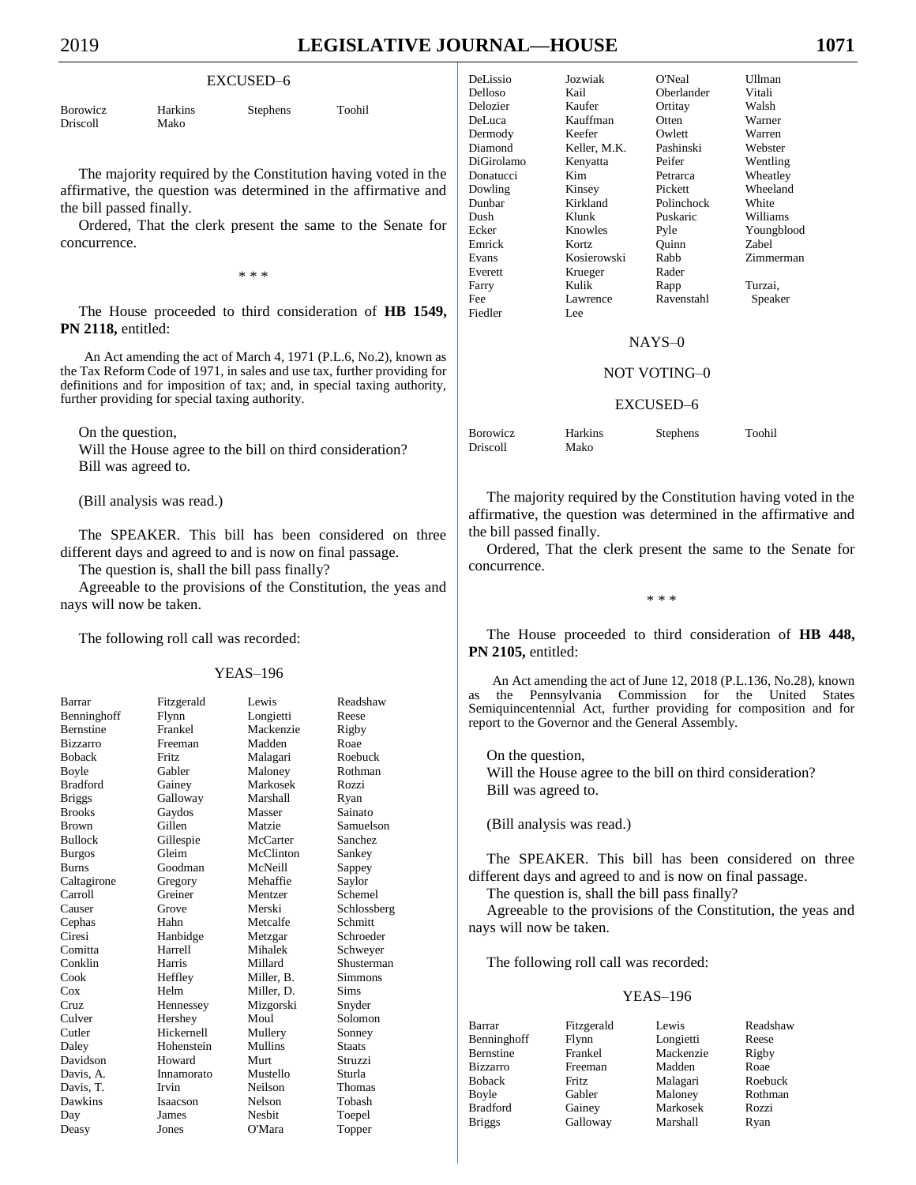EXCUSED–6

| | | | |
|---|---|---|---|
| Borowicz | Harkins | Stephens | Toohil |
| Driscoll | Mako | | |

The majority required by the Constitution having voted in the affirmative, the question was determined in the affirmative and the bill passed finally.

Ordered, That the clerk present the same to the Senate for concurrence.

\* \* \*

The House proceeded to third consideration of **HB 1549, PN 2118,** entitled:

An Act amending the act of March 4, 1971 (P.L.6, No.2), known as the Tax Reform Code of 1971, in sales and use tax, further providing for definitions and for imposition of tax; and, in special taxing authority, further providing for special taxing authority.

On the question,
Will the House agree to the bill on third consideration?
Bill was agreed to.

(Bill analysis was read.)

The SPEAKER. This bill has been considered on three different days and agreed to and is now on final passage.

The question is, shall the bill pass finally?

Agreeable to the provisions of the Constitution, the yeas and nays will now be taken.

The following roll call was recorded:

YEAS–196

| | | | |
|---|---|---|---|
| Barrar | Fitzgerald | Lewis | Readshaw |
| Benninghoff | Flynn | Longietti | Reese |
| Bernstine | Frankel | Mackenzie | Rigby |
| Bizzarro | Freeman | Madden | Roae |
| Boback | Fritz | Malagari | Roebuck |
| Boyle | Gabler | Maloney | Rothman |
| Bradford | Gainey | Markosek | Rozzi |
| Briggs | Galloway | Marshall | Ryan |
| Brooks | Gaydos | Masser | Sainato |
| Brown | Gillen | Matzie | Samuelson |
| Bullock | Gillespie | McCarter | Sanchez |
| Burgos | Gleim | McClinton | Sankey |
| Burns | Goodman | McNeill | Sappey |
| Caltagirone | Gregory | Mehaffie | Saylor |
| Carroll | Greiner | Mentzer | Schemel |
| Causer | Grove | Merski | Schlossberg |
| Cephas | Hahn | Metcalfe | Schmitt |
| Ciresi | Hanbidge | Metzgar | Schroeder |
| Comitta | Harrell | Mihalek | Schweyer |
| Conklin | Harris | Millard | Shusterman |
| Cook | Heffley | Miller, B. | Simmons |
| Cox | Helm | Miller, D. | Sims |
| Cruz | Hennessey | Mizgorski | Snyder |
| Culver | Hershey | Moul | Solomon |
| Cutler | Hickernell | Mullery | Sonney |
| Daley | Hohenstein | Mullins | Staats |
| Davidson | Howard | Murt | Struzzi |
| Davis, A. | Innamorato | Mustello | Sturla |
| Davis, T. | Irvin | Neilson | Thomas |
| Dawkins | Isaacson | Nelson | Tobash |
| Day | James | Nesbit | Toepel |
| Deasy | Jones | O'Mara | Topper |
| DeLissio | Jozwiak | O'Neal | Ullman |
| Delloso | Kail | Oberlander | Vitali |
| Delozier | Kaufer | Ortitay | Walsh |
| DeLuca | Kauffman | Otten | Warner |
| Dermody | Keefer | Owlett | Warren |
| Diamond | Keller, M.K. | Pashinski | Webster |
| DiGirolamo | Kenyatta | Peifer | Wentling |
| Donatucci | Kim | Petrarca | Wheatley |
| Dowling | Kinsey | Pickett | Wheeland |
| Dunbar | Kirkland | Polinchock | White |
| Dush | Klunk | Puskaric | Williams |
| Ecker | Knowles | Pyle | Youngblood |
| Emrick | Kortz | Quinn | Zabel |
| Evans | Kosierowski | Rabb | Zimmerman |
| Everett | Krueger | Rader | |
| Farry | Kulik | Rapp | Turzai, |
| Fee | Lawrence | Ravenstahl | Speaker |
| Fiedler | Lee | | |

NAYS–0

NOT VOTING–0

EXCUSED–6

| | | | |
|---|---|---|---|
| Borowicz | Harkins | Stephens | Toohil |
| Driscoll | Mako | | |

The majority required by the Constitution having voted in the affirmative, the question was determined in the affirmative and the bill passed finally.

Ordered, That the clerk present the same to the Senate for concurrence.

\* \* \*

The House proceeded to third consideration of **HB 448, PN 2105,** entitled:

An Act amending the act of June 12, 2018 (P.L.136, No.28), known as the Pennsylvania Commission for the United States Semiquincentennial Act, further providing for composition and for report to the Governor and the General Assembly.

On the question,
Will the House agree to the bill on third consideration?
Bill was agreed to.

(Bill analysis was read.)

The SPEAKER. This bill has been considered on three different days and agreed to and is now on final passage.

The question is, shall the bill pass finally?

Agreeable to the provisions of the Constitution, the yeas and nays will now be taken.

The following roll call was recorded:

YEAS–196

| | | | |
|---|---|---|---|
| Barrar | Fitzgerald | Lewis | Readshaw |
| Benninghoff | Flynn | Longietti | Reese |
| Bernstine | Frankel | Mackenzie | Rigby |
| Bizzarro | Freeman | Madden | Roae |
| Boback | Fritz | Malagari | Roebuck |
| Boyle | Gabler | Maloney | Rothman |
| Bradford | Gainey | Markosek | Rozzi |
| Briggs | Galloway | Marshall | Ryan |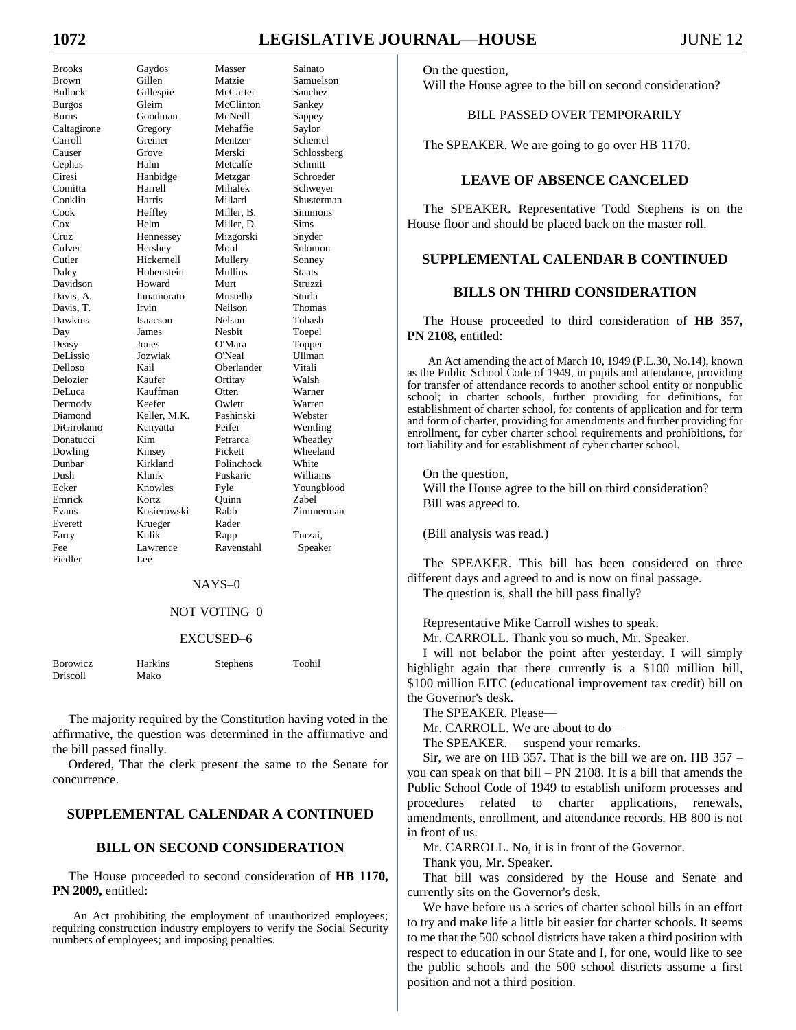| | | | |
|---|---|---|---|
| Brooks | Gaydos | Masser | Sainato |
| Brown | Gillen | Matzie | Samuelson |
| Bullock | Gillespie | McCarter | Sanchez |
| Burgos | Gleim | McClinton | Sankey |
| Burns | Goodman | McNeill | Sappey |
| Caltagirone | Gregory | Mehaffie | Saylor |
| Carroll | Greiner | Mentzer | Schemel |
| Causer | Grove | Merski | Schlossberg |
| Cephas | Hahn | Metcalfe | Schmitt |
| Ciresi | Hanbidge | Metzgar | Schroeder |
| Comitta | Harrell | Mihalek | Schweyer |
| Conklin | Harris | Millard | Shusterman |
| Cook | Heffley | Miller, B. | Simmons |
| Cox | Helm | Miller, D. | Sims |
| Cruz | Hennessey | Mizgorski | Snyder |
| Culver | Hershey | Moul | Solomon |
| Cutler | Hickernell | Mullery | Sonney |
| Daley | Hohenstein | Mullins | Staats |
| Davidson | Howard | Murt | Struzzi |
| Davis, A. | Innamorato | Mustello | Sturla |
| Davis, T. | Irvin | Neilson | Thomas |
| Dawkins | Isaacson | Nelson | Tobash |
| Day | James | Nesbit | Toepel |
| Deasy | Jones | O'Mara | Topper |
| DeLissio | Jozwiak | O'Neal | Ullman |
| Delloso | Kail | Oberlander | Vitali |
| Delozier | Kaufer | Ortitay | Walsh |
| DeLuca | Kauffman | Otten | Warner |
| Dermody | Keefer | Owlett | Warren |
| Diamond | Keller, M.K. | Pashinski | Webster |
| DiGirolamo | Kenyatta | Peifer | Wentling |
| Donatucci | Kim | Petrarca | Wheatley |
| Dowling | Kinsey | Pickett | Wheeland |
| Dunbar | Kirkland | Polinchock | White |
| Dush | Klunk | Puskaric | Williams |
| Ecker | Knowles | Pyle | Youngblood |
| Emrick | Kortz | Quinn | Zabel |
| Evans | Kosierowski | Rabb | Zimmerman |
| Everett | Krueger | Rader | |
| Farry | Kulik | Rapp | Turzai, |
| Fee | Lawrence | Ravenstahl | Speaker |
| Fiedler | Lee | | |

NAYS–0

NOT VOTING–0

EXCUSED–6

| | | | |
|---|---|---|---|
| Borowicz | Harkins | Stephens | Toohil |
| Driscoll | Mako | | |

The majority required by the Constitution having voted in the affirmative, the question was determined in the affirmative and the bill passed finally.

Ordered, That the clerk present the same to the Senate for concurrence.

## SUPPLEMENTAL CALENDAR A CONTINUED

## BILL ON SECOND CONSIDERATION

The House proceeded to second consideration of **HB 1170, PN 2009,** entitled:

An Act prohibiting the employment of unauthorized employees; requiring construction industry employers to verify the Social Security numbers of employees; and imposing penalties.

On the question,
Will the House agree to the bill on second consideration?

BILL PASSED OVER TEMPORARILY

The SPEAKER. We are going to go over HB 1170.

## LEAVE OF ABSENCE CANCELED

The SPEAKER. Representative Todd Stephens is on the House floor and should be placed back on the master roll.

## SUPPLEMENTAL CALENDAR B CONTINUED

## BILLS ON THIRD CONSIDERATION

The House proceeded to third consideration of **HB 357, PN 2108,** entitled:

An Act amending the act of March 10, 1949 (P.L.30, No.14), known as the Public School Code of 1949, in pupils and attendance, providing for transfer of attendance records to another school entity or nonpublic school; in charter schools, further providing for definitions, for establishment of charter school, for contents of application and for term and form of charter, providing for amendments and further providing for enrollment, for cyber charter school requirements and prohibitions, for tort liability and for establishment of cyber charter school.

On the question,
Will the House agree to the bill on third consideration?
Bill was agreed to.

(Bill analysis was read.)

The SPEAKER. This bill has been considered on three different days and agreed to and is now on final passage.
The question is, shall the bill pass finally?

Representative Mike Carroll wishes to speak.

Mr. CARROLL. Thank you so much, Mr. Speaker.

I will not belabor the point after yesterday. I will simply highlight again that there currently is a $100 million bill, $100 million EITC (educational improvement tax credit) bill on the Governor's desk.

The SPEAKER. Please—

Mr. CARROLL. We are about to do—

The SPEAKER. —suspend your remarks.

Sir, we are on HB 357. That is the bill we are on. HB 357 – you can speak on that bill – PN 2108. It is a bill that amends the Public School Code of 1949 to establish uniform processes and procedures related to charter applications, renewals, amendments, enrollment, and attendance records. HB 800 is not in front of us.

Mr. CARROLL. No, it is in front of the Governor.

Thank you, Mr. Speaker.

That bill was considered by the House and Senate and currently sits on the Governor's desk.

We have before us a series of charter school bills in an effort to try and make life a little bit easier for charter schools. It seems to me that the 500 school districts have taken a third position with respect to education in our State and I, for one, would like to see the public schools and the 500 school districts assume a first position and not a third position.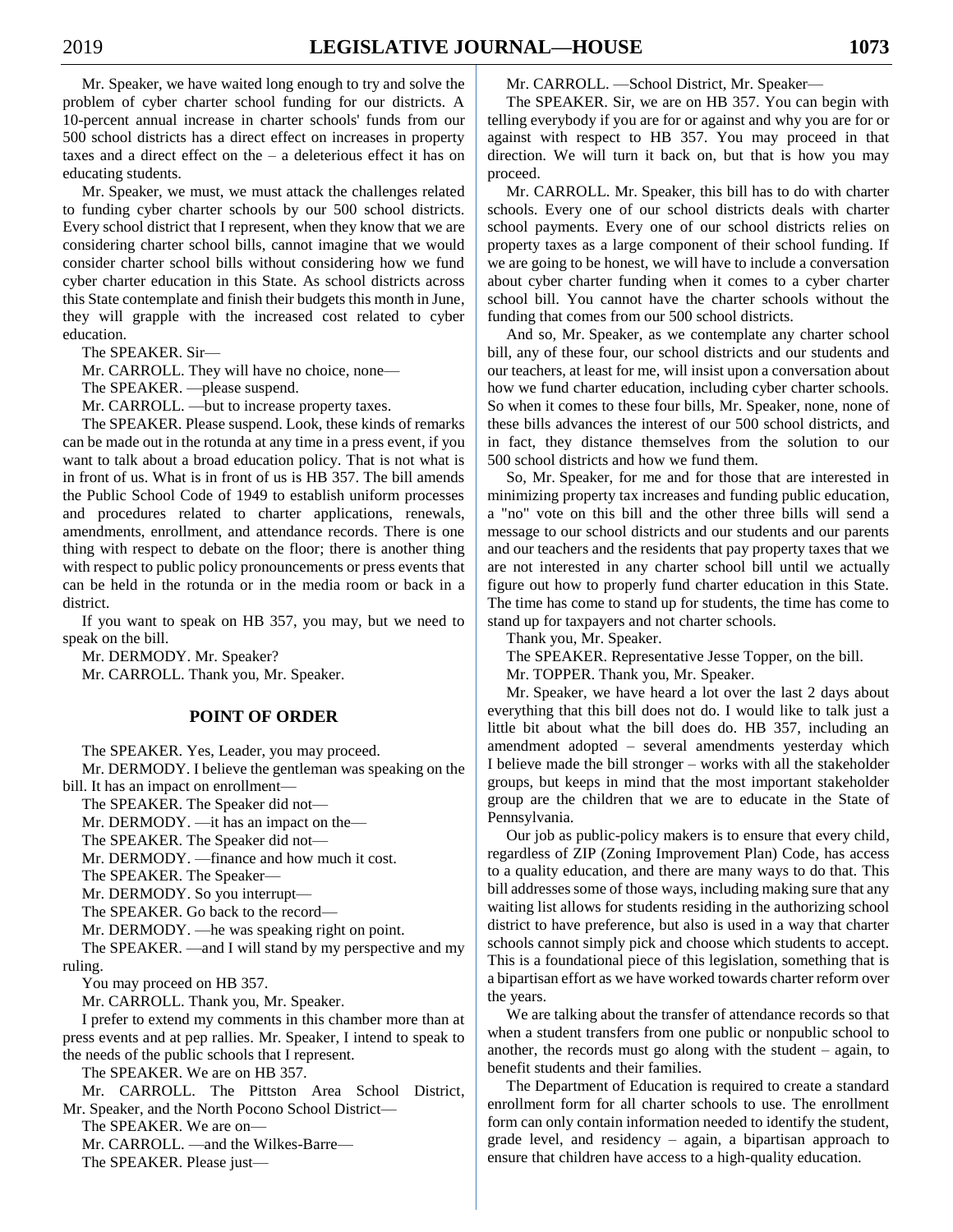Mr. Speaker, we have waited long enough to try and solve the problem of cyber charter school funding for our districts. A 10-percent annual increase in charter schools' funds from our 500 school districts has a direct effect on increases in property taxes and a direct effect on the – a deleterious effect it has on educating students.

Mr. Speaker, we must, we must attack the challenges related to funding cyber charter schools by our 500 school districts. Every school district that I represent, when they know that we are considering charter school bills, cannot imagine that we would consider charter school bills without considering how we fund cyber charter education in this State. As school districts across this State contemplate and finish their budgets this month in June, they will grapple with the increased cost related to cyber education.

The SPEAKER. Sir—

Mr. CARROLL. They will have no choice, none—

The SPEAKER. —please suspend.

Mr. CARROLL. —but to increase property taxes.

The SPEAKER. Please suspend. Look, these kinds of remarks can be made out in the rotunda at any time in a press event, if you want to talk about a broad education policy. That is not what is in front of us. What is in front of us is HB 357. The bill amends the Public School Code of 1949 to establish uniform processes and procedures related to charter applications, renewals, amendments, enrollment, and attendance records. There is one thing with respect to debate on the floor; there is another thing with respect to public policy pronouncements or press events that can be held in the rotunda or in the media room or back in a district.

If you want to speak on HB 357, you may, but we need to speak on the bill.

Mr. DERMODY. Mr. Speaker?

Mr. CARROLL. Thank you, Mr. Speaker.

## POINT OF ORDER

The SPEAKER. Yes, Leader, you may proceed.

Mr. DERMODY. I believe the gentleman was speaking on the bill. It has an impact on enrollment—

The SPEAKER. The Speaker did not—

Mr. DERMODY. —it has an impact on the—

The SPEAKER. The Speaker did not—

Mr. DERMODY. —finance and how much it cost.

The SPEAKER. The Speaker—

Mr. DERMODY. So you interrupt—

The SPEAKER. Go back to the record—

Mr. DERMODY. —he was speaking right on point.

The SPEAKER. —and I will stand by my perspective and my ruling.

You may proceed on HB 357.

Mr. CARROLL. Thank you, Mr. Speaker.

I prefer to extend my comments in this chamber more than at press events and at pep rallies. Mr. Speaker, I intend to speak to the needs of the public schools that I represent.

The SPEAKER. We are on HB 357.

Mr. CARROLL. The Pittston Area School District, Mr. Speaker, and the North Pocono School District—

The SPEAKER. We are on—

Mr. CARROLL. —and the Wilkes-Barre—

The SPEAKER. Please just—

Mr. CARROLL. —School District, Mr. Speaker—

The SPEAKER. Sir, we are on HB 357. You can begin with telling everybody if you are for or against and why you are for or against with respect to HB 357. You may proceed in that direction. We will turn it back on, but that is how you may proceed.

Mr. CARROLL. Mr. Speaker, this bill has to do with charter schools. Every one of our school districts deals with charter school payments. Every one of our school districts relies on property taxes as a large component of their school funding. If we are going to be honest, we will have to include a conversation about cyber charter funding when it comes to a cyber charter school bill. You cannot have the charter schools without the funding that comes from our 500 school districts.

And so, Mr. Speaker, as we contemplate any charter school bill, any of these four, our school districts and our students and our teachers, at least for me, will insist upon a conversation about how we fund charter education, including cyber charter schools. So when it comes to these four bills, Mr. Speaker, none, none of these bills advances the interest of our 500 school districts, and in fact, they distance themselves from the solution to our 500 school districts and how we fund them.

So, Mr. Speaker, for me and for those that are interested in minimizing property tax increases and funding public education, a "no" vote on this bill and the other three bills will send a message to our school districts and our students and our parents and our teachers and the residents that pay property taxes that we are not interested in any charter school bill until we actually figure out how to properly fund charter education in this State. The time has come to stand up for students, the time has come to stand up for taxpayers and not charter schools.

Thank you, Mr. Speaker.

The SPEAKER. Representative Jesse Topper, on the bill.

Mr. TOPPER. Thank you, Mr. Speaker.

Mr. Speaker, we have heard a lot over the last 2 days about everything that this bill does not do. I would like to talk just a little bit about what the bill does do. HB 357, including an amendment adopted – several amendments yesterday which I believe made the bill stronger – works with all the stakeholder groups, but keeps in mind that the most important stakeholder group are the children that we are to educate in the State of Pennsylvania.

Our job as public-policy makers is to ensure that every child, regardless of ZIP (Zoning Improvement Plan) Code, has access to a quality education, and there are many ways to do that. This bill addresses some of those ways, including making sure that any waiting list allows for students residing in the authorizing school district to have preference, but also is used in a way that charter schools cannot simply pick and choose which students to accept. This is a foundational piece of this legislation, something that is a bipartisan effort as we have worked towards charter reform over the years.

We are talking about the transfer of attendance records so that when a student transfers from one public or nonpublic school to another, the records must go along with the student – again, to benefit students and their families.

The Department of Education is required to create a standard enrollment form for all charter schools to use. The enrollment form can only contain information needed to identify the student, grade level, and residency – again, a bipartisan approach to ensure that children have access to a high-quality education.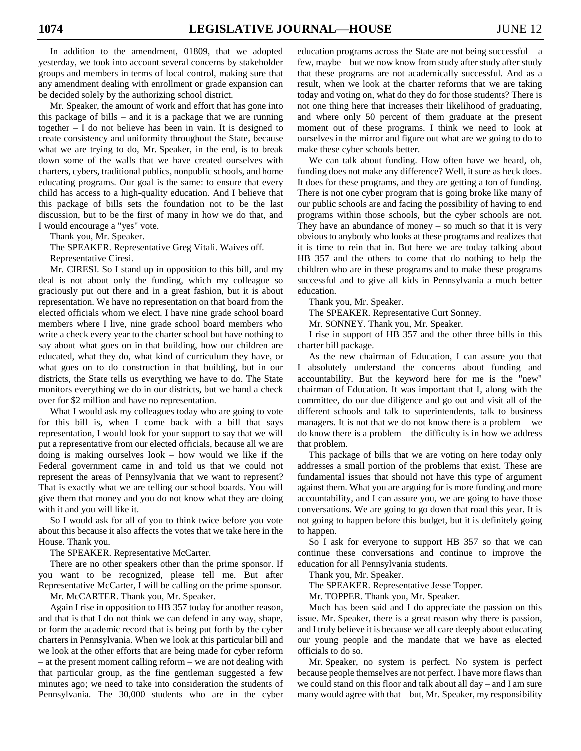In addition to the amendment, 01809, that we adopted yesterday, we took into account several concerns by stakeholder groups and members in terms of local control, making sure that any amendment dealing with enrollment or grade expansion can be decided solely by the authorizing school district.

Mr. Speaker, the amount of work and effort that has gone into this package of bills – and it is a package that we are running together – I do not believe has been in vain. It is designed to create consistency and uniformity throughout the State, because what we are trying to do, Mr. Speaker, in the end, is to break down some of the walls that we have created ourselves with charters, cybers, traditional publics, nonpublic schools, and home educating programs. Our goal is the same: to ensure that every child has access to a high-quality education. And I believe that this package of bills sets the foundation not to be the last discussion, but to be the first of many in how we do that, and I would encourage a "yes" vote.

Thank you, Mr. Speaker.

The SPEAKER. Representative Greg Vitali. Waives off.

Representative Ciresi.

Mr. CIRESI. So I stand up in opposition to this bill, and my deal is not about only the funding, which my colleague so graciously put out there and in a great fashion, but it is about representation. We have no representation on that board from the elected officials whom we elect. I have nine grade school board members where I live, nine grade school board members who write a check every year to the charter school but have nothing to say about what goes on in that building, how our children are educated, what they do, what kind of curriculum they have, or what goes on to do construction in that building, but in our districts, the State tells us everything we have to do. The State monitors everything we do in our districts, but we hand a check over for $2 million and have no representation.

What I would ask my colleagues today who are going to vote for this bill is, when I come back with a bill that says representation, I would look for your support to say that we will put a representative from our elected officials, because all we are doing is making ourselves look – how would we like if the Federal government came in and told us that we could not represent the areas of Pennsylvania that we want to represent? That is exactly what we are telling our school boards. You will give them that money and you do not know what they are doing with it and you will like it.

So I would ask for all of you to think twice before you vote about this because it also affects the votes that we take here in the House. Thank you.

The SPEAKER. Representative McCarter.

There are no other speakers other than the prime sponsor. If you want to be recognized, please tell me. But after Representative McCarter, I will be calling on the prime sponsor.

Mr. McCARTER. Thank you, Mr. Speaker.

Again I rise in opposition to HB 357 today for another reason, and that is that I do not think we can defend in any way, shape, or form the academic record that is being put forth by the cyber charters in Pennsylvania. When we look at this particular bill and we look at the other efforts that are being made for cyber reform – at the present moment calling reform – we are not dealing with that particular group, as the fine gentleman suggested a few minutes ago; we need to take into consideration the students of Pennsylvania. The 30,000 students who are in the cyber education programs across the State are not being successful – a few, maybe – but we now know from study after study after study that these programs are not academically successful. And as a result, when we look at the charter reforms that we are taking today and voting on, what do they do for those students? There is not one thing here that increases their likelihood of graduating, and where only 50 percent of them graduate at the present moment out of these programs. I think we need to look at ourselves in the mirror and figure out what are we going to do to make these cyber schools better.

We can talk about funding. How often have we heard, oh, funding does not make any difference? Well, it sure as heck does. It does for these programs, and they are getting a ton of funding. There is not one cyber program that is going broke like many of our public schools are and facing the possibility of having to end programs within those schools, but the cyber schools are not. They have an abundance of money – so much so that it is very obvious to anybody who looks at these programs and realizes that it is time to rein that in. But here we are today talking about HB 357 and the others to come that do nothing to help the children who are in these programs and to make these programs successful and to give all kids in Pennsylvania a much better education.

Thank you, Mr. Speaker.

The SPEAKER. Representative Curt Sonney.

Mr. SONNEY. Thank you, Mr. Speaker.

I rise in support of HB 357 and the other three bills in this charter bill package.

As the new chairman of Education, I can assure you that I absolutely understand the concerns about funding and accountability. But the keyword here for me is the "new" chairman of Education. It was important that I, along with the committee, do our due diligence and go out and visit all of the different schools and talk to superintendents, talk to business managers. It is not that we do not know there is a problem – we do know there is a problem – the difficulty is in how we address that problem.

This package of bills that we are voting on here today only addresses a small portion of the problems that exist. These are fundamental issues that should not have this type of argument against them. What you are arguing for is more funding and more accountability, and I can assure you, we are going to have those conversations. We are going to go down that road this year. It is not going to happen before this budget, but it is definitely going to happen.

So I ask for everyone to support HB 357 so that we can continue these conversations and continue to improve the education for all Pennsylvania students.

Thank you, Mr. Speaker.

The SPEAKER. Representative Jesse Topper.

Mr. TOPPER. Thank you, Mr. Speaker.

Much has been said and I do appreciate the passion on this issue. Mr. Speaker, there is a great reason why there is passion, and I truly believe it is because we all care deeply about educating our young people and the mandate that we have as elected officials to do so.

Mr. Speaker, no system is perfect. No system is perfect because people themselves are not perfect. I have more flaws than we could stand on this floor and talk about all day – and I am sure many would agree with that – but, Mr. Speaker, my responsibility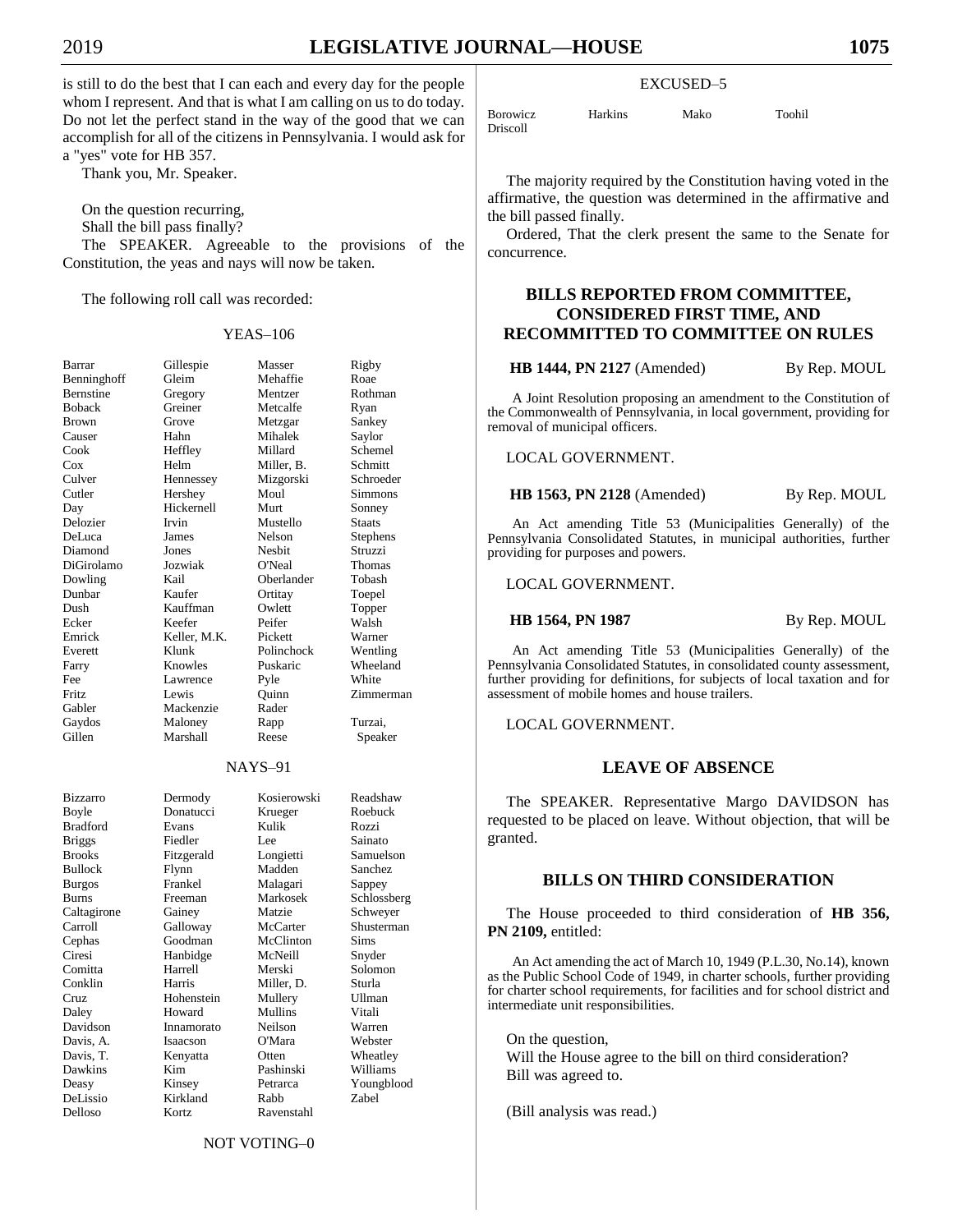is still to do the best that I can each and every day for the people whom I represent. And that is what I am calling on us to do today. Do not let the perfect stand in the way of the good that we can accomplish for all of the citizens in Pennsylvania. I would ask for a "yes" vote for HB 357.

Thank you, Mr. Speaker.

On the question recurring,
Shall the bill pass finally?

The SPEAKER. Agreeable to the provisions of the Constitution, the yeas and nays will now be taken.

The following roll call was recorded:

YEAS–106

| | | | |
|---|---|---|---|
| Barrar | Gillespie | Masser | Rigby |
| Benninghoff | Gleim | Mehaffie | Roae |
| Bernstine | Gregory | Mentzer | Rothman |
| Boback | Greiner | Metcalfe | Ryan |
| Brown | Grove | Metzgar | Sankey |
| Causer | Hahn | Mihalek | Saylor |
| Cook | Heffley | Millard | Schemel |
| Cox | Helm | Miller, B. | Schmitt |
| Culver | Hennessey | Mizgorski | Schroeder |
| Cutler | Hershey | Moul | Simmons |
| Day | Hickernell | Murt | Sonney |
| Delozier | Irvin | Mustello | Staats |
| DeLuca | James | Nelson | Stephens |
| Diamond | Jones | Nesbit | Struzzi |
| DiGirolamo | Jozwiak | O'Neal | Thomas |
| Dowling | Kail | Oberlander | Tobash |
| Dunbar | Kaufer | Ortitay | Toepel |
| Dush | Kauffman | Owlett | Topper |
| Ecker | Keefer | Peifer | Walsh |
| Emrick | Keller, M.K. | Pickett | Warner |
| Everett | Klunk | Polinchock | Wentling |
| Farry | Knowles | Puskaric | Wheeland |
| Fee | Lawrence | Pyle | White |
| Fritz | Lewis | Quinn | Zimmerman |
| Gabler | Mackenzie | Rader | |
| Gaydos | Maloney | Rapp | Turzai, |
| Gillen | Marshall | Reese | Speaker |

NAYS–91

| | | | |
|---|---|---|---|
| Bizzarro | Dermody | Kosierowski | Readshaw |
| Boyle | Donatucci | Krueger | Roebuck |
| Bradford | Evans | Kulik | Rozzi |
| Briggs | Fiedler | Lee | Sainato |
| Brooks | Fitzgerald | Longietti | Samuelson |
| Bullock | Flynn | Madden | Sanchez |
| Burgos | Frankel | Malagari | Sappey |
| Burns | Freeman | Markosek | Schlossberg |
| Caltagirone | Gainey | Matzie | Schweyer |
| Carroll | Galloway | McCarter | Shusterman |
| Cephas | Goodman | McClinton | Sims |
| Ciresi | Hanbidge | McNeill | Snyder |
| Comitta | Harrell | Merski | Solomon |
| Conklin | Harris | Miller, D. | Sturla |
| Cruz | Hohenstein | Mullery | Ullman |
| Daley | Howard | Mullins | Vitali |
| Davidson | Innamorato | Neilson | Warren |
| Davis, A. | Isaacson | O'Mara | Webster |
| Davis, T. | Kenyatta | Otten | Wheatley |
| Dawkins | Kim | Pashinski | Williams |
| Deasy | Kinsey | Petrarca | Youngblood |
| DeLissio | Kirkland | Rabb | Zabel |
| Delloso | Kortz | Ravenstahl | |

NOT VOTING–0

EXCUSED–5

| | | | |
|---|---|---|---|
| Borowicz | Harkins | Mako | Toohil |
| Driscoll | | | |

The majority required by the Constitution having voted in the affirmative, the question was determined in the affirmative and the bill passed finally.

Ordered, That the clerk present the same to the Senate for concurrence.

## BILLS REPORTED FROM COMMITTEE, CONSIDERED FIRST TIME, AND RECOMMITTED TO COMMITTEE ON RULES

**HB 1444, PN 2127** (Amended) By Rep. MOUL

A Joint Resolution proposing an amendment to the Constitution of the Commonwealth of Pennsylvania, in local government, providing for removal of municipal officers.

LOCAL GOVERNMENT.

**HB 1563, PN 2128** (Amended) By Rep. MOUL

An Act amending Title 53 (Municipalities Generally) of the Pennsylvania Consolidated Statutes, in municipal authorities, further providing for purposes and powers.

LOCAL GOVERNMENT.

**HB 1564, PN 1987** By Rep. MOUL

An Act amending Title 53 (Municipalities Generally) of the Pennsylvania Consolidated Statutes, in consolidated county assessment, further providing for definitions, for subjects of local taxation and for assessment of mobile homes and house trailers.

LOCAL GOVERNMENT.

## LEAVE OF ABSENCE

The SPEAKER. Representative Margo DAVIDSON has requested to be placed on leave. Without objection, that will be granted.

## BILLS ON THIRD CONSIDERATION

The House proceeded to third consideration of **HB 356, PN 2109,** entitled:

An Act amending the act of March 10, 1949 (P.L.30, No.14), known as the Public School Code of 1949, in charter schools, further providing for charter school requirements, for facilities and for school district and intermediate unit responsibilities.

On the question,
Will the House agree to the bill on third consideration?
Bill was agreed to.

(Bill analysis was read.)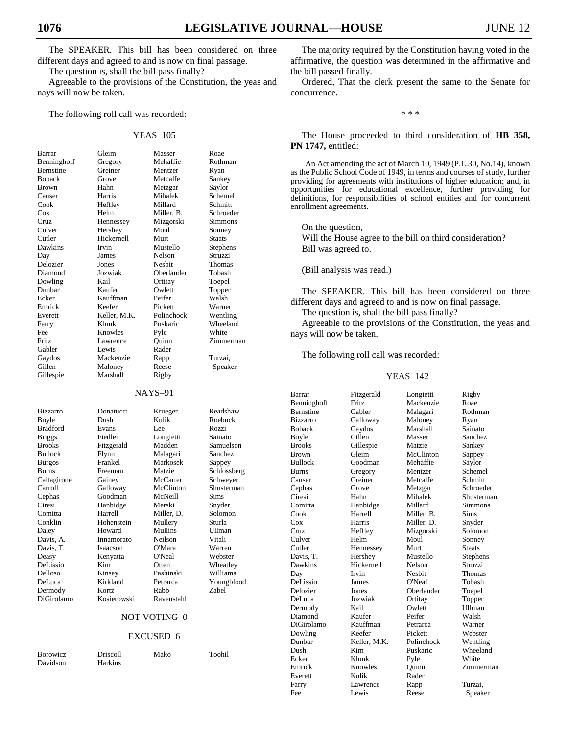The SPEAKER. This bill has been considered on three different days and agreed to and is now on final passage.

The question is, shall the bill pass finally?

Agreeable to the provisions of the Constitution, the yeas and nays will now be taken.

The following roll call was recorded:

YEAS–105

| | | | |
|---|---|---|---|
| Barrar | Gleim | Masser | Roae |
| Benninghoff | Gregory | Mehaffie | Rothman |
| Bernstine | Greiner | Mentzer | Ryan |
| Boback | Grove | Metcalfe | Sankey |
| Brown | Hahn | Metzgar | Saylor |
| Causer | Harris | Mihalek | Schemel |
| Cook | Heffley | Millard | Schmitt |
| Cox | Helm | Miller, B. | Schroeder |
| Cruz | Hennessey | Mizgorski | Simmons |
| Culver | Hershey | Moul | Sonney |
| Cutler | Hickernell | Murt | Staats |
| Dawkins | Irvin | Mustello | Stephens |
| Day | James | Nelson | Struzzi |
| Delozier | Jones | Nesbit | Thomas |
| Diamond | Jozwiak | Oberlander | Tobash |
| Dowling | Kail | Ortitay | Toepel |
| Dunbar | Kaufer | Owlett | Topper |
| Ecker | Kauffman | Peifer | Walsh |
| Emrick | Keefer | Pickett | Warner |
| Everett | Keller, M.K. | Polinchock | Wentling |
| Farry | Klunk | Puskaric | Wheeland |
| Fee | Knowles | Pyle | White |
| Fritz | Lawrence | Quinn | Zimmerman |
| Gabler | Lewis | Rader | |
| Gaydos | Mackenzie | Rapp | Turzai, |
| Gillen | Maloney | Reese | Speaker |
| Gillespie | Marshall | Rigby | |

NAYS–91

| | | | |
|---|---|---|---|
| Bizzarro | Donatucci | Krueger | Readshaw |
| Boyle | Dush | Kulik | Roebuck |
| Bradford | Evans | Lee | Rozzi |
| Briggs | Fiedler | Longietti | Sainato |
| Brooks | Fitzgerald | Madden | Samuelson |
| Bullock | Flynn | Malagari | Sanchez |
| Burgos | Frankel | Markosek | Sappey |
| Burns | Freeman | Matzie | Schlossberg |
| Caltagirone | Gainey | McCarter | Schweyer |
| Carroll | Galloway | McClinton | Shusterman |
| Cephas | Goodman | McNeill | Sims |
| Ciresi | Hanbidge | Merski | Snyder |
| Comitta | Harrell | Miller, D. | Solomon |
| Conklin | Hohenstein | Mullery | Sturla |
| Daley | Howard | Mullins | Ullman |
| Davis, A. | Innamorato | Neilson | Vitali |
| Davis, T. | Isaacson | O'Mara | Warren |
| Deasy | Kenyatta | O'Neal | Webster |
| DeLissio | Kim | Otten | Wheatley |
| Delloso | Kinsey | Pashinski | Williams |
| DeLuca | Kirkland | Petrarca | Youngblood |
| Dermody | Kortz | Rabb | Zabel |
| DiGirolamo | Kosierowski | Ravenstahl | |

NOT VOTING–0

EXCUSED–6

| | | | |
|---|---|---|---|
| Borowicz | Driscoll | Mako | Toohil |
| Davidson | Harkins | | |

The majority required by the Constitution having voted in the affirmative, the question was determined in the affirmative and the bill passed finally.

Ordered, That the clerk present the same to the Senate for concurrence.

\* \* \*

The House proceeded to third consideration of **HB 358, PN 1747,** entitled:

An Act amending the act of March 10, 1949 (P.L.30, No.14), known as the Public School Code of 1949, in terms and courses of study, further providing for agreements with institutions of higher education; and, in opportunities for educational excellence, further providing for definitions, for responsibilities of school entities and for concurrent enrollment agreements.

On the question,
Will the House agree to the bill on third consideration?
Bill was agreed to.

(Bill analysis was read.)

The SPEAKER. This bill has been considered on three different days and agreed to and is now on final passage.

The question is, shall the bill pass finally?

Agreeable to the provisions of the Constitution, the yeas and nays will now be taken.

The following roll call was recorded:

YEAS–142

| | | | |
|---|---|---|---|
| Barrar | Fitzgerald | Longietti | Rigby |
| Benninghoff | Fritz | Mackenzie | Roae |
| Bernstine | Gabler | Malagari | Rothman |
| Bizzarro | Galloway | Maloney | Ryan |
| Boback | Gaydos | Marshall | Sainato |
| Boyle | Gillen | Masser | Sanchez |
| Brooks | Gillespie | Matzie | Sankey |
| Brown | Gleim | McClinton | Sappey |
| Bullock | Goodman | Mehaffie | Saylor |
| Burns | Gregory | Mentzer | Schemel |
| Causer | Greiner | Metcalfe | Schmitt |
| Cephas | Grove | Metzgar | Schroeder |
| Ciresi | Hahn | Mihalek | Shusterman |
| Comitta | Hanbidge | Millard | Simmons |
| Cook | Harrell | Miller, B. | Sims |
| Cox | Harris | Miller, D. | Snyder |
| Cruz | Heffley | Mizgorski | Solomon |
| Culver | Helm | Moul | Sonney |
| Cutler | Hennessey | Murt | Staats |
| Davis, T. | Hershey | Mustello | Stephens |
| Dawkins | Hickernell | Nelson | Struzzi |
| Day | Irvin | Nesbit | Thomas |
| DeLissio | James | O'Neal | Tobash |
| Delozier | Jones | Oberlander | Toepel |
| DeLuca | Jozwiak | Ortitay | Topper |
| Dermody | Kail | Owlett | Ullman |
| Diamond | Kaufer | Peifer | Walsh |
| DiGirolamo | Kauffman | Petrarca | Warner |
| Dowling | Keefer | Pickett | Webster |
| Dunbar | Keller, M.K. | Polinchock | Wentling |
| Dush | Kim | Puskaric | Wheeland |
| Ecker | Klunk | Pyle | White |
| Emrick | Knowles | Quinn | Zimmerman |
| Everett | Kulik | Rader | |
| Farry | Lawrence | Rapp | Turzai, |
| Fee | Lewis | Reese | Speaker |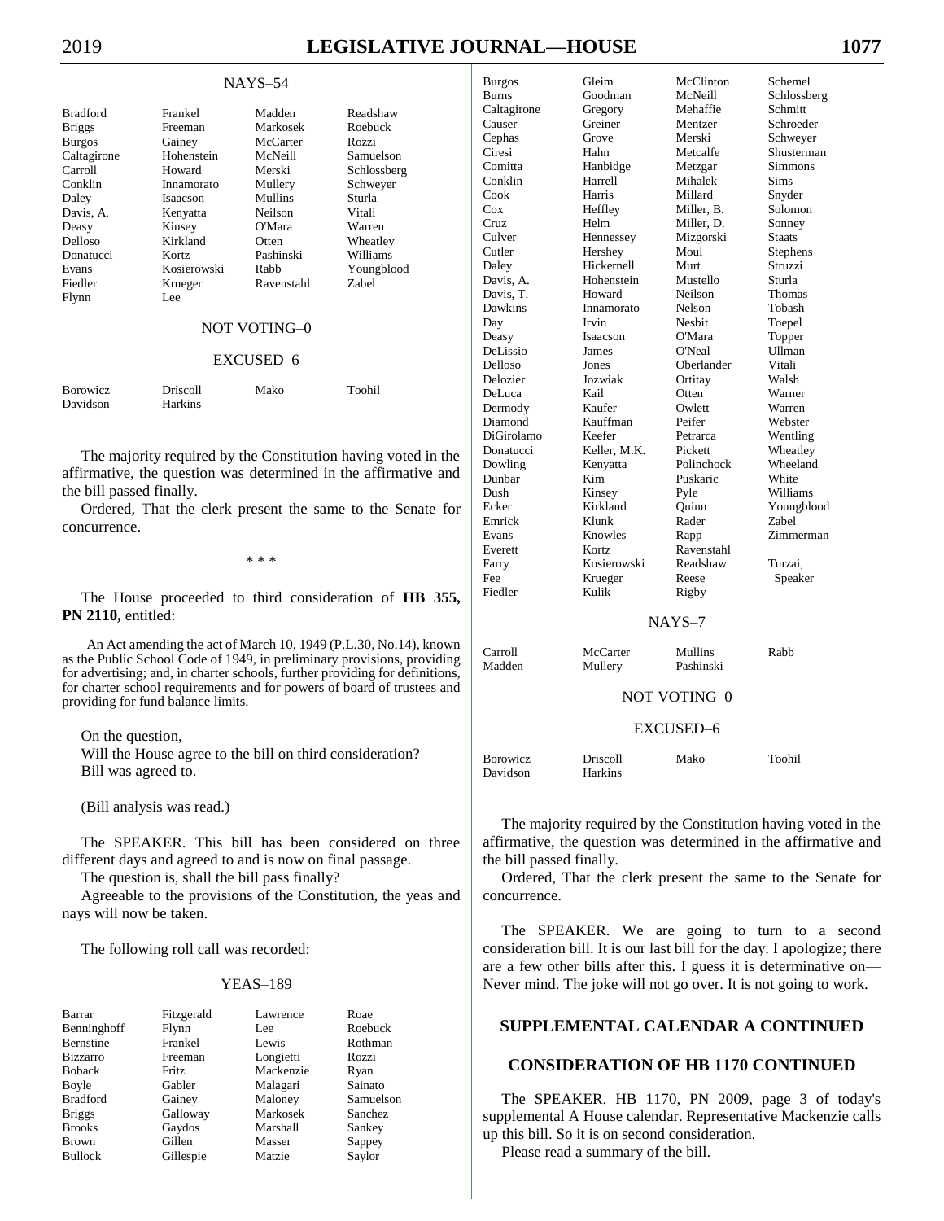NAYS–54

| | | | |
|---|---|---|---|
| Bradford | Frankel | Madden | Readshaw |
| Briggs | Freeman | Markosek | Roebuck |
| Burgos | Gainey | McCarter | Rozzi |
| Caltagirone | Hohenstein | McNeill | Samuelson |
| Carroll | Howard | Merski | Schlossberg |
| Conklin | Innamorato | Mullery | Schweyer |
| Daley | Isaacson | Mullins | Sturla |
| Davis, A. | Kenyatta | Neilson | Vitali |
| Deasy | Kinsey | O'Mara | Warren |
| Delloso | Kirkland | Otten | Wheatley |
| Donatucci | Kortz | Pashinski | Williams |
| Evans | Kosierowski | Rabb | Youngblood |
| Fiedler | Krueger | Ravenstahl | Zabel |
| Flynn | Lee | | |

NOT VOTING–0

EXCUSED–6

| | | | |
|---|---|---|---|
| Borowicz | Driscoll | Mako | Toohil |
| Davidson | Harkins | | |

The majority required by the Constitution having voted in the affirmative, the question was determined in the affirmative and the bill passed finally.

Ordered, That the clerk present the same to the Senate for concurrence.

\* \* \*

The House proceeded to third consideration of **HB 355, PN 2110,** entitled:

An Act amending the act of March 10, 1949 (P.L.30, No.14), known as the Public School Code of 1949, in preliminary provisions, providing for advertising; and, in charter schools, further providing for definitions, for charter school requirements and for powers of board of trustees and providing for fund balance limits.

On the question,
Will the House agree to the bill on third consideration?
Bill was agreed to.

(Bill analysis was read.)

The SPEAKER. This bill has been considered on three different days and agreed to and is now on final passage.

The question is, shall the bill pass finally?

Agreeable to the provisions of the Constitution, the yeas and nays will now be taken.

The following roll call was recorded:

YEAS–189

| | | | |
|---|---|---|---|
| Barrar | Fitzgerald | Lawrence | Roae |
| Benninghoff | Flynn | Lee | Roebuck |
| Bernstine | Frankel | Lewis | Rothman |
| Bizzarro | Freeman | Longietti | Rozzi |
| Boback | Fritz | Mackenzie | Ryan |
| Boyle | Gabler | Malagari | Sainato |
| Bradford | Gainey | Maloney | Samuelson |
| Briggs | Galloway | Markosek | Sanchez |
| Brooks | Gaydos | Marshall | Sankey |
| Brown | Gillen | Masser | Sappey |
| Bullock | Gillespie | Matzie | Saylor |
| Burgos | Gleim | McClinton | Schemel |
| Burns | Goodman | McNeill | Schlossberg |
| Caltagirone | Gregory | Mehaffie | Schmitt |
| Causer | Greiner | Mentzer | Schroeder |
| Cephas | Grove | Merski | Schweyer |
| Ciresi | Hahn | Metcalfe | Shusterman |
| Comitta | Hanbidge | Metzgar | Simmons |
| Conklin | Harrell | Mihalek | Sims |
| Cook | Harris | Millard | Snyder |
| Cox | Heffley | Miller, B. | Solomon |
| Cruz | Helm | Miller, D. | Sonney |
| Culver | Hennessey | Mizgorski | Staats |
| Cutler | Hershey | Moul | Stephens |
| Daley | Hickernell | Murt | Struzzi |
| Davis, A. | Hohenstein | Mustello | Sturla |
| Davis, T. | Howard | Neilson | Thomas |
| Dawkins | Innamorato | Nelson | Tobash |
| Day | Irvin | Nesbit | Toepel |
| Deasy | Isaacson | O'Mara | Topper |
| DeLissio | James | O'Neal | Ullman |
| Delloso | Jones | Oberlander | Vitali |
| Delozier | Jozwiak | Ortitay | Walsh |
| DeLuca | Kail | Otten | Warner |
| Dermody | Kaufer | Owlett | Warren |
| Diamond | Kauffman | Peifer | Webster |
| DiGirolamo | Keefer | Petrarca | Wentling |
| Donatucci | Keller, M.K. | Pickett | Wheatley |
| Dowling | Kenyatta | Polinchock | Wheeland |
| Dunbar | Kim | Puskaric | White |
| Dush | Kinsey | Pyle | Williams |
| Ecker | Kirkland | Quinn | Youngblood |
| Emrick | Klunk | Rader | Zabel |
| Evans | Knowles | Rapp | Zimmerman |
| Everett | Kortz | Ravenstahl | |
| Farry | Kosierowski | Readshaw | Turzai, |
| Fee | Krueger | Reese | Speaker |
| Fiedler | Kulik | Rigby | |

NAYS–7

| | | | |
|---|---|---|---|
| Carroll | McCarter | Mullins | Rabb |
| Madden | Mullery | Pashinski | |

NOT VOTING–0

EXCUSED–6

| | | | |
|---|---|---|---|
| Borowicz | Driscoll | Mako | Toohil |
| Davidson | Harkins | | |

The majority required by the Constitution having voted in the affirmative, the question was determined in the affirmative and the bill passed finally.

Ordered, That the clerk present the same to the Senate for concurrence.

The SPEAKER. We are going to turn to a second consideration bill. It is our last bill for the day. I apologize; there are a few other bills after this. I guess it is determinative on— Never mind. The joke will not go over. It is not going to work.

## SUPPLEMENTAL CALENDAR A CONTINUED

## CONSIDERATION OF HB 1170 CONTINUED

The SPEAKER. HB 1170, PN 2009, page 3 of today's supplemental A House calendar. Representative Mackenzie calls up this bill. So it is on second consideration.

Please read a summary of the bill.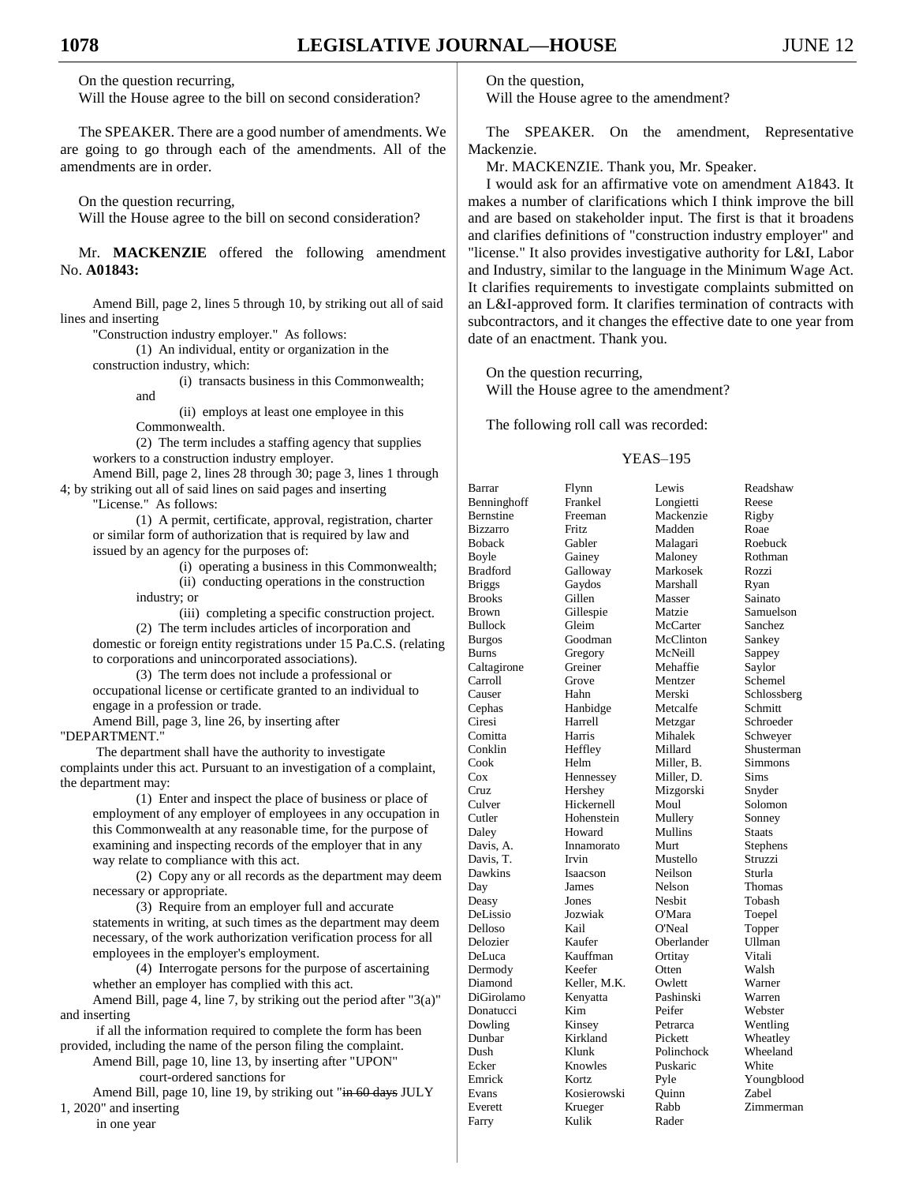On the question recurring,

Will the House agree to the bill on second consideration?

The SPEAKER. There are a good number of amendments. We are going to go through each of the amendments. All of the amendments are in order.

On the question recurring,

Will the House agree to the bill on second consideration?

Mr. **MACKENZIE** offered the following amendment No. **A01843:**

Amend Bill, page 2, lines 5 through 10, by striking out all of said lines and inserting

"Construction industry employer." As follows:

(1) An individual, entity or organization in the construction industry, which:

(i) transacts business in this Commonwealth; and

(ii) employs at least one employee in this Commonwealth.

(2) The term includes a staffing agency that supplies workers to a construction industry employer.

Amend Bill, page 2, lines 28 through 30; page 3, lines 1 through 4; by striking out all of said lines on said pages and inserting

"License." As follows:

(1) A permit, certificate, approval, registration, charter or similar form of authorization that is required by law and issued by an agency for the purposes of:

(i) operating a business in this Commonwealth;

(ii) conducting operations in the construction industry; or

(iii) completing a specific construction project.

(2) The term includes articles of incorporation and domestic or foreign entity registrations under 15 Pa.C.S. (relating to corporations and unincorporated associations).

(3) The term does not include a professional or occupational license or certificate granted to an individual to engage in a profession or trade.

Amend Bill, page 3, line 26, by inserting after "DEPARTMENT."

The department shall have the authority to investigate complaints under this act. Pursuant to an investigation of a complaint, the department may:

(1) Enter and inspect the place of business or place of employment of any employer of employees in any occupation in this Commonwealth at any reasonable time, for the purpose of examining and inspecting records of the employer that in any way relate to compliance with this act.

(2) Copy any or all records as the department may deem necessary or appropriate.

(3) Require from an employer full and accurate statements in writing, at such times as the department may deem necessary, of the work authorization verification process for all employees in the employer's employment.

(4) Interrogate persons for the purpose of ascertaining whether an employer has complied with this act.

Amend Bill, page 4, line 7, by striking out the period after "3(a)" and inserting

if all the information required to complete the form has been provided, including the name of the person filing the complaint.

Amend Bill, page 10, line 13, by inserting after "UPON"

court-ordered sanctions for

Amend Bill, page 10, line 19, by striking out "~~in 60 days~~ JULY 1, 2020" and inserting

in one year

On the question,

Will the House agree to the amendment?

The SPEAKER. On the amendment, Representative Mackenzie.

Mr. MACKENZIE. Thank you, Mr. Speaker.

I would ask for an affirmative vote on amendment A1843. It makes a number of clarifications which I think improve the bill and are based on stakeholder input. The first is that it broadens and clarifies definitions of "construction industry employer" and "license." It also provides investigative authority for L&I, Labor and Industry, similar to the language in the Minimum Wage Act. It clarifies requirements to investigate complaints submitted on an L&I-approved form. It clarifies termination of contracts with subcontractors, and it changes the effective date to one year from date of an enactment. Thank you.

On the question recurring,

Will the House agree to the amendment?

The following roll call was recorded:

YEAS–195

| | | | |
|---|---|---|---|
| Barrar | Flynn | Lewis | Readshaw |
| Benninghoff | Frankel | Longietti | Reese |
| Bernstine | Freeman | Mackenzie | Rigby |
| Bizzarro | Fritz | Madden | Roae |
| Boback | Gabler | Malagari | Roebuck |
| Boyle | Gainey | Maloney | Rothman |
| Bradford | Galloway | Markosek | Rozzi |
| Briggs | Gaydos | Marshall | Ryan |
| Brooks | Gillen | Masser | Sainato |
| Brown | Gillespie | Matzie | Samuelson |
| Bullock | Gleim | McCarter | Sanchez |
| Burgos | Goodman | McClinton | Sankey |
| Burns | Gregory | McNeill | Sappey |
| Caltagirone | Greiner | Mehaffie | Saylor |
| Carroll | Grove | Mentzer | Schemel |
| Causer | Hahn | Merski | Schlossberg |
| Cephas | Hanbidge | Metcalfe | Schmitt |
| Ciresi | Harrell | Metzgar | Schroeder |
| Comitta | Harris | Mihalek | Schweyer |
| Conklin | Heffley | Millard | Shusterman |
| Cook | Helm | Miller, B. | Simmons |
| Cox | Hennessey | Miller, D. | Sims |
| Cruz | Hershey | Mizgorski | Snyder |
| Culver | Hickernell | Moul | Solomon |
| Cutler | Hohenstein | Mullery | Sonney |
| Daley | Howard | Mullins | Staats |
| Davis, A. | Innamorato | Murt | Stephens |
| Davis, T. | Irvin | Mustello | Struzzi |
| Dawkins | Isaacson | Neilson | Sturla |
| Day | James | Nelson | Thomas |
| Deasy | Jones | Nesbit | Tobash |
| DeLissio | Jozwiak | O'Mara | Toepel |
| Delloso | Kail | O'Neal | Topper |
| Delozier | Kaufer | Oberlander | Ullman |
| DeLuca | Kauffman | Ortitay | Vitali |
| Dermody | Keefer | Otten | Walsh |
| Diamond | Keller, M.K. | Owlett | Warner |
| DiGirolamo | Kenyatta | Pashinski | Warren |
| Donatucci | Kim | Peifer | Webster |
| Dowling | Kinsey | Petrarca | Wentling |
| Dunbar | Kirkland | Pickett | Wheatley |
| Dush | Klunk | Polinchock | Wheeland |
| Ecker | Knowles | Puskaric | White |
| Emrick | Kortz | Pyle | Youngblood |
| Evans | Kosierowski | Quinn | Zabel |
| Everett | Krueger | Rabb | Zimmerman |
| Farry | Kulik | Rader | |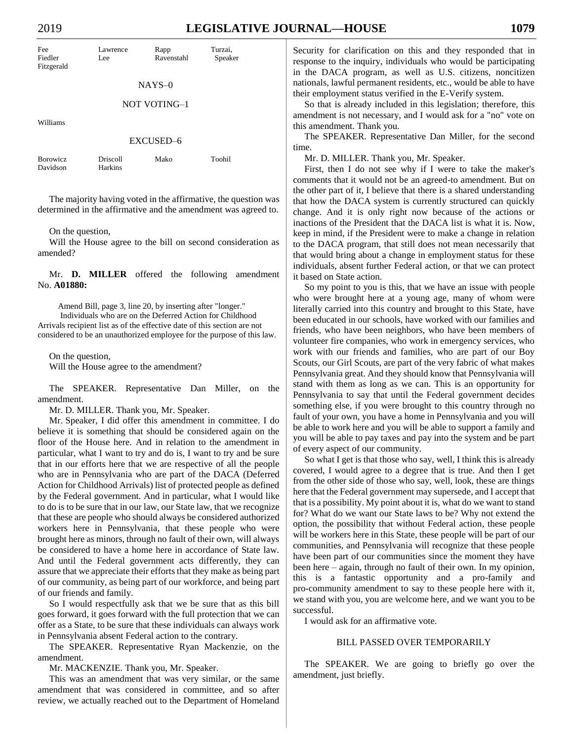| Fee | Lawrence | Rapp | Turzai, |
|---|---|---|---|
| Fiedler | Lee | Ravenstahl | Speaker |
| Fitzgerald | | | |

NAYS–0

NOT VOTING–1

Williams

EXCUSED–6

| Borowicz | Driscoll | Mako | Toohil |
|---|---|---|---|
| Davidson | Harkins | | |

The majority having voted in the affirmative, the question was determined in the affirmative and the amendment was agreed to.

On the question,
Will the House agree to the bill on second consideration as amended?

Mr. **D. MILLER** offered the following amendment No. **A01880:**

Amend Bill, page 3, line 20, by inserting after "longer."
Individuals who are on the Deferred Action for Childhood Arrivals recipient list as of the effective date of this section are not considered to be an unauthorized employee for the purpose of this law.

On the question,
Will the House agree to the amendment?

The SPEAKER. Representative Dan Miller, on the amendment.

Mr. D. MILLER. Thank you, Mr. Speaker.

Mr. Speaker, I did offer this amendment in committee. I do believe it is something that should be considered again on the floor of the House here. And in relation to the amendment in particular, what I want to try and do is, I want to try and be sure that in our efforts here that we are respective of all the people who are in Pennsylvania who are part of the DACA (Deferred Action for Childhood Arrivals) list of protected people as defined by the Federal government. And in particular, what I would like to do is to be sure that in our law, our State law, that we recognize that these are people who should always be considered authorized workers here in Pennsylvania, that these people who were brought here as minors, through no fault of their own, will always be considered to have a home here in accordance of State law. And until the Federal government acts differently, they can assure that we appreciate their efforts that they make as being part of our community, as being part of our workforce, and being part of our friends and family.

So I would respectfully ask that we be sure that as this bill goes forward, it goes forward with the full protection that we can offer as a State, to be sure that these individuals can always work in Pennsylvania absent Federal action to the contrary.

The SPEAKER. Representative Ryan Mackenzie, on the amendment.

Mr. MACKENZIE. Thank you, Mr. Speaker.

This was an amendment that was very similar, or the same amendment that was considered in committee, and so after review, we actually reached out to the Department of Homeland Security for clarification on this and they responded that in response to the inquiry, individuals who would be participating in the DACA program, as well as U.S. citizens, noncitizen nationals, lawful permanent residents, etc., would be able to have their employment status verified in the E-Verify system.

So that is already included in this legislation; therefore, this amendment is not necessary, and I would ask for a "no" vote on this amendment. Thank you.

The SPEAKER. Representative Dan Miller, for the second time.

Mr. D. MILLER. Thank you, Mr. Speaker.

First, then I do not see why if I were to take the maker's comments that it would not be an agreed-to amendment. But on the other part of it, I believe that there is a shared understanding that how the DACA system is currently structured can quickly change. And it is only right now because of the actions or inactions of the President that the DACA list is what it is. Now, keep in mind, if the President were to make a change in relation to the DACA program, that still does not mean necessarily that that would bring about a change in employment status for these individuals, absent further Federal action, or that we can protect it based on State action.

So my point to you is this, that we have an issue with people who were brought here at a young age, many of whom were literally carried into this country and brought to this State, have been educated in our schools, have worked with our families and friends, who have been neighbors, who have been members of volunteer fire companies, who work in emergency services, who work with our friends and families, who are part of our Boy Scouts, our Girl Scouts, are part of the very fabric of what makes Pennsylvania great. And they should know that Pennsylvania will stand with them as long as we can. This is an opportunity for Pennsylvania to say that until the Federal government decides something else, if you were brought to this country through no fault of your own, you have a home in Pennsylvania and you will be able to work here and you will be able to support a family and you will be able to pay taxes and pay into the system and be part of every aspect of our community.

So what I get is that those who say, well, I think this is already covered, I would agree to a degree that is true. And then I get from the other side of those who say, well, look, these are things here that the Federal government may supersede, and I accept that that is a possibility. My point about it is, what do we want to stand for? What do we want our State laws to be? Why not extend the option, the possibility that without Federal action, these people will be workers here in this State, these people will be part of our communities, and Pennsylvania will recognize that these people have been part of our communities since the moment they have been here – again, through no fault of their own. In my opinion, this is a fantastic opportunity and a pro-family and pro-community amendment to say to these people here with it, we stand with you, you are welcome here, and we want you to be successful.

I would ask for an affirmative vote.

## BILL PASSED OVER TEMPORARILY

The SPEAKER. We are going to briefly go over the amendment, just briefly.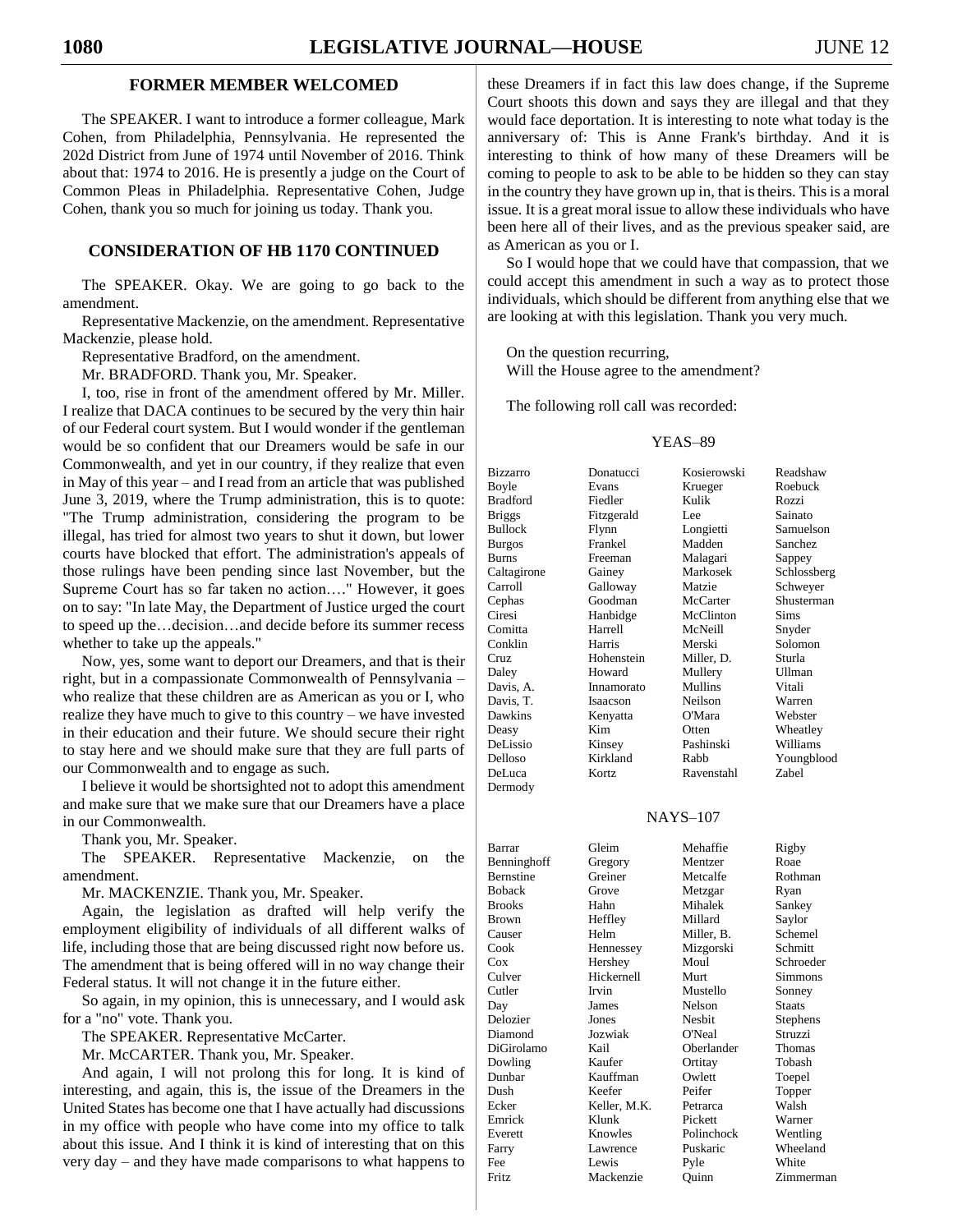## FORMER MEMBER WELCOMED

The SPEAKER. I want to introduce a former colleague, Mark Cohen, from Philadelphia, Pennsylvania. He represented the 202d District from June of 1974 until November of 2016. Think about that: 1974 to 2016. He is presently a judge on the Court of Common Pleas in Philadelphia. Representative Cohen, Judge Cohen, thank you so much for joining us today. Thank you.

## CONSIDERATION OF HB 1170 CONTINUED

The SPEAKER. Okay. We are going to go back to the amendment.

Representative Mackenzie, on the amendment. Representative Mackenzie, please hold.

Representative Bradford, on the amendment.

Mr. BRADFORD. Thank you, Mr. Speaker.

I, too, rise in front of the amendment offered by Mr. Miller. I realize that DACA continues to be secured by the very thin hair of our Federal court system. But I would wonder if the gentleman would be so confident that our Dreamers would be safe in our Commonwealth, and yet in our country, if they realize that even in May of this year – and I read from an article that was published June 3, 2019, where the Trump administration, this is to quote: "The Trump administration, considering the program to be illegal, has tried for almost two years to shut it down, but lower courts have blocked that effort. The administration's appeals of those rulings have been pending since last November, but the Supreme Court has so far taken no action…." However, it goes on to say: "In late May, the Department of Justice urged the court to speed up the…decision…and decide before its summer recess whether to take up the appeals."

Now, yes, some want to deport our Dreamers, and that is their right, but in a compassionate Commonwealth of Pennsylvania – who realize that these children are as American as you or I, who realize they have much to give to this country – we have invested in their education and their future. We should secure their right to stay here and we should make sure that they are full parts of our Commonwealth and to engage as such.

I believe it would be shortsighted not to adopt this amendment and make sure that we make sure that our Dreamers have a place in our Commonwealth.

Thank you, Mr. Speaker.

The SPEAKER. Representative Mackenzie, on the amendment.

Mr. MACKENZIE. Thank you, Mr. Speaker.

Again, the legislation as drafted will help verify the employment eligibility of individuals of all different walks of life, including those that are being discussed right now before us. The amendment that is being offered will in no way change their Federal status. It will not change it in the future either.

So again, in my opinion, this is unnecessary, and I would ask for a "no" vote. Thank you.

The SPEAKER. Representative McCarter.

Mr. McCARTER. Thank you, Mr. Speaker.

And again, I will not prolong this for long. It is kind of interesting, and again, this is, the issue of the Dreamers in the United States has become one that I have actually had discussions in my office with people who have come into my office to talk about this issue. And I think it is kind of interesting that on this very day – and they have made comparisons to what happens to these Dreamers if in fact this law does change, if the Supreme Court shoots this down and says they are illegal and that they would face deportation. It is interesting to note what today is the anniversary of: This is Anne Frank's birthday. And it is interesting to think of how many of these Dreamers will be coming to people to ask to be able to be hidden so they can stay in the country they have grown up in, that is theirs. This is a moral issue. It is a great moral issue to allow these individuals who have been here all of their lives, and as the previous speaker said, are as American as you or I.

So I would hope that we could have that compassion, that we could accept this amendment in such a way as to protect those individuals, which should be different from anything else that we are looking at with this legislation. Thank you very much.

On the question recurring,
Will the House agree to the amendment?

The following roll call was recorded:

YEAS–89

| | | | |
|---|---|---|---|
| Bizzarro | Donatucci | Kosierowski | Readshaw |
| Boyle | Evans | Krueger | Roebuck |
| Bradford | Fiedler | Kulik | Rozzi |
| Briggs | Fitzgerald | Lee | Sainato |
| Bullock | Flynn | Longietti | Samuelson |
| Burgos | Frankel | Madden | Sanchez |
| Burns | Freeman | Malagari | Sappey |
| Caltagirone | Gainey | Markosek | Schlossberg |
| Carroll | Galloway | Matzie | Schweyer |
| Cephas | Goodman | McCarter | Shusterman |
| Ciresi | Hanbidge | McClinton | Sims |
| Comitta | Harrell | McNeill | Snyder |
| Conklin | Harris | Merski | Solomon |
| Cruz | Hohenstein | Miller, D. | Sturla |
| Daley | Howard | Mullery | Ullman |
| Davis, A. | Innamorato | Mullins | Vitali |
| Davis, T. | Isaacson | Neilson | Warren |
| Dawkins | Kenyatta | O'Mara | Webster |
| Deasy | Kim | Otten | Wheatley |
| DeLissio | Kinsey | Pashinski | Williams |
| Delloso | Kirkland | Rabb | Youngblood |
| DeLuca | Kortz | Ravenstahl | Zabel |
| Dermody | | | |

NAYS–107

| | | | |
|---|---|---|---|
| Barrar | Gleim | Mehaffie | Rigby |
| Benninghoff | Gregory | Mentzer | Roae |
| Bernstine | Greiner | Metcalfe | Rothman |
| Boback | Grove | Metzgar | Ryan |
| Brooks | Hahn | Mihalek | Sankey |
| Brown | Heffley | Millard | Saylor |
| Causer | Helm | Miller, B. | Schemel |
| Cook | Hennessey | Mizgorski | Schmitt |
| Cox | Hershey | Moul | Schroeder |
| Culver | Hickernell | Murt | Simmons |
| Cutler | Irvin | Mustello | Sonney |
| Day | James | Nelson | Staats |
| Delozier | Jones | Nesbit | Stephens |
| Diamond | Jozwiak | O'Neal | Struzzi |
| DiGirolamo | Kail | Oberlander | Thomas |
| Dowling | Kaufer | Ortitay | Tobash |
| Dunbar | Kauffman | Owlett | Toepel |
| Dush | Keefer | Peifer | Topper |
| Ecker | Keller, M.K. | Petrarca | Walsh |
| Emrick | Klunk | Pickett | Warner |
| Everett | Knowles | Polinchock | Wentling |
| Farry | Lawrence | Puskaric | Wheeland |
| Fee | Lewis | Pyle | White |
| Fritz | Mackenzie | Quinn | Zimmerman |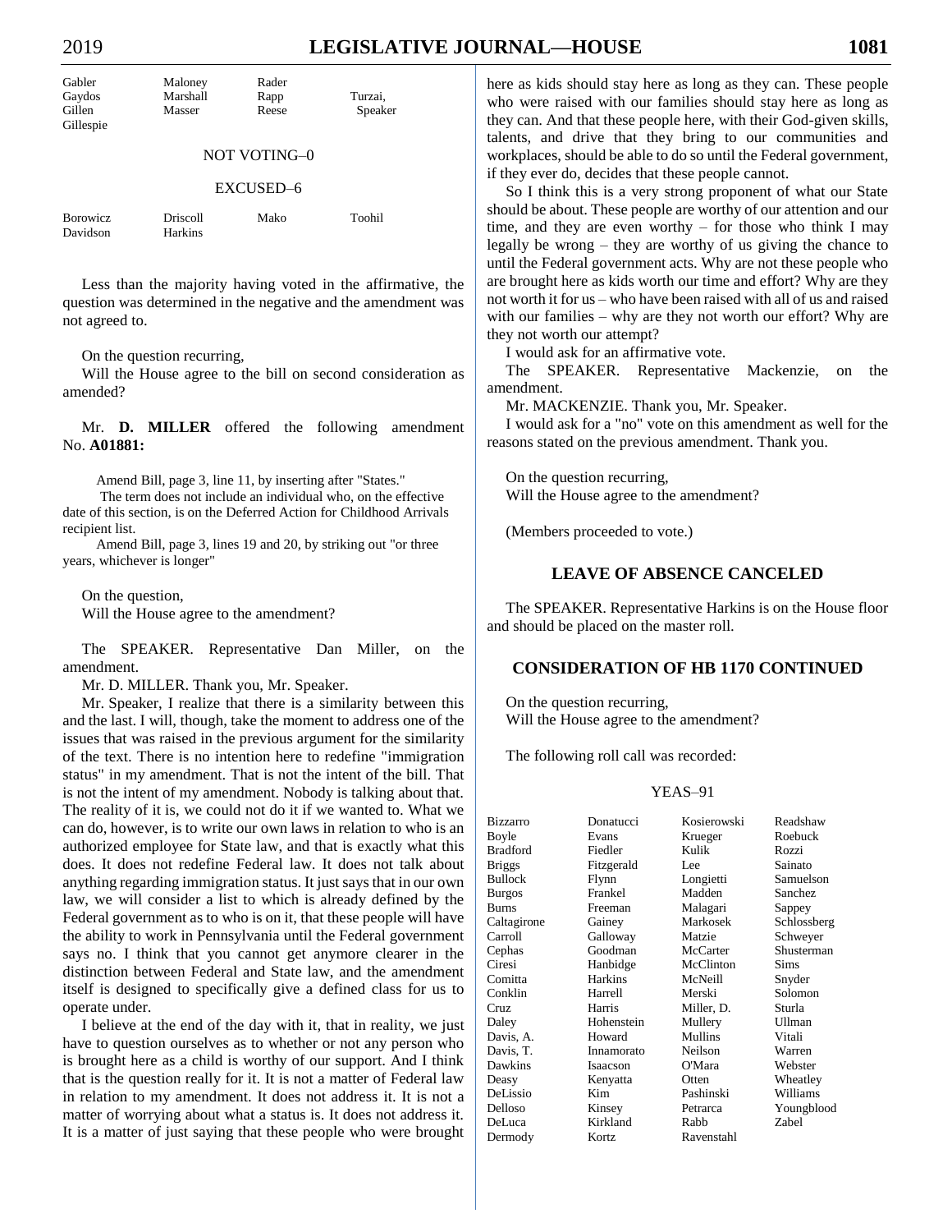| Gabler | Maloney | Rader | |
|---|---|---|---|
| Gaydos | Marshall | Rapp | Turzai, |
| Gillen | Masser | Reese | Speaker |
| Gillespie | | | |

NOT VOTING–0

EXCUSED–6

| Borowicz | Driscoll | Mako | Toohil |
|---|---|---|---|
| Davidson | Harkins | | |

Less than the majority having voted in the affirmative, the question was determined in the negative and the amendment was not agreed to.

On the question recurring,
Will the House agree to the bill on second consideration as amended?

Mr. **D. MILLER** offered the following amendment No. **A01881:**

Amend Bill, page 3, line 11, by inserting after "States."
The term does not include an individual who, on the effective date of this section, is on the Deferred Action for Childhood Arrivals recipient list.
Amend Bill, page 3, lines 19 and 20, by striking out "or three years, whichever is longer"

On the question,
Will the House agree to the amendment?

The SPEAKER. Representative Dan Miller, on the amendment.

Mr. D. MILLER. Thank you, Mr. Speaker.

Mr. Speaker, I realize that there is a similarity between this and the last. I will, though, take the moment to address one of the issues that was raised in the previous argument for the similarity of the text. There is no intention here to redefine "immigration status" in my amendment. That is not the intent of the bill. That is not the intent of my amendment. Nobody is talking about that. The reality of it is, we could not do it if we wanted to. What we can do, however, is to write our own laws in relation to who is an authorized employee for State law, and that is exactly what this does. It does not redefine Federal law. It does not talk about anything regarding immigration status. It just says that in our own law, we will consider a list to which is already defined by the Federal government as to who is on it, that these people will have the ability to work in Pennsylvania until the Federal government says no. I think that you cannot get anymore clearer in the distinction between Federal and State law, and the amendment itself is designed to specifically give a defined class for us to operate under.

I believe at the end of the day with it, that in reality, we just have to question ourselves as to whether or not any person who is brought here as a child is worthy of our support. And I think that is the question really for it. It is not a matter of Federal law in relation to my amendment. It does not address it. It is not a matter of worrying about what a status is. It does not address it. It is a matter of just saying that these people who were brought here as kids should stay here as long as they can. These people who were raised with our families should stay here as long as they can. And that these people here, with their God-given skills, talents, and drive that they bring to our communities and workplaces, should be able to do so until the Federal government, if they ever do, decides that these people cannot.

So I think this is a very strong proponent of what our State should be about. These people are worthy of our attention and our time, and they are even worthy – for those who think I may legally be wrong – they are worthy of us giving the chance to until the Federal government acts. Why are not these people who are brought here as kids worth our time and effort? Why are they not worth it for us – who have been raised with all of us and raised with our families – why are they not worth our effort? Why are they not worth our attempt?

I would ask for an affirmative vote.

The SPEAKER. Representative Mackenzie, on the amendment.

Mr. MACKENZIE. Thank you, Mr. Speaker.

I would ask for a "no" vote on this amendment as well for the reasons stated on the previous amendment. Thank you.

On the question recurring,
Will the House agree to the amendment?

(Members proceeded to vote.)

## LEAVE OF ABSENCE CANCELED

The SPEAKER. Representative Harkins is on the House floor and should be placed on the master roll.

## CONSIDERATION OF HB 1170 CONTINUED

On the question recurring,
Will the House agree to the amendment?

The following roll call was recorded:

YEAS–91

| Bizzarro | Donatucci | Kosierowski | Readshaw |
|---|---|---|---|
| Boyle | Evans | Krueger | Roebuck |
| Bradford | Fiedler | Kulik | Rozzi |
| Briggs | Fitzgerald | Lee | Sainato |
| Bullock | Flynn | Longietti | Samuelson |
| Burgos | Frankel | Madden | Sanchez |
| Burns | Freeman | Malagari | Sappey |
| Caltagirone | Gainey | Markosek | Schlossberg |
| Carroll | Galloway | Matzie | Schweyer |
| Cephas | Goodman | McCarter | Shusterman |
| Ciresi | Hanbidge | McClinton | Sims |
| Comitta | Harkins | McNeill | Snyder |
| Conklin | Harrell | Merski | Solomon |
| Cruz | Harris | Miller, D. | Sturla |
| Daley | Hohenstein | Mullery | Ullman |
| Davis, A. | Howard | Mullins | Vitali |
| Davis, T. | Innamorato | Neilson | Warren |
| Dawkins | Isaacson | O'Mara | Webster |
| Deasy | Kenyatta | Otten | Wheatley |
| DeLissio | Kim | Pashinski | Williams |
| Delloso | Kinsey | Petrarca | Youngblood |
| DeLuca | Kirkland | Rabb | Zabel |
| Dermody | Kortz | Ravenstahl | |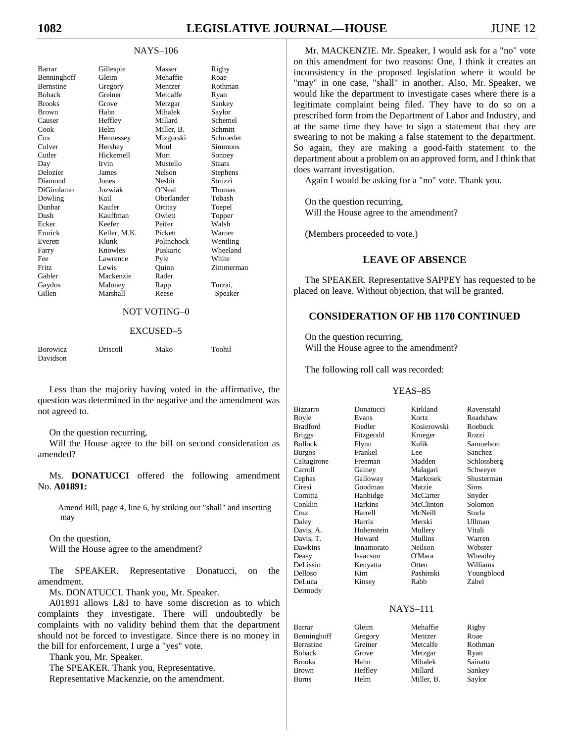NAYS–106

| | | | |
|---|---|---|---|
| Barrar | Gillespie | Masser | Rigby |
| Benninghoff | Gleim | Mehaffie | Roae |
| Bernstine | Gregory | Mentzer | Rothman |
| Boback | Greiner | Metcalfe | Ryan |
| Brooks | Grove | Metzgar | Sankey |
| Brown | Hahn | Mihalek | Saylor |
| Causer | Heffley | Millard | Schemel |
| Cook | Helm | Miller, B. | Schmitt |
| Cox | Hennessey | Mizgorski | Schroeder |
| Culver | Hershey | Moul | Simmons |
| Cutler | Hickernell | Murt | Sonney |
| Day | Irvin | Mustello | Staats |
| Delozier | James | Nelson | Stephens |
| Diamond | Jones | Nesbit | Struzzi |
| DiGirolamo | Jozwiak | O'Neal | Thomas |
| Dowling | Kail | Oberlander | Tobash |
| Dunbar | Kaufer | Ortitay | Toepel |
| Dush | Kauffman | Owlett | Topper |
| Ecker | Keefer | Peifer | Walsh |
| Emrick | Keller, M.K. | Pickett | Warner |
| Everett | Klunk | Polinchock | Wentling |
| Farry | Knowles | Puskaric | Wheeland |
| Fee | Lawrence | Pyle | White |
| Fritz | Lewis | Quinn | Zimmerman |
| Gabler | Mackenzie | Rader | |
| Gaydos | Maloney | Rapp | Turzai, |
| Gillen | Marshall | Reese | Speaker |

NOT VOTING–0

EXCUSED–5

| | | | |
|---|---|---|---|
| Borowicz | Driscoll | Mako | Toohil |
| Davidson | | | |

Less than the majority having voted in the affirmative, the question was determined in the negative and the amendment was not agreed to.

On the question recurring,
Will the House agree to the bill on second consideration as amended?

Ms. **DONATUCCI** offered the following amendment No. **A01891:**

> Amend Bill, page 4, line 6, by striking out "shall" and inserting may

On the question,
Will the House agree to the amendment?

The SPEAKER. Representative Donatucci, on the amendment.

Ms. DONATUCCI. Thank you, Mr. Speaker.

A01891 allows L&I to have some discretion as to which complaints they investigate. There will undoubtedly be complaints with no validity behind them that the department should not be forced to investigate. Since there is no money in the bill for enforcement, I urge a "yes" vote.

Thank you, Mr. Speaker.

The SPEAKER. Thank you, Representative.

Representative Mackenzie, on the amendment.

Mr. MACKENZIE. Mr. Speaker, I would ask for a "no" vote on this amendment for two reasons: One, I think it creates an inconsistency in the proposed legislation where it would be "may" in one case, "shall" in another. Also, Mr. Speaker, we would like the department to investigate cases where there is a legitimate complaint being filed. They have to do so on a prescribed form from the Department of Labor and Industry, and at the same time they have to sign a statement that they are swearing to not be making a false statement to the department. So again, they are making a good-faith statement to the department about a problem on an approved form, and I think that does warrant investigation.

Again I would be asking for a "no" vote. Thank you.

On the question recurring,
Will the House agree to the amendment?

(Members proceeded to vote.)

## LEAVE OF ABSENCE

The SPEAKER. Representative SAPPEY has requested to be placed on leave. Without objection, that will be granted.

## CONSIDERATION OF HB 1170 CONTINUED

On the question recurring,
Will the House agree to the amendment?

The following roll call was recorded:

YEAS–85

| | | | |
|---|---|---|---|
| Bizzarro | Donatucci | Kirkland | Ravenstahl |
| Boyle | Evans | Kortz | Readshaw |
| Bradford | Fiedler | Kosierowski | Roebuck |
| Briggs | Fitzgerald | Krueger | Rozzi |
| Bullock | Flynn | Kulik | Samuelson |
| Burgos | Frankel | Lee | Sanchez |
| Caltagirone | Freeman | Madden | Schlossberg |
| Carroll | Gainey | Malagari | Schweyer |
| Cephas | Galloway | Markosek | Shusterman |
| Ciresi | Goodman | Matzie | Sims |
| Comitta | Hanbidge | McCarter | Snyder |
| Conklin | Harkins | McClinton | Solomon |
| Cruz | Harrell | McNeill | Sturla |
| Daley | Harris | Merski | Ullman |
| Davis, A. | Hohenstein | Mullery | Vitali |
| Davis, T. | Howard | Mullins | Warren |
| Dawkins | Innamorato | Neilson | Webster |
| Deasy | Isaacson | O'Mara | Wheatley |
| DeLissio | Kenyatta | Otten | Williams |
| Delloso | Kim | Pashinski | Youngblood |
| DeLuca | Kinsey | Rabb | Zabel |
| Dermody | | | |

NAYS–111

| | | | |
|---|---|---|---|
| Barrar | Gleim | Mehaffie | Rigby |
| Benninghoff | Gregory | Mentzer | Roae |
| Bernstine | Greiner | Metcalfe | Rothman |
| Boback | Grove | Metzgar | Ryan |
| Brooks | Hahn | Mihalek | Sainato |
| Brown | Heffley | Millard | Sankey |
| Burns | Helm | Miller, B. | Saylor |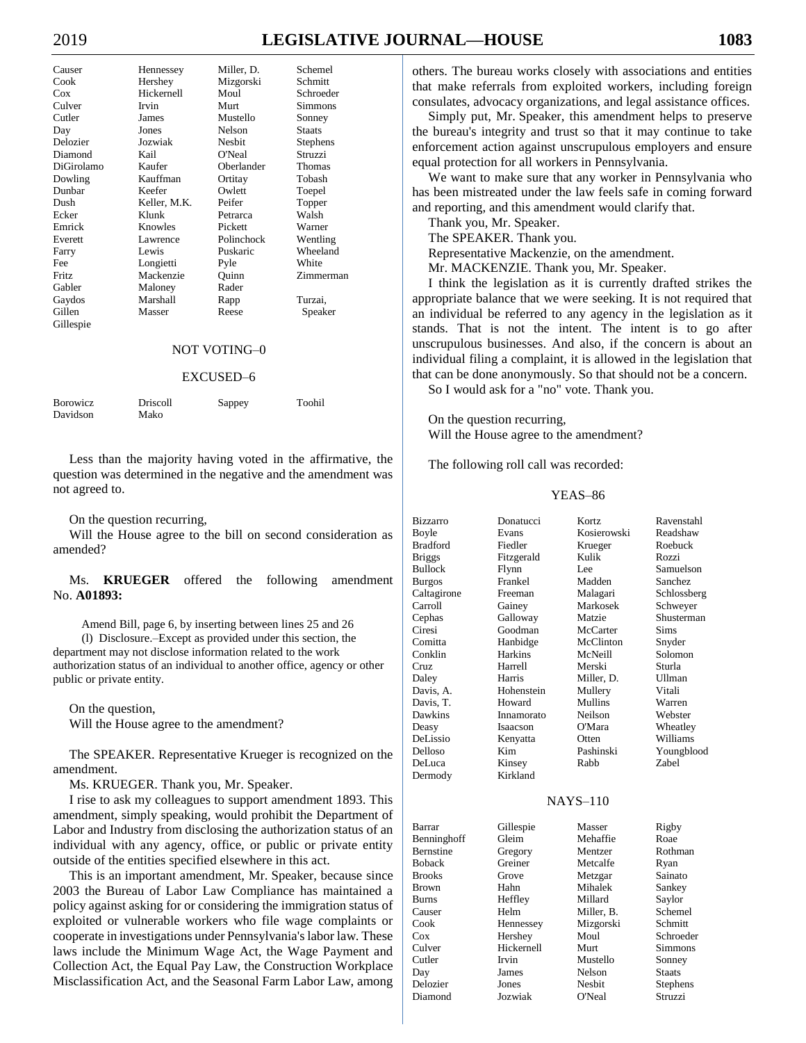| | | | |
|---|---|---|---|
| Causer | Hennessey | Miller, D. | Schemel |
| Cook | Hershey | Mizgorski | Schmitt |
| Cox | Hickernell | Moul | Schroeder |
| Culver | Irvin | Murt | Simmons |
| Cutler | James | Mustello | Sonney |
| Day | Jones | Nelson | Staats |
| Delozier | Jozwiak | Nesbit | Stephens |
| Diamond | Kail | O'Neal | Struzzi |
| DiGirolamo | Kaufer | Oberlander | Thomas |
| Dowling | Kauffman | Ortitay | Tobash |
| Dunbar | Keefer | Owlett | Toepel |
| Dush | Keller, M.K. | Peifer | Topper |
| Ecker | Klunk | Petrarca | Walsh |
| Emrick | Knowles | Pickett | Warner |
| Everett | Lawrence | Polinchock | Wentling |
| Farry | Lewis | Puskaric | Wheeland |
| Fee | Longietti | Pyle | White |
| Fritz | Mackenzie | Quinn | Zimmerman |
| Gabler | Maloney | Rader | |
| Gaydos | Marshall | Rapp | Turzai, |
| Gillen | Masser | Reese | Speaker |
| Gillespie | | | |

NOT VOTING–0

EXCUSED–6

| | | | |
|---|---|---|---|
| Borowicz | Driscoll | Sappey | Toohil |
| Davidson | Mako | | |

Less than the majority having voted in the affirmative, the question was determined in the negative and the amendment was not agreed to.

On the question recurring,
Will the House agree to the bill on second consideration as amended?

Ms. **KRUEGER** offered the following amendment No. **A01893:**

Amend Bill, page 6, by inserting between lines 25 and 26
(l) Disclosure.–Except as provided under this section, the department may not disclose information related to the work authorization status of an individual to another office, agency or other public or private entity.

On the question,
Will the House agree to the amendment?

The SPEAKER. Representative Krueger is recognized on the amendment.

Ms. KRUEGER. Thank you, Mr. Speaker.

I rise to ask my colleagues to support amendment 1893. This amendment, simply speaking, would prohibit the Department of Labor and Industry from disclosing the authorization status of an individual with any agency, office, or public or private entity outside of the entities specified elsewhere in this act.

This is an important amendment, Mr. Speaker, because since 2003 the Bureau of Labor Law Compliance has maintained a policy against asking for or considering the immigration status of exploited or vulnerable workers who file wage complaints or cooperate in investigations under Pennsylvania's labor law. These laws include the Minimum Wage Act, the Wage Payment and Collection Act, the Equal Pay Law, the Construction Workplace Misclassification Act, and the Seasonal Farm Labor Law, among others. The bureau works closely with associations and entities that make referrals from exploited workers, including foreign consulates, advocacy organizations, and legal assistance offices.

Simply put, Mr. Speaker, this amendment helps to preserve the bureau's integrity and trust so that it may continue to take enforcement action against unscrupulous employers and ensure equal protection for all workers in Pennsylvania.

We want to make sure that any worker in Pennsylvania who has been mistreated under the law feels safe in coming forward and reporting, and this amendment would clarify that.

Thank you, Mr. Speaker.

The SPEAKER. Thank you.

Representative Mackenzie, on the amendment.

Mr. MACKENZIE. Thank you, Mr. Speaker.

I think the legislation as it is currently drafted strikes the appropriate balance that we were seeking. It is not required that an individual be referred to any agency in the legislation as it stands. That is not the intent. The intent is to go after unscrupulous businesses. And also, if the concern is about an individual filing a complaint, it is allowed in the legislation that that can be done anonymously. So that should not be a concern.

So I would ask for a "no" vote. Thank you.

On the question recurring,
Will the House agree to the amendment?

The following roll call was recorded:

YEAS–86

| | | | |
|---|---|---|---|
| Bizzarro | Donatucci | Kortz | Ravenstahl |
| Boyle | Evans | Kosierowski | Readshaw |
| Bradford | Fiedler | Krueger | Roebuck |
| Briggs | Fitzgerald | Kulik | Rozzi |
| Bullock | Flynn | Lee | Samuelson |
| Burgos | Frankel | Madden | Sanchez |
| Caltagirone | Freeman | Malagari | Schlossberg |
| Carroll | Gainey | Markosek | Schweyer |
| Cephas | Galloway | Matzie | Shusterman |
| Ciresi | Goodman | McCarter | Sims |
| Comitta | Hanbidge | McClinton | Snyder |
| Conklin | Harkins | McNeill | Solomon |
| Cruz | Harrell | Merski | Sturla |
| Daley | Harris | Miller, D. | Ullman |
| Davis, A. | Hohenstein | Mullery | Vitali |
| Davis, T. | Howard | Mullins | Warren |
| Dawkins | Innamorato | Neilson | Webster |
| Deasy | Isaacson | O'Mara | Wheatley |
| DeLissio | Kenyatta | Otten | Williams |
| Delloso | Kim | Pashinski | Youngblood |
| DeLuca | Kinsey | Rabb | Zabel |
| Dermody | Kirkland | | |

NAYS–110

| | | | |
|---|---|---|---|
| Barrar | Gillespie | Masser | Rigby |
| Benninghoff | Gleim | Mehaffie | Roae |
| Bernstine | Gregory | Mentzer | Rothman |
| Boback | Greiner | Metcalfe | Ryan |
| Brooks | Grove | Metzgar | Sainato |
| Brown | Hahn | Mihalek | Sankey |
| Burns | Heffley | Millard | Saylor |
| Causer | Helm | Miller, B. | Schemel |
| Cook | Hennessey | Mizgorski | Schmitt |
| Cox | Hershey | Moul | Schroeder |
| Culver | Hickernell | Murt | Simmons |
| Cutler | Irvin | Mustello | Sonney |
| Day | James | Nelson | Staats |
| Delozier | Jones | Nesbit | Stephens |
| Diamond | Jozwiak | O'Neal | Struzzi |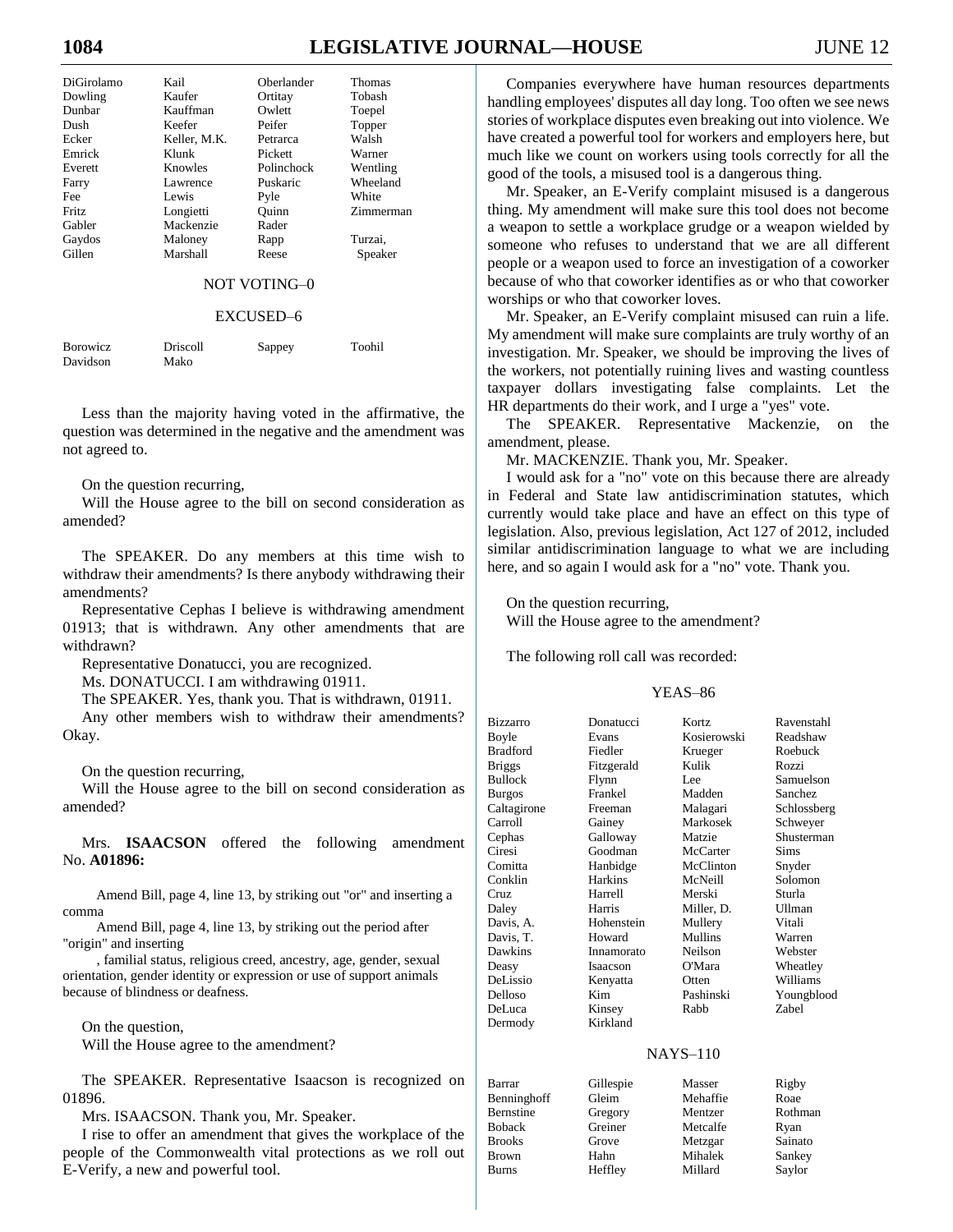| DiGirolamo | Kail | Oberlander | Thomas |
|---|---|---|---|
| Dowling | Kaufer | Ortitay | Tobash |
| Dunbar | Kauffman | Owlett | Toepel |
| Dush | Keefer | Peifer | Topper |
| Ecker | Keller, M.K. | Petrarca | Walsh |
| Emrick | Klunk | Pickett | Warner |
| Everett | Knowles | Polinchock | Wentling |
| Farry | Lawrence | Puskaric | Wheeland |
| Fee | Lewis | Pyle | White |
| Fritz | Longietti | Quinn | Zimmerman |
| Gabler | Mackenzie | Rader | |
| Gaydos | Maloney | Rapp | Turzai, |
| Gillen | Marshall | Reese | Speaker |

NOT VOTING–0

EXCUSED–6

| Borowicz | Driscoll | Sappey | Toohil |
|---|---|---|---|
| Davidson | Mako | | |

Less than the majority having voted in the affirmative, the question was determined in the negative and the amendment was not agreed to.

On the question recurring,

Will the House agree to the bill on second consideration as amended?

The SPEAKER. Do any members at this time wish to withdraw their amendments? Is there anybody withdrawing their amendments?

Representative Cephas I believe is withdrawing amendment 01913; that is withdrawn. Any other amendments that are withdrawn?

Representative Donatucci, you are recognized.

Ms. DONATUCCI. I am withdrawing 01911.

The SPEAKER. Yes, thank you. That is withdrawn, 01911.

Any other members wish to withdraw their amendments? Okay.

On the question recurring,

Will the House agree to the bill on second consideration as amended?

Mrs. **ISAACSON** offered the following amendment No. **A01896:**

Amend Bill, page 4, line 13, by striking out "or" and inserting a comma

Amend Bill, page 4, line 13, by striking out the period after "origin" and inserting

, familial status, religious creed, ancestry, age, gender, sexual orientation, gender identity or expression or use of support animals because of blindness or deafness.

On the question,

Will the House agree to the amendment?

The SPEAKER. Representative Isaacson is recognized on 01896.

Mrs. ISAACSON. Thank you, Mr. Speaker.

I rise to offer an amendment that gives the workplace of the people of the Commonwealth vital protections as we roll out E-Verify, a new and powerful tool.

Companies everywhere have human resources departments handling employees' disputes all day long. Too often we see news stories of workplace disputes even breaking out into violence. We have created a powerful tool for workers and employers here, but much like we count on workers using tools correctly for all the good of the tools, a misused tool is a dangerous thing.

Mr. Speaker, an E-Verify complaint misused is a dangerous thing. My amendment will make sure this tool does not become a weapon to settle a workplace grudge or a weapon wielded by someone who refuses to understand that we are all different people or a weapon used to force an investigation of a coworker because of who that coworker identifies as or who that coworker worships or who that coworker loves.

Mr. Speaker, an E-Verify complaint misused can ruin a life. My amendment will make sure complaints are truly worthy of an investigation. Mr. Speaker, we should be improving the lives of the workers, not potentially ruining lives and wasting countless taxpayer dollars investigating false complaints. Let the HR departments do their work, and I urge a "yes" vote.

The SPEAKER. Representative Mackenzie, on the amendment, please.

Mr. MACKENZIE. Thank you, Mr. Speaker.

I would ask for a "no" vote on this because there are already in Federal and State law antidiscrimination statutes, which currently would take place and have an effect on this type of legislation. Also, previous legislation, Act 127 of 2012, included similar antidiscrimination language to what we are including here, and so again I would ask for a "no" vote. Thank you.

On the question recurring,

Will the House agree to the amendment?

The following roll call was recorded:

YEAS–86

| Bizzarro | Donatucci | Kortz | Ravenstahl |
|---|---|---|---|
| Boyle | Evans | Kosierowski | Readshaw |
| Bradford | Fiedler | Krueger | Roebuck |
| Briggs | Fitzgerald | Kulik | Rozzi |
| Bullock | Flynn | Lee | Samuelson |
| Burgos | Frankel | Madden | Sanchez |
| Caltagirone | Freeman | Malagari | Schlossberg |
| Carroll | Gainey | Markosek | Schweyer |
| Cephas | Galloway | Matzie | Shusterman |
| Ciresi | Goodman | McCarter | Sims |
| Comitta | Hanbidge | McClinton | Snyder |
| Conklin | Harkins | McNeill | Solomon |
| Cruz | Harrell | Merski | Sturla |
| Daley | Harris | Miller, D. | Ullman |
| Davis, A. | Hohenstein | Mullery | Vitali |
| Davis, T. | Howard | Mullins | Warren |
| Dawkins | Innamorato | Neilson | Webster |
| Deasy | Isaacson | O'Mara | Wheatley |
| DeLissio | Kenyatta | Otten | Williams |
| Delloso | Kim | Pashinski | Youngblood |
| DeLuca | Kinsey | Rabb | Zabel |
| Dermody | Kirkland | | |

NAYS–110

| Barrar | Gillespie | Masser | Rigby |
|---|---|---|---|
| Benninghoff | Gleim | Mehaffie | Roae |
| Bernstine | Gregory | Mentzer | Rothman |
| Boback | Greiner | Metcalfe | Ryan |
| Brooks | Grove | Metzgar | Sainato |
| Brown | Hahn | Mihalek | Sankey |
| Burns | Heffley | Millard | Saylor |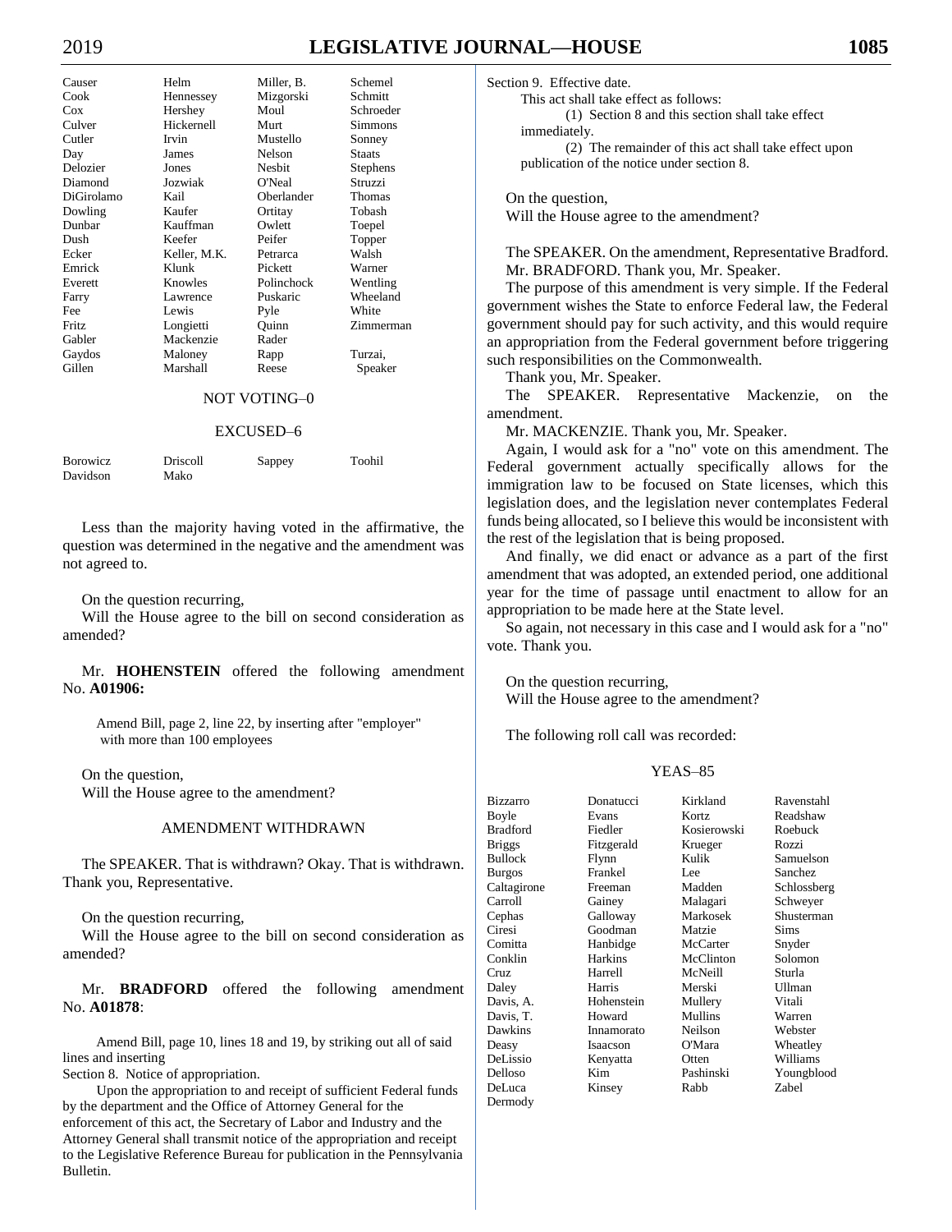| Causer | Helm | Miller, B. | Schemel |
|---|---|---|---|
| Cook | Hennessey | Mizgorski | Schmitt |
| Cox | Hershey | Moul | Schroeder |
| Culver | Hickernell | Murt | Simmons |
| Cutler | Irvin | Mustello | Sonney |
| Day | James | Nelson | Staats |
| Delozier | Jones | Nesbit | Stephens |
| Diamond | Jozwiak | O'Neal | Struzzi |
| DiGirolamo | Kail | Oberlander | Thomas |
| Dowling | Kaufer | Ortitay | Tobash |
| Dunbar | Kauffman | Owlett | Toepel |
| Dush | Keefer | Peifer | Topper |
| Ecker | Keller, M.K. | Petrarca | Walsh |
| Emrick | Klunk | Pickett | Warner |
| Everett | Knowles | Polinchock | Wentling |
| Farry | Lawrence | Puskaric | Wheeland |
| Fee | Lewis | Pyle | White |
| Fritz | Longietti | Quinn | Zimmerman |
| Gabler | Mackenzie | Rader | |
| Gaydos | Maloney | Rapp | Turzai, |
| Gillen | Marshall | Reese | Speaker |

NOT VOTING–0

EXCUSED–6

| Borowicz | Driscoll | Sappey | Toohil |
|---|---|---|---|
| Davidson | Mako | | |

Less than the majority having voted in the affirmative, the question was determined in the negative and the amendment was not agreed to.

On the question recurring,
Will the House agree to the bill on second consideration as amended?

Mr. **HOHENSTEIN** offered the following amendment No. **A01906:**

> Amend Bill, page 2, line 22, by inserting after "employer" with more than 100 employees

On the question,
Will the House agree to the amendment?

AMENDMENT WITHDRAWN

The SPEAKER. That is withdrawn? Okay. That is withdrawn. Thank you, Representative.

On the question recurring,
Will the House agree to the bill on second consideration as amended?

Mr. **BRADFORD** offered the following amendment No. **A01878**:

> Amend Bill, page 10, lines 18 and 19, by striking out all of said lines and inserting
> Section 8. Notice of appropriation.
> Upon the appropriation to and receipt of sufficient Federal funds by the department and the Office of Attorney General for the enforcement of this act, the Secretary of Labor and Industry and the Attorney General shall transmit notice of the appropriation and receipt to the Legislative Reference Bureau for publication in the Pennsylvania Bulletin.
> Section 9. Effective date.
> This act shall take effect as follows:
> (1) Section 8 and this section shall take effect immediately.
> (2) The remainder of this act shall take effect upon publication of the notice under section 8.

On the question,
Will the House agree to the amendment?

The SPEAKER. On the amendment, Representative Bradford.

Mr. BRADFORD. Thank you, Mr. Speaker.

The purpose of this amendment is very simple. If the Federal government wishes the State to enforce Federal law, the Federal government should pay for such activity, and this would require an appropriation from the Federal government before triggering such responsibilities on the Commonwealth.

Thank you, Mr. Speaker.

The SPEAKER. Representative Mackenzie, on the amendment.

Mr. MACKENZIE. Thank you, Mr. Speaker.

Again, I would ask for a "no" vote on this amendment. The Federal government actually specifically allows for the immigration law to be focused on State licenses, which this legislation does, and the legislation never contemplates Federal funds being allocated, so I believe this would be inconsistent with the rest of the legislation that is being proposed.

And finally, we did enact or advance as a part of the first amendment that was adopted, an extended period, one additional year for the time of passage until enactment to allow for an appropriation to be made here at the State level.

So again, not necessary in this case and I would ask for a "no" vote. Thank you.

On the question recurring,
Will the House agree to the amendment?

The following roll call was recorded:

YEAS–85

| Bizzarro | Donatucci | Kirkland | Ravenstahl |
|---|---|---|---|
| Boyle | Evans | Kortz | Readshaw |
| Bradford | Fiedler | Kosierowski | Roebuck |
| Briggs | Fitzgerald | Krueger | Rozzi |
| Bullock | Flynn | Kulik | Samuelson |
| Burgos | Frankel | Lee | Sanchez |
| Caltagirone | Freeman | Madden | Schlossberg |
| Carroll | Gainey | Malagari | Schweyer |
| Cephas | Galloway | Markosek | Shusterman |
| Ciresi | Goodman | Matzie | Sims |
| Comitta | Hanbidge | McCarter | Snyder |
| Conklin | Harkins | McClinton | Solomon |
| Cruz | Harrell | McNeill | Sturla |
| Daley | Harris | Merski | Ullman |
| Davis, A. | Hohenstein | Mullery | Vitali |
| Davis, T. | Howard | Mullins | Warren |
| Dawkins | Innamorato | Neilson | Webster |
| Deasy | Isaacson | O'Mara | Wheatley |
| DeLissio | Kenyatta | Otten | Williams |
| Delloso | Kim | Pashinski | Youngblood |
| DeLuca | Kinsey | Rabb | Zabel |
| Dermody | | | |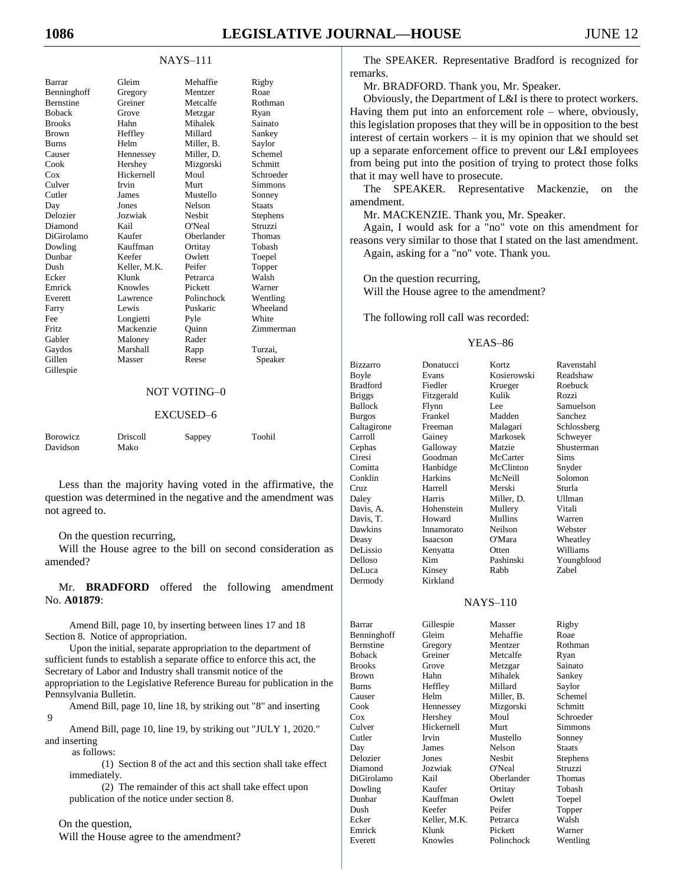NAYS–111

| | | | |
|---|---|---|---|
| Barrar | Gleim | Mehaffie | Rigby |
| Benninghoff | Gregory | Mentzer | Roae |
| Bernstine | Greiner | Metcalfe | Rothman |
| Boback | Grove | Metzgar | Ryan |
| Brooks | Hahn | Mihalek | Sainato |
| Brown | Heffley | Millard | Sankey |
| Burns | Helm | Miller, B. | Saylor |
| Causer | Hennessey | Miller, D. | Schemel |
| Cook | Hershey | Mizgorski | Schmitt |
| Cox | Hickernell | Moul | Schroeder |
| Culver | Irvin | Murt | Simmons |
| Cutler | James | Mustello | Sonney |
| Day | Jones | Nelson | Staats |
| Delozier | Jozwiak | Nesbit | Stephens |
| Diamond | Kail | O'Neal | Struzzi |
| DiGirolamo | Kaufer | Oberlander | Thomas |
| Dowling | Kauffman | Ortitay | Tobash |
| Dunbar | Keefer | Owlett | Toepel |
| Dush | Keller, M.K. | Peifer | Topper |
| Ecker | Klunk | Petrarca | Walsh |
| Emrick | Knowles | Pickett | Warner |
| Everett | Lawrence | Polinchock | Wentling |
| Farry | Lewis | Puskaric | Wheeland |
| Fee | Longietti | Pyle | White |
| Fritz | Mackenzie | Quinn | Zimmerman |
| Gabler | Maloney | Rader | |
| Gaydos | Marshall | Rapp | Turzai, |
| Gillen | Masser | Reese | Speaker |
| Gillespie | | | |

NOT VOTING–0

EXCUSED–6

| | | | |
|---|---|---|---|
| Borowicz | Driscoll | Sappey | Toohil |
| Davidson | Mako | | |

Less than the majority having voted in the affirmative, the question was determined in the negative and the amendment was not agreed to.

On the question recurring,
Will the House agree to the bill on second consideration as amended?

Mr. **BRADFORD** offered the following amendment No. **A01879**:

Amend Bill, page 10, by inserting between lines 17 and 18
Section 8. Notice of appropriation.

Upon the initial, separate appropriation to the department of sufficient funds to establish a separate office to enforce this act, the Secretary of Labor and Industry shall transmit notice of the appropriation to the Legislative Reference Bureau for publication in the Pennsylvania Bulletin.

Amend Bill, page 10, line 18, by striking out "8" and inserting
9

Amend Bill, page 10, line 19, by striking out "JULY 1, 2020." and inserting
as follows:

(1) Section 8 of the act and this section shall take effect immediately.

(2) The remainder of this act shall take effect upon publication of the notice under section 8.

On the question,
Will the House agree to the amendment?

The SPEAKER. Representative Bradford is recognized for remarks.

Mr. BRADFORD. Thank you, Mr. Speaker.

Obviously, the Department of L&I is there to protect workers. Having them put into an enforcement role – where, obviously, this legislation proposes that they will be in opposition to the best interest of certain workers – it is my opinion that we should set up a separate enforcement office to prevent our L&I employees from being put into the position of trying to protect those folks that it may well have to prosecute.

The SPEAKER. Representative Mackenzie, on the amendment.

Mr. MACKENZIE. Thank you, Mr. Speaker.

Again, I would ask for a "no" vote on this amendment for reasons very similar to those that I stated on the last amendment. Again, asking for a "no" vote. Thank you.

On the question recurring,
Will the House agree to the amendment?

The following roll call was recorded:

YEAS–86

| | | | |
|---|---|---|---|
| Bizzarro | Donatucci | Kortz | Ravenstahl |
| Boyle | Evans | Kosierowski | Readshaw |
| Bradford | Fiedler | Krueger | Roebuck |
| Briggs | Fitzgerald | Kulik | Rozzi |
| Bullock | Flynn | Lee | Samuelson |
| Burgos | Frankel | Madden | Sanchez |
| Caltagirone | Freeman | Malagari | Schlossberg |
| Carroll | Gainey | Markosek | Schweyer |
| Cephas | Galloway | Matzie | Shusterman |
| Ciresi | Goodman | McCarter | Sims |
| Comitta | Hanbidge | McClinton | Snyder |
| Conklin | Harkins | McNeill | Solomon |
| Cruz | Harrell | Merski | Sturla |
| Daley | Harris | Miller, D. | Ullman |
| Davis, A. | Hohenstein | Mullery | Vitali |
| Davis, T. | Howard | Mullins | Warren |
| Dawkins | Innamorato | Neilson | Webster |
| Deasy | Isaacson | O'Mara | Wheatley |
| DeLissio | Kenyatta | Otten | Williams |
| Delloso | Kim | Pashinski | Youngblood |
| DeLuca | Kinsey | Rabb | Zabel |
| Dermody | Kirkland | | |

NAYS–110

| | | | |
|---|---|---|---|
| Barrar | Gillespie | Masser | Rigby |
| Benninghoff | Gleim | Mehaffie | Roae |
| Bernstine | Gregory | Mentzer | Rothman |
| Boback | Greiner | Metcalfe | Ryan |
| Brooks | Grove | Metzgar | Sainato |
| Brown | Hahn | Mihalek | Sankey |
| Burns | Heffley | Millard | Saylor |
| Causer | Helm | Miller, B. | Schemel |
| Cook | Hennessey | Mizgorski | Schmitt |
| Cox | Hershey | Moul | Schroeder |
| Culver | Hickernell | Murt | Simmons |
| Cutler | Irvin | Mustello | Sonney |
| Day | James | Nelson | Staats |
| Delozier | Jones | Nesbit | Stephens |
| Diamond | Jozwiak | O'Neal | Struzzi |
| DiGirolamo | Kail | Oberlander | Thomas |
| Dowling | Kaufer | Ortitay | Tobash |
| Dunbar | Kauffman | Owlett | Toepel |
| Dush | Keefer | Peifer | Topper |
| Ecker | Keller, M.K. | Petrarca | Walsh |
| Emrick | Klunk | Pickett | Warner |
| Everett | Knowles | Polinchock | Wentling |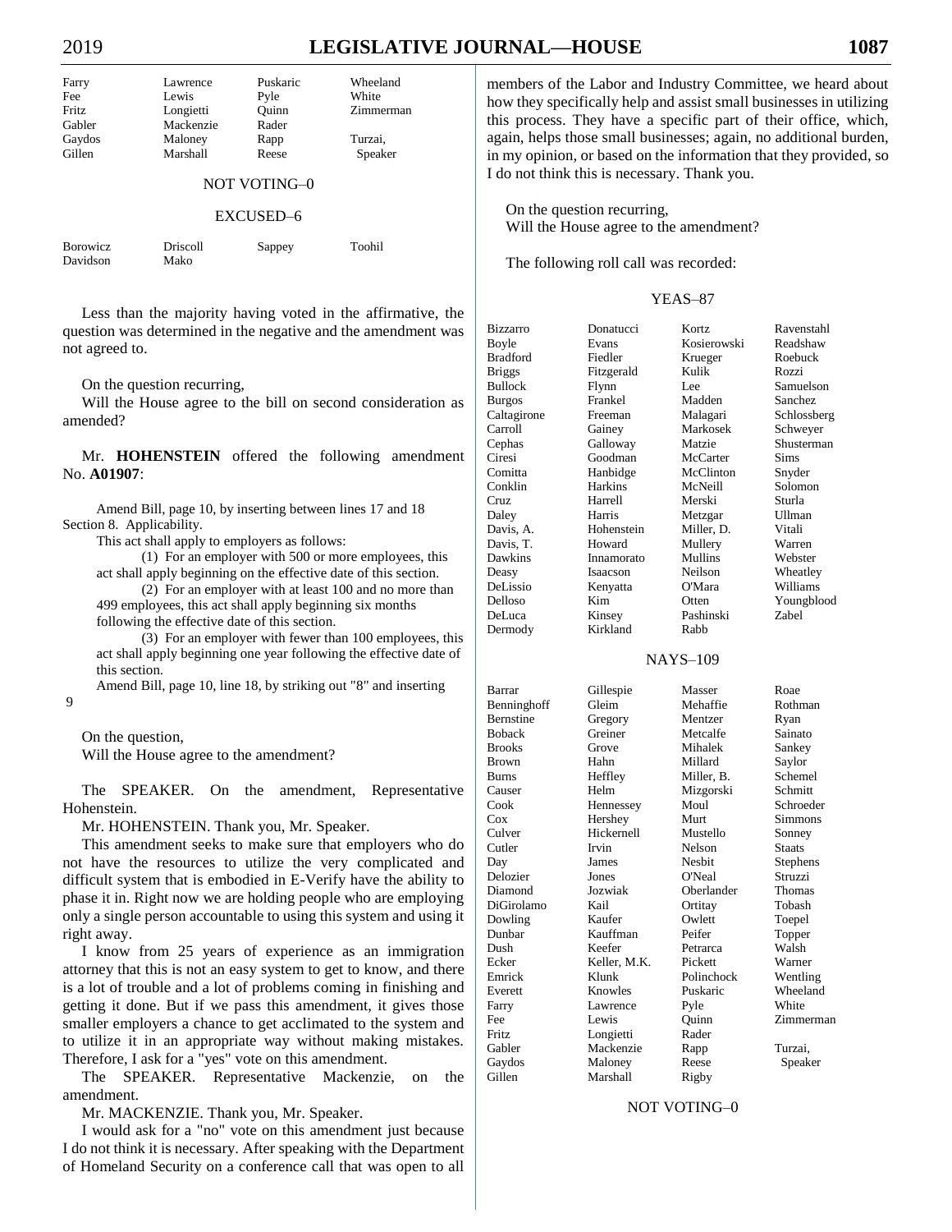| Farry | Lawrence | Puskaric | Wheeland |
|---|---|---|---|
| Fee | Lewis | Pyle | White |
| Fritz | Longietti | Quinn | Zimmerman |
| Gabler | Mackenzie | Rader | |
| Gaydos | Maloney | Rapp | Turzai, |
| Gillen | Marshall | Reese | Speaker |

NOT VOTING–0

EXCUSED–6

| Borowicz | Driscoll | Sappey | Toohil |
|---|---|---|---|
| Davidson | Mako | | |

Less than the majority having voted in the affirmative, the question was determined in the negative and the amendment was not agreed to.

On the question recurring,
Will the House agree to the bill on second consideration as amended?

Mr. **HOHENSTEIN** offered the following amendment No. **A01907**:

Amend Bill, page 10, by inserting between lines 17 and 18
Section 8. Applicability.
This act shall apply to employers as follows:
(1) For an employer with 500 or more employees, this act shall apply beginning on the effective date of this section.
(2) For an employer with at least 100 and no more than 499 employees, this act shall apply beginning six months following the effective date of this section.
(3) For an employer with fewer than 100 employees, this act shall apply beginning one year following the effective date of this section.
Amend Bill, page 10, line 18, by striking out "8" and inserting
9

On the question,
Will the House agree to the amendment?

The SPEAKER. On the amendment, Representative Hohenstein.

Mr. HOHENSTEIN. Thank you, Mr. Speaker.

This amendment seeks to make sure that employers who do not have the resources to utilize the very complicated and difficult system that is embodied in E-Verify have the ability to phase it in. Right now we are holding people who are employing only a single person accountable to using this system and using it right away.

I know from 25 years of experience as an immigration attorney that this is not an easy system to get to know, and there is a lot of trouble and a lot of problems coming in finishing and getting it done. But if we pass this amendment, it gives those smaller employers a chance to get acclimated to the system and to utilize it in an appropriate way without making mistakes. Therefore, I ask for a "yes" vote on this amendment.

The SPEAKER. Representative Mackenzie, on the amendment.

Mr. MACKENZIE. Thank you, Mr. Speaker.

I would ask for a "no" vote on this amendment just because I do not think it is necessary. After speaking with the Department of Homeland Security on a conference call that was open to all members of the Labor and Industry Committee, we heard about how they specifically help and assist small businesses in utilizing this process. They have a specific part of their office, which, again, helps those small businesses; again, no additional burden, in my opinion, or based on the information that they provided, so I do not think this is necessary. Thank you.

On the question recurring,
Will the House agree to the amendment?

The following roll call was recorded:

YEAS–87

| Bizzarro | Donatucci | Kortz | Ravenstahl |
|---|---|---|---|
| Boyle | Evans | Kosierowski | Readshaw |
| Bradford | Fiedler | Krueger | Roebuck |
| Briggs | Fitzgerald | Kulik | Rozzi |
| Bullock | Flynn | Lee | Samuelson |
| Burgos | Frankel | Madden | Sanchez |
| Caltagirone | Freeman | Malagari | Schlossberg |
| Carroll | Gainey | Markosek | Schweyer |
| Cephas | Galloway | Matzie | Shusterman |
| Ciresi | Goodman | McCarter | Sims |
| Comitta | Hanbidge | McClinton | Snyder |
| Conklin | Harkins | McNeill | Solomon |
| Cruz | Harrell | Merski | Sturla |
| Daley | Harris | Metzgar | Ullman |
| Davis, A. | Hohenstein | Miller, D. | Vitali |
| Davis, T. | Howard | Mullery | Warren |
| Dawkins | Innamorato | Mullins | Webster |
| Deasy | Isaacson | Neilson | Wheatley |
| DeLissio | Kenyatta | O'Mara | Williams |
| Delloso | Kim | Otten | Youngblood |
| DeLuca | Kinsey | Pashinski | Zabel |
| Dermody | Kirkland | Rabb | |

NAYS–109

| Barrar | Gillespie | Masser | Roae |
|---|---|---|---|
| Benninghoff | Gleim | Mehaffie | Rothman |
| Bernstine | Gregory | Mentzer | Ryan |
| Boback | Greiner | Metcalfe | Sainato |
| Brooks | Grove | Mihalek | Sankey |
| Brown | Hahn | Millard | Saylor |
| Burns | Heffley | Miller, B. | Schemel |
| Causer | Helm | Mizgorski | Schmitt |
| Cook | Hennessey | Moul | Schroeder |
| Cox | Hershey | Murt | Simmons |
| Culver | Hickernell | Mustello | Sonney |
| Cutler | Irvin | Nelson | Staats |
| Day | James | Nesbit | Stephens |
| Delozier | Jones | O'Neal | Struzzi |
| Diamond | Jozwiak | Oberlander | Thomas |
| DiGirolamo | Kail | Ortitay | Tobash |
| Dowling | Kaufer | Owlett | Toepel |
| Dunbar | Kauffman | Peifer | Topper |
| Dush | Keefer | Petrarca | Walsh |
| Ecker | Keller, M.K. | Pickett | Warner |
| Emrick | Klunk | Polinchock | Wentling |
| Everett | Knowles | Puskaric | Wheeland |
| Farry | Lawrence | Pyle | White |
| Fee | Lewis | Quinn | Zimmerman |
| Fritz | Longietti | Rader | |
| Gabler | Mackenzie | Rapp | Turzai, |
| Gaydos | Maloney | Reese | Speaker |
| Gillen | Marshall | Rigby | |

NOT VOTING–0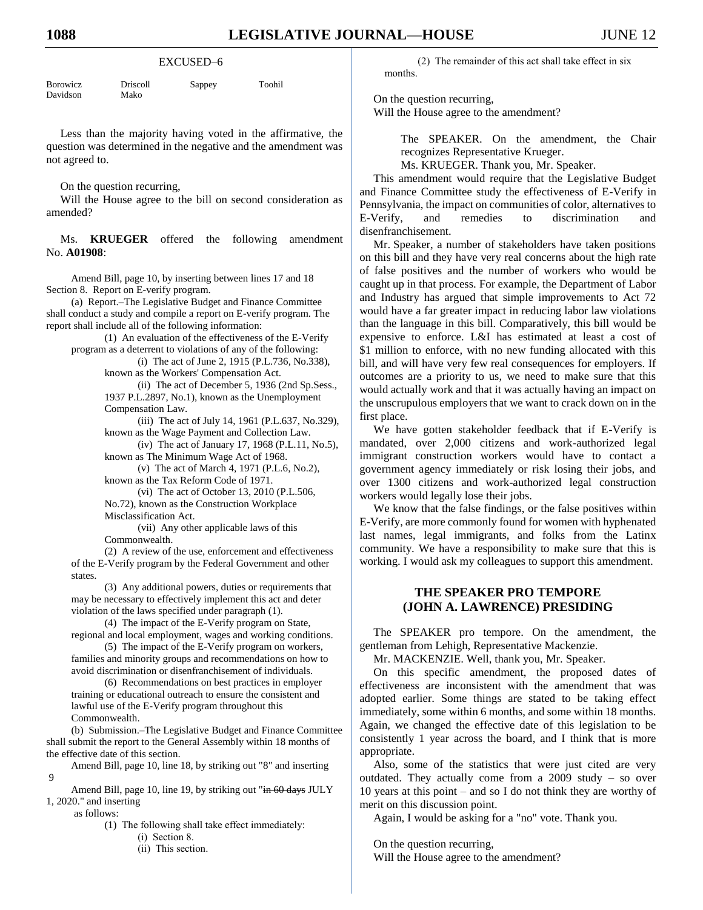EXCUSED–6

| | | | |
|---|---|---|---|
| Borowicz | Driscoll | Sappey | Toohil |
| Davidson | Mako | | |

Less than the majority having voted in the affirmative, the question was determined in the negative and the amendment was not agreed to.

On the question recurring,
Will the House agree to the bill on second consideration as amended?

Ms. **KRUEGER** offered the following amendment No. **A01908**:

Amend Bill, page 10, by inserting between lines 17 and 18
Section 8. Report on E-verify program.
(a) Report.–The Legislative Budget and Finance Committee shall conduct a study and compile a report on E-verify program. The report shall include all of the following information:

(1) An evaluation of the effectiveness of the E-Verify program as a deterrent to violations of any of the following:

(i) The act of June 2, 1915 (P.L.736, No.338), known as the Workers' Compensation Act.

(ii) The act of December 5, 1936 (2nd Sp.Sess., 1937 P.L.2897, No.1), known as the Unemployment Compensation Law.

(iii) The act of July 14, 1961 (P.L.637, No.329), known as the Wage Payment and Collection Law.

(iv) The act of January 17, 1968 (P.L.11, No.5), known as The Minimum Wage Act of 1968.

(v) The act of March 4, 1971 (P.L.6, No.2), known as the Tax Reform Code of 1971.

(vi) The act of October 13, 2010 (P.L.506, No.72), known as the Construction Workplace Misclassification Act.

(vii) Any other applicable laws of this Commonwealth.

(2) A review of the use, enforcement and effectiveness of the E-Verify program by the Federal Government and other states.

(3) Any additional powers, duties or requirements that may be necessary to effectively implement this act and deter violation of the laws specified under paragraph (1).

(4) The impact of the E-Verify program on State, regional and local employment, wages and working conditions.

(5) The impact of the E-Verify program on workers, families and minority groups and recommendations on how to avoid discrimination or disenfranchisement of individuals.

(6) Recommendations on best practices in employer training or educational outreach to ensure the consistent and lawful use of the E-Verify program throughout this Commonwealth.

(b) Submission.–The Legislative Budget and Finance Committee shall submit the report to the General Assembly within 18 months of the effective date of this section.

Amend Bill, page 10, line 18, by striking out "8" and inserting
9

Amend Bill, page 10, line 19, by striking out "~~in 60 days~~ JULY 1, 2020." and inserting
as follows:

(1) The following shall take effect immediately:

(i) Section 8.

(ii) This section.

(2) The remainder of this act shall take effect in six months.

On the question recurring,
Will the House agree to the amendment?

The SPEAKER. On the amendment, the Chair recognizes Representative Krueger.

Ms. KRUEGER. Thank you, Mr. Speaker.

This amendment would require that the Legislative Budget and Finance Committee study the effectiveness of E-Verify in Pennsylvania, the impact on communities of color, alternatives to E-Verify, and remedies to discrimination and disenfranchisement.

Mr. Speaker, a number of stakeholders have taken positions on this bill and they have very real concerns about the high rate of false positives and the number of workers who would be caught up in that process. For example, the Department of Labor and Industry has argued that simple improvements to Act 72 would have a far greater impact in reducing labor law violations than the language in this bill. Comparatively, this bill would be expensive to enforce. L&I has estimated at least a cost of $1 million to enforce, with no new funding allocated with this bill, and will have very few real consequences for employers. If outcomes are a priority to us, we need to make sure that this would actually work and that it was actually having an impact on the unscrupulous employers that we want to crack down on in the first place.

We have gotten stakeholder feedback that if E-Verify is mandated, over 2,000 citizens and work-authorized legal immigrant construction workers would have to contact a government agency immediately or risk losing their jobs, and over 1300 citizens and work-authorized legal construction workers would legally lose their jobs.

We know that the false findings, or the false positives within E-Verify, are more commonly found for women with hyphenated last names, legal immigrants, and folks from the Latinx community. We have a responsibility to make sure that this is working. I would ask my colleagues to support this amendment.

## THE SPEAKER PRO TEMPORE (JOHN A. LAWRENCE) PRESIDING

The SPEAKER pro tempore. On the amendment, the gentleman from Lehigh, Representative Mackenzie.

Mr. MACKENZIE. Well, thank you, Mr. Speaker.

On this specific amendment, the proposed dates of effectiveness are inconsistent with the amendment that was adopted earlier. Some things are stated to be taking effect immediately, some within 6 months, and some within 18 months. Again, we changed the effective date of this legislation to be consistently 1 year across the board, and I think that is more appropriate.

Also, some of the statistics that were just cited are very outdated. They actually come from a 2009 study – so over 10 years at this point – and so I do not think they are worthy of merit on this discussion point.

Again, I would be asking for a "no" vote. Thank you.

On the question recurring,
Will the House agree to the amendment?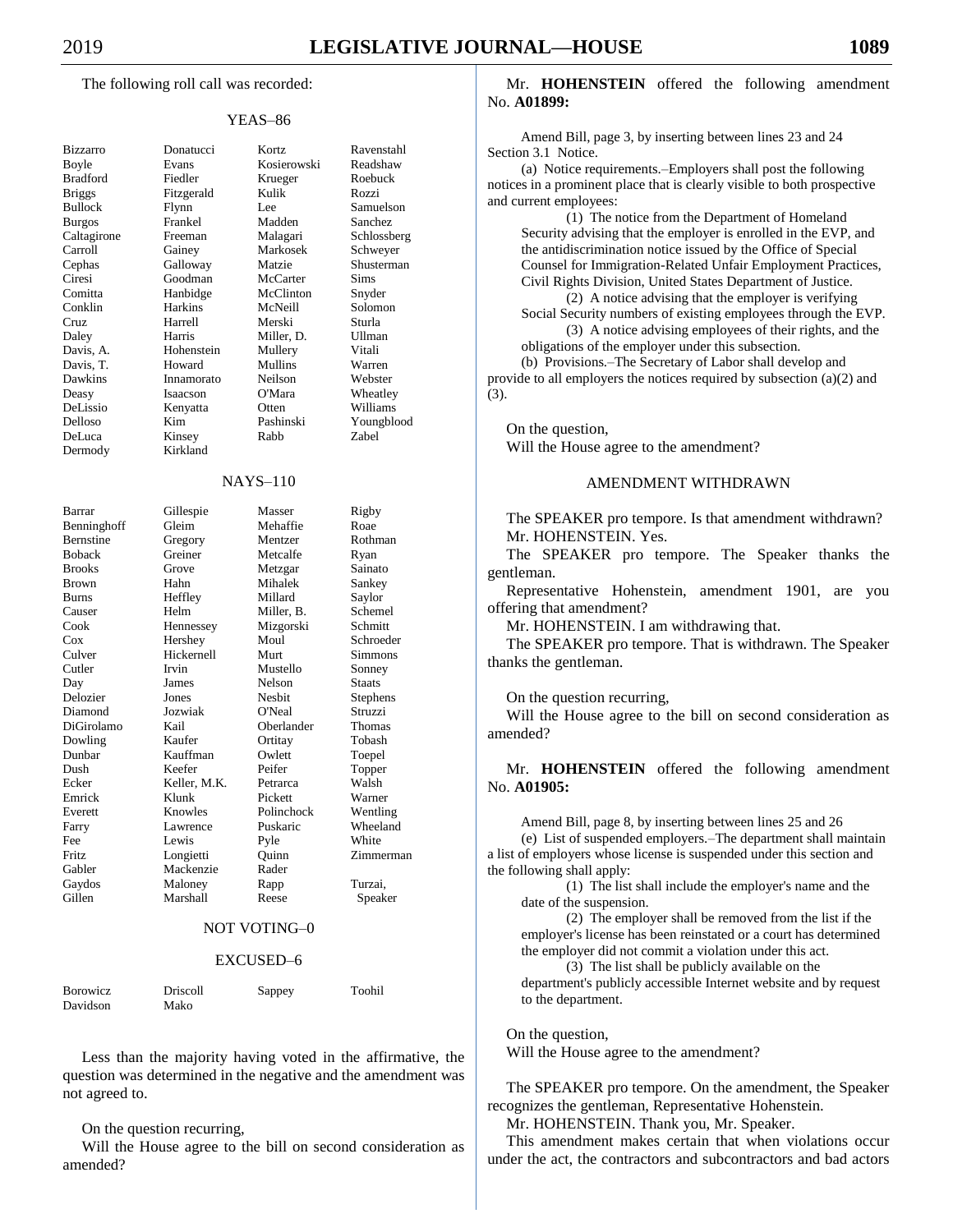The following roll call was recorded:

YEAS–86

| | | | |
|---|---|---|---|
| Bizzarro | Donatucci | Kortz | Ravenstahl |
| Boyle | Evans | Kosierowski | Readshaw |
| Bradford | Fiedler | Krueger | Roebuck |
| Briggs | Fitzgerald | Kulik | Rozzi |
| Bullock | Flynn | Lee | Samuelson |
| Burgos | Frankel | Madden | Sanchez |
| Caltagirone | Freeman | Malagari | Schlossberg |
| Carroll | Gainey | Markosek | Schweyer |
| Cephas | Galloway | Matzie | Shusterman |
| Ciresi | Goodman | McCarter | Sims |
| Comitta | Hanbidge | McClinton | Snyder |
| Conklin | Harkins | McNeill | Solomon |
| Cruz | Harrell | Merski | Sturla |
| Daley | Harris | Miller, D. | Ullman |
| Davis, A. | Hohenstein | Mullery | Vitali |
| Davis, T. | Howard | Mullins | Warren |
| Dawkins | Innamorato | Neilson | Webster |
| Deasy | Isaacson | O'Mara | Wheatley |
| DeLissio | Kenyatta | Otten | Williams |
| Delloso | Kim | Pashinski | Youngblood |
| DeLuca | Kinsey | Rabb | Zabel |
| Dermody | Kirkland | | |

NAYS–110

| | | | |
|---|---|---|---|
| Barrar | Gillespie | Masser | Rigby |
| Benninghoff | Gleim | Mehaffie | Roae |
| Bernstine | Gregory | Mentzer | Rothman |
| Boback | Greiner | Metcalfe | Ryan |
| Brooks | Grove | Metzgar | Sainato |
| Brown | Hahn | Mihalek | Sankey |
| Burns | Heffley | Millard | Saylor |
| Causer | Helm | Miller, B. | Schemel |
| Cook | Hennessey | Mizgorski | Schmitt |
| Cox | Hershey | Moul | Schroeder |
| Culver | Hickernell | Murt | Simmons |
| Cutler | Irvin | Mustello | Sonney |
| Day | James | Nelson | Staats |
| Delozier | Jones | Nesbit | Stephens |
| Diamond | Jozwiak | O'Neal | Struzzi |
| DiGirolamo | Kail | Oberlander | Thomas |
| Dowling | Kaufer | Ortitay | Tobash |
| Dunbar | Kauffman | Owlett | Toepel |
| Dush | Keefer | Peifer | Topper |
| Ecker | Keller, M.K. | Petrarca | Walsh |
| Emrick | Klunk | Pickett | Warner |
| Everett | Knowles | Polinchock | Wentling |
| Farry | Lawrence | Puskaric | Wheeland |
| Fee | Lewis | Pyle | White |
| Fritz | Longietti | Quinn | Zimmerman |
| Gabler | Mackenzie | Rader | |
| Gaydos | Maloney | Rapp | Turzai, |
| Gillen | Marshall | Reese | Speaker |

NOT VOTING–0

EXCUSED–6

| | | | |
|---|---|---|---|
| Borowicz | Driscoll | Sappey | Toohil |
| Davidson | Mako | | |

Less than the majority having voted in the affirmative, the question was determined in the negative and the amendment was not agreed to.

On the question recurring,
Will the House agree to the bill on second consideration as amended?

Mr. **HOHENSTEIN** offered the following amendment No. **A01899:**

Amend Bill, page 3, by inserting between lines 23 and 24
Section 3.1 Notice.
(a) Notice requirements.–Employers shall post the following notices in a prominent place that is clearly visible to both prospective and current employees:
(1) The notice from the Department of Homeland Security advising that the employer is enrolled in the EVP, and the antidiscrimination notice issued by the Office of Special Counsel for Immigration-Related Unfair Employment Practices, Civil Rights Division, United States Department of Justice.
(2) A notice advising that the employer is verifying Social Security numbers of existing employees through the EVP.
(3) A notice advising employees of their rights, and the obligations of the employer under this subsection.
(b) Provisions.–The Secretary of Labor shall develop and provide to all employers the notices required by subsection (a)(2) and (3).

On the question,
Will the House agree to the amendment?

AMENDMENT WITHDRAWN

The SPEAKER pro tempore. Is that amendment withdrawn?
Mr. HOHENSTEIN. Yes.
The SPEAKER pro tempore. The Speaker thanks the gentleman.
Representative Hohenstein, amendment 1901, are you offering that amendment?
Mr. HOHENSTEIN. I am withdrawing that.
The SPEAKER pro tempore. That is withdrawn. The Speaker thanks the gentleman.

On the question recurring,
Will the House agree to the bill on second consideration as amended?

Mr. **HOHENSTEIN** offered the following amendment No. **A01905:**

Amend Bill, page 8, by inserting between lines 25 and 26
(e) List of suspended employers.–The department shall maintain a list of employers whose license is suspended under this section and the following shall apply:
(1) The list shall include the employer's name and the date of the suspension.
(2) The employer shall be removed from the list if the employer's license has been reinstated or a court has determined the employer did not commit a violation under this act.
(3) The list shall be publicly available on the department's publicly accessible Internet website and by request to the department.

On the question,
Will the House agree to the amendment?

The SPEAKER pro tempore. On the amendment, the Speaker recognizes the gentleman, Representative Hohenstein.
Mr. HOHENSTEIN. Thank you, Mr. Speaker.
This amendment makes certain that when violations occur under the act, the contractors and subcontractors and bad actors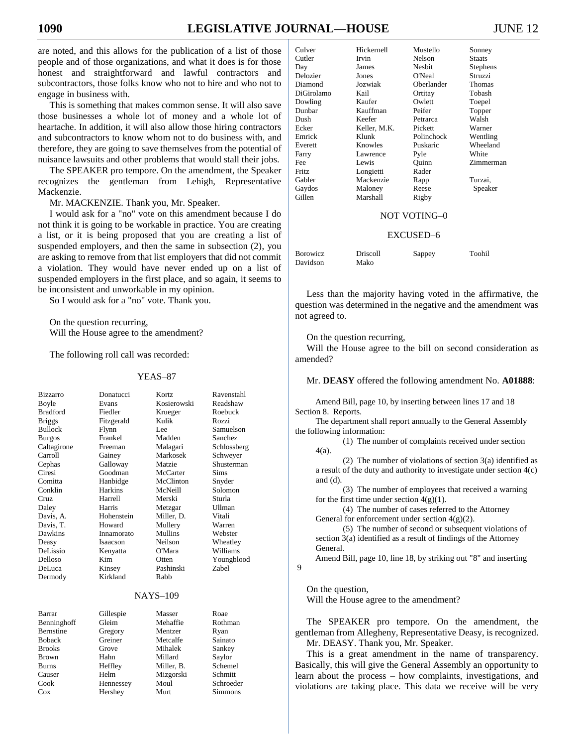are noted, and this allows for the publication of a list of those people and of those organizations, and what it does is for those honest and straightforward and lawful contractors and subcontractors, those folks know who not to hire and who not to engage in business with.

This is something that makes common sense. It will also save those businesses a whole lot of money and a whole lot of heartache. In addition, it will also allow those hiring contractors and subcontractors to know whom not to do business with, and therefore, they are going to save themselves from the potential of nuisance lawsuits and other problems that would stall their jobs.

The SPEAKER pro tempore. On the amendment, the Speaker recognizes the gentleman from Lehigh, Representative Mackenzie.

Mr. MACKENZIE. Thank you, Mr. Speaker.

I would ask for a "no" vote on this amendment because I do not think it is going to be workable in practice. You are creating a list, or it is being proposed that you are creating a list of suspended employers, and then the same in subsection (2), you are asking to remove from that list employers that did not commit a violation. They would have never ended up on a list of suspended employers in the first place, and so again, it seems to be inconsistent and unworkable in my opinion.

So I would ask for a "no" vote. Thank you.

On the question recurring,
Will the House agree to the amendment?

The following roll call was recorded:

YEAS–87

| | | | |
|---|---|---|---|
| Bizzarro | Donatucci | Kortz | Ravenstahl |
| Boyle | Evans | Kosierowski | Readshaw |
| Bradford | Fiedler | Krueger | Roebuck |
| Briggs | Fitzgerald | Kulik | Rozzi |
| Bullock | Flynn | Lee | Samuelson |
| Burgos | Frankel | Madden | Sanchez |
| Caltagirone | Freeman | Malagari | Schlossberg |
| Carroll | Gainey | Markosek | Schweyer |
| Cephas | Galloway | Matzie | Shusterman |
| Ciresi | Goodman | McCarter | Sims |
| Comitta | Hanbidge | McClinton | Snyder |
| Conklin | Harkins | McNeill | Solomon |
| Cruz | Harrell | Merski | Sturla |
| Daley | Harris | Metzgar | Ullman |
| Davis, A. | Hohenstein | Miller, D. | Vitali |
| Davis, T. | Howard | Mullery | Warren |
| Dawkins | Innamorato | Mullins | Webster |
| Deasy | Isaacson | Neilson | Wheatley |
| DeLissio | Kenyatta | O'Mara | Williams |
| Delloso | Kim | Otten | Youngblood |
| DeLuca | Kinsey | Pashinski | Zabel |
| Dermody | Kirkland | Rabb | |

NAYS–109

| | | | |
|---|---|---|---|
| Barrar | Gillespie | Masser | Roae |
| Benninghoff | Gleim | Mehaffie | Rothman |
| Bernstine | Gregory | Mentzer | Ryan |
| Boback | Greiner | Metcalfe | Sainato |
| Brooks | Grove | Mihalek | Sankey |
| Brown | Hahn | Millard | Saylor |
| Burns | Heffley | Miller, B. | Schemel |
| Causer | Helm | Mizgorski | Schmitt |
| Cook | Hennessey | Moul | Schroeder |
| Cox | Hershey | Murt | Simmons |
| Culver | Hickernell | Mustello | Sonney |
| Cutler | Irvin | Nelson | Staats |
| Day | James | Nesbit | Stephens |
| Delozier | Jones | O'Neal | Struzzi |
| Diamond | Jozwiak | Oberlander | Thomas |
| DiGirolamo | Kail | Ortitay | Tobash |
| Dowling | Kaufer | Owlett | Toepel |
| Dunbar | Kauffman | Peifer | Topper |
| Dush | Keefer | Petrarca | Walsh |
| Ecker | Keller, M.K. | Pickett | Warner |
| Emrick | Klunk | Polinchock | Wentling |
| Everett | Knowles | Puskaric | Wheeland |
| Farry | Lawrence | Pyle | White |
| Fee | Lewis | Quinn | Zimmerman |
| Fritz | Longietti | Rader | |
| Gabler | Mackenzie | Rapp | Turzai, |
| Gaydos | Maloney | Reese | Speaker |
| Gillen | Marshall | Rigby | |

NOT VOTING–0

EXCUSED–6

| | | | |
|---|---|---|---|
| Borowicz | Driscoll | Sappey | Toohil |
| Davidson | Mako | | |

Less than the majority having voted in the affirmative, the question was determined in the negative and the amendment was not agreed to.

On the question recurring,
Will the House agree to the bill on second consideration as amended?

Mr. **DEASY** offered the following amendment No. **A01888**:

Amend Bill, page 10, by inserting between lines 17 and 18
Section 8. Reports.
The department shall report annually to the General Assembly the following information:
(1) The number of complaints received under section 4(a).
(2) The number of violations of section 3(a) identified as a result of the duty and authority to investigate under section 4(c) and (d).
(3) The number of employees that received a warning for the first time under section 4(g)(1).
(4) The number of cases referred to the Attorney General for enforcement under section 4(g)(2).
(5) The number of second or subsequent violations of section 3(a) identified as a result of findings of the Attorney General.
Amend Bill, page 10, line 18, by striking out "8" and inserting
9

On the question,
Will the House agree to the amendment?

The SPEAKER pro tempore. On the amendment, the gentleman from Allegheny, Representative Deasy, is recognized.

Mr. DEASY. Thank you, Mr. Speaker.

This is a great amendment in the name of transparency. Basically, this will give the General Assembly an opportunity to learn about the process – how complaints, investigations, and violations are taking place. This data we receive will be very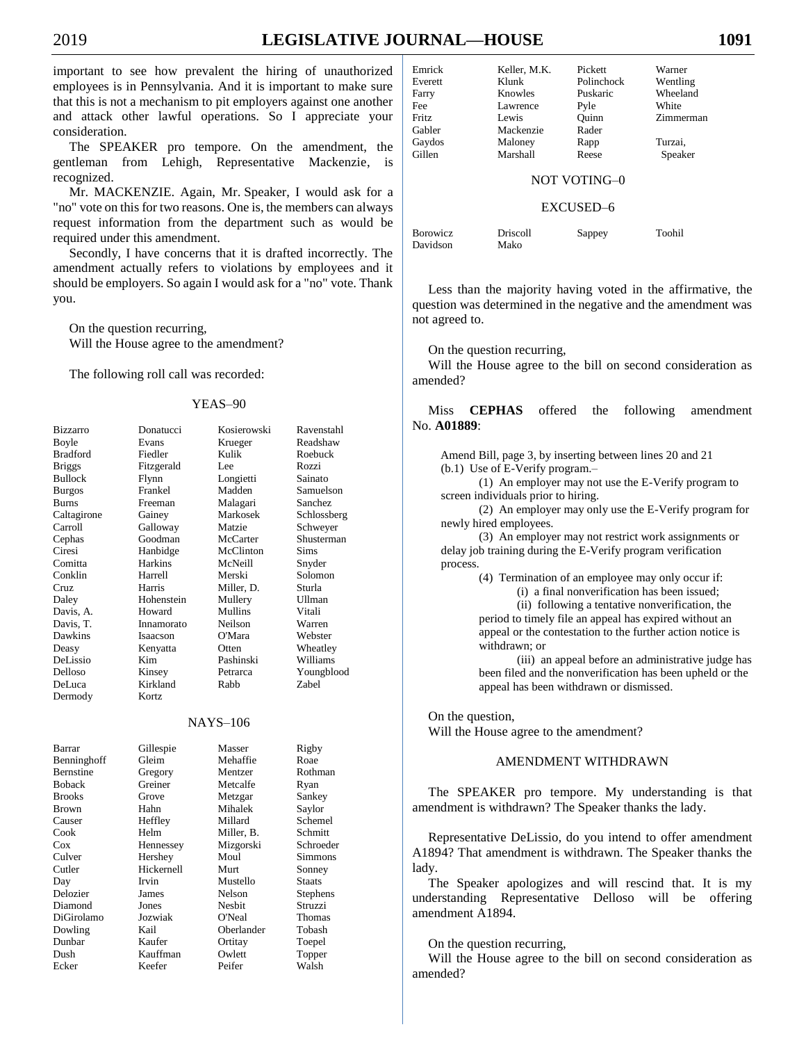important to see how prevalent the hiring of unauthorized employees is in Pennsylvania. And it is important to make sure that this is not a mechanism to pit employers against one another and attack other lawful operations. So I appreciate your consideration.

The SPEAKER pro tempore. On the amendment, the gentleman from Lehigh, Representative Mackenzie, is recognized.

Mr. MACKENZIE. Again, Mr. Speaker, I would ask for a "no" vote on this for two reasons. One is, the members can always request information from the department such as would be required under this amendment.

Secondly, I have concerns that it is drafted incorrectly. The amendment actually refers to violations by employees and it should be employers. So again I would ask for a "no" vote. Thank you.

On the question recurring,
Will the House agree to the amendment?

The following roll call was recorded:

YEAS–90

| | | | |
|---|---|---|---|
| Bizzarro | Donatucci | Kosierowski | Ravenstahl |
| Boyle | Evans | Krueger | Readshaw |
| Bradford | Fiedler | Kulik | Roebuck |
| Briggs | Fitzgerald | Lee | Rozzi |
| Bullock | Flynn | Longietti | Sainato |
| Burgos | Frankel | Madden | Samuelson |
| Burns | Freeman | Malagari | Sanchez |
| Caltagirone | Gainey | Markosek | Schlossberg |
| Carroll | Galloway | Matzie | Schweyer |
| Cephas | Goodman | McCarter | Shusterman |
| Ciresi | Hanbidge | McClinton | Sims |
| Comitta | Harkins | McNeill | Snyder |
| Conklin | Harrell | Merski | Solomon |
| Cruz | Harris | Miller, D. | Sturla |
| Daley | Hohenstein | Mullery | Ullman |
| Davis, A. | Howard | Mullins | Vitali |
| Davis, T. | Innamorato | Neilson | Warren |
| Dawkins | Isaacson | O'Mara | Webster |
| Deasy | Kenyatta | Otten | Wheatley |
| DeLissio | Kim | Pashinski | Williams |
| Delloso | Kinsey | Petrarca | Youngblood |
| DeLuca | Kirkland | Rabb | Zabel |
| Dermody | Kortz | | |

NAYS–106

| | | | |
|---|---|---|---|
| Barrar | Gillespie | Masser | Rigby |
| Benninghoff | Gleim | Mehaffie | Roae |
| Bernstine | Gregory | Mentzer | Rothman |
| Boback | Greiner | Metcalfe | Ryan |
| Brooks | Grove | Metzgar | Sankey |
| Brown | Hahn | Mihalek | Saylor |
| Causer | Heffley | Millard | Schemel |
| Cook | Helm | Miller, B. | Schmitt |
| Cox | Hennessey | Mizgorski | Schroeder |
| Culver | Hershey | Moul | Simmons |
| Cutler | Hickernell | Murt | Sonney |
| Day | Irvin | Mustello | Staats |
| Delozier | James | Nelson | Stephens |
| Diamond | Jones | Nesbit | Struzzi |
| DiGirolamo | Jozwiak | O'Neal | Thomas |
| Dowling | Kail | Oberlander | Tobash |
| Dunbar | Kaufer | Ortitay | Toepel |
| Dush | Kauffman | Owlett | Topper |
| Ecker | Keefer | Peifer | Walsh |
| Emrick | Keller, M.K. | Pickett | Warner |
| Everett | Klunk | Polinchock | Wentling |
| Farry | Knowles | Puskaric | Wheeland |
| Fee | Lawrence | Pyle | White |
| Fritz | Lewis | Quinn | Zimmerman |
| Gabler | Mackenzie | Rader | |
| Gaydos | Maloney | Rapp | Turzai, |
| Gillen | Marshall | Reese | Speaker |

NOT VOTING–0

EXCUSED–6

| | | | |
|---|---|---|---|
| Borowicz | Driscoll | Sappey | Toohil |
| Davidson | Mako | | |

Less than the majority having voted in the affirmative, the question was determined in the negative and the amendment was not agreed to.

On the question recurring,
Will the House agree to the bill on second consideration as amended?

Miss **CEPHAS** offered the following amendment No. **A01889**:

> Amend Bill, page 3, by inserting between lines 20 and 21
> (b.1) Use of E-Verify program.–
> (1) An employer may not use the E-Verify program to screen individuals prior to hiring.
> (2) An employer may only use the E-Verify program for newly hired employees.
> (3) An employer may not restrict work assignments or delay job training during the E-Verify program verification process.
> (4) Termination of an employee may only occur if:
> (i) a final nonverification has been issued;
> (ii) following a tentative nonverification, the period to timely file an appeal has expired without an appeal or the contestation to the further action notice is withdrawn; or
> (iii) an appeal before an administrative judge has been filed and the nonverification has been upheld or the appeal has been withdrawn or dismissed.

On the question,
Will the House agree to the amendment?

AMENDMENT WITHDRAWN

The SPEAKER pro tempore. My understanding is that amendment is withdrawn? The Speaker thanks the lady.

Representative DeLissio, do you intend to offer amendment A1894? That amendment is withdrawn. The Speaker thanks the lady.

The Speaker apologizes and will rescind that. It is my understanding Representative Delloso will be offering amendment A1894.

On the question recurring,
Will the House agree to the bill on second consideration as amended?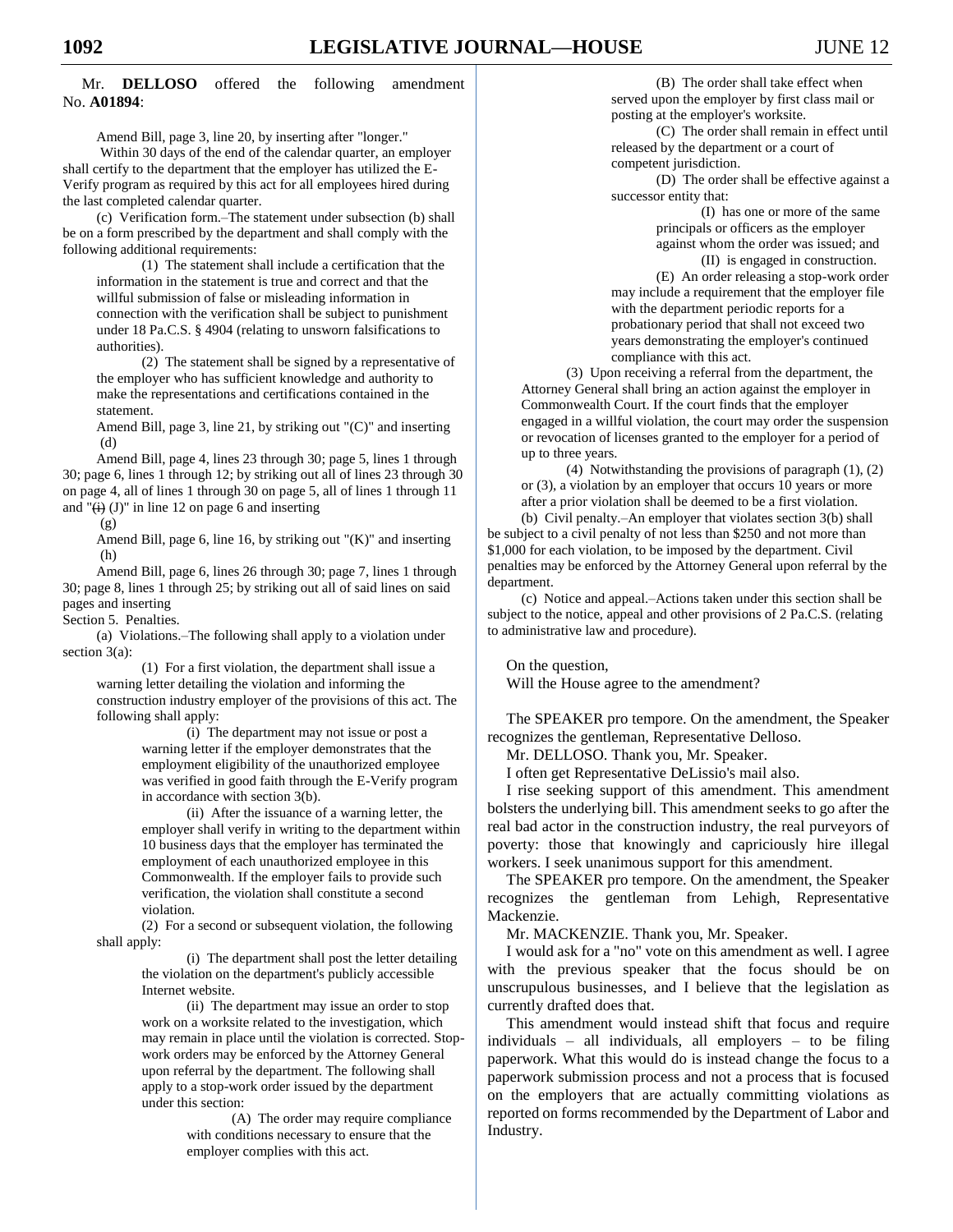Mr. **DELLOSO** offered the following amendment No. **A01894**:

Amend Bill, page 3, line 20, by inserting after "longer."

Within 30 days of the end of the calendar quarter, an employer shall certify to the department that the employer has utilized the E-Verify program as required by this act for all employees hired during the last completed calendar quarter.

(c) Verification form.–The statement under subsection (b) shall be on a form prescribed by the department and shall comply with the following additional requirements:

(1) The statement shall include a certification that the information in the statement is true and correct and that the willful submission of false or misleading information in connection with the verification shall be subject to punishment under 18 Pa.C.S. § 4904 (relating to unsworn falsifications to authorities).

(2) The statement shall be signed by a representative of the employer who has sufficient knowledge and authority to make the representations and certifications contained in the statement.

Amend Bill, page 3, line 21, by striking out "(C)" and inserting (d)

Amend Bill, page 4, lines 23 through 30; page 5, lines 1 through 30; page 6, lines 1 through 12; by striking out all of lines 23 through 30 on page 4, all of lines 1 through 30 on page 5, all of lines 1 through 11 and "~~(i)~~ (J)" in line 12 on page 6 and inserting

(g)

Amend Bill, page 6, line 16, by striking out "(K)" and inserting (h)

Amend Bill, page 6, lines 26 through 30; page 7, lines 1 through 30; page 8, lines 1 through 25; by striking out all of said lines on said pages and inserting

Section 5. Penalties.

(a) Violations.–The following shall apply to a violation under section 3(a):

(1) For a first violation, the department shall issue a warning letter detailing the violation and informing the construction industry employer of the provisions of this act. The following shall apply:

(i) The department may not issue or post a warning letter if the employer demonstrates that the employment eligibility of the unauthorized employee was verified in good faith through the E-Verify program in accordance with section 3(b).

(ii) After the issuance of a warning letter, the employer shall verify in writing to the department within 10 business days that the employer has terminated the employment of each unauthorized employee in this Commonwealth. If the employer fails to provide such verification, the violation shall constitute a second violation.

(2) For a second or subsequent violation, the following shall apply:

(i) The department shall post the letter detailing the violation on the department's publicly accessible Internet website.

(ii) The department may issue an order to stop work on a worksite related to the investigation, which may remain in place until the violation is corrected. Stop-work orders may be enforced by the Attorney General upon referral by the department. The following shall apply to a stop-work order issued by the department under this section:

(A) The order may require compliance with conditions necessary to ensure that the employer complies with this act.

(B) The order shall take effect when served upon the employer by first class mail or posting at the employer's worksite.

(C) The order shall remain in effect until released by the department or a court of competent jurisdiction.

(D) The order shall be effective against a successor entity that:

(I) has one or more of the same principals or officers as the employer against whom the order was issued; and

(II) is engaged in construction.

(E) An order releasing a stop-work order may include a requirement that the employer file with the department periodic reports for a probationary period that shall not exceed two years demonstrating the employer's continued compliance with this act.

(3) Upon receiving a referral from the department, the Attorney General shall bring an action against the employer in Commonwealth Court. If the court finds that the employer engaged in a willful violation, the court may order the suspension or revocation of licenses granted to the employer for a period of up to three years.

(4) Notwithstanding the provisions of paragraph (1), (2) or (3), a violation by an employer that occurs 10 years or more after a prior violation shall be deemed to be a first violation.

(b) Civil penalty.–An employer that violates section 3(b) shall be subject to a civil penalty of not less than $250 and not more than $1,000 for each violation, to be imposed by the department. Civil penalties may be enforced by the Attorney General upon referral by the department.

(c) Notice and appeal.–Actions taken under this section shall be subject to the notice, appeal and other provisions of 2 Pa.C.S. (relating to administrative law and procedure).

On the question,
Will the House agree to the amendment?

The SPEAKER pro tempore. On the amendment, the Speaker recognizes the gentleman, Representative Delloso.

Mr. DELLOSO. Thank you, Mr. Speaker.

I often get Representative DeLissio's mail also.

I rise seeking support of this amendment. This amendment bolsters the underlying bill. This amendment seeks to go after the real bad actor in the construction industry, the real purveyors of poverty: those that knowingly and capriciously hire illegal workers. I seek unanimous support for this amendment.

The SPEAKER pro tempore. On the amendment, the Speaker recognizes the gentleman from Lehigh, Representative Mackenzie.

Mr. MACKENZIE. Thank you, Mr. Speaker.

I would ask for a "no" vote on this amendment as well. I agree with the previous speaker that the focus should be on unscrupulous businesses, and I believe that the legislation as currently drafted does that.

This amendment would instead shift that focus and require individuals – all individuals, all employers – to be filing paperwork. What this would do is instead change the focus to a paperwork submission process and not a process that is focused on the employers that are actually committing violations as reported on forms recommended by the Department of Labor and Industry.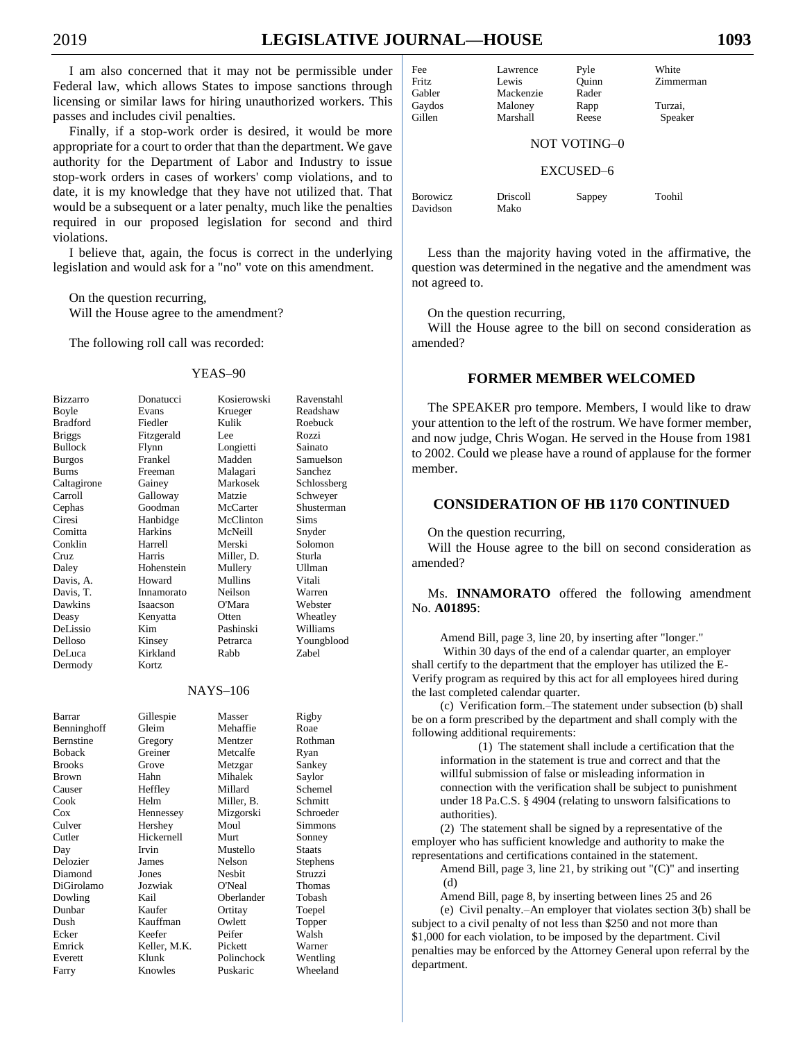I am also concerned that it may not be permissible under Federal law, which allows States to impose sanctions through licensing or similar laws for hiring unauthorized workers. This passes and includes civil penalties.

Finally, if a stop-work order is desired, it would be more appropriate for a court to order that than the department. We gave authority for the Department of Labor and Industry to issue stop-work orders in cases of workers' comp violations, and to date, it is my knowledge that they have not utilized that. That would be a subsequent or a later penalty, much like the penalties required in our proposed legislation for second and third violations.

I believe that, again, the focus is correct in the underlying legislation and would ask for a "no" vote on this amendment.

On the question recurring,
Will the House agree to the amendment?

The following roll call was recorded:

YEAS–90

| | | | |
|---|---|---|---|
| Bizzarro | Donatucci | Kosierowski | Ravenstahl |
| Boyle | Evans | Krueger | Readshaw |
| Bradford | Fiedler | Kulik | Roebuck |
| Briggs | Fitzgerald | Lee | Rozzi |
| Bullock | Flynn | Longietti | Sainato |
| Burgos | Frankel | Madden | Samuelson |
| Burns | Freeman | Malagari | Sanchez |
| Caltagirone | Gainey | Markosek | Schlossberg |
| Carroll | Galloway | Matzie | Schweyer |
| Cephas | Goodman | McCarter | Shusterman |
| Ciresi | Hanbidge | McClinton | Sims |
| Comitta | Harkins | McNeill | Snyder |
| Conklin | Harrell | Merski | Solomon |
| Cruz | Harris | Miller, D. | Sturla |
| Daley | Hohenstein | Mullery | Ullman |
| Davis, A. | Howard | Mullins | Vitali |
| Davis, T. | Innamorato | Neilson | Warren |
| Dawkins | Isaacson | O'Mara | Webster |
| Deasy | Kenyatta | Otten | Wheatley |
| DeLissio | Kim | Pashinski | Williams |
| Delloso | Kinsey | Petrarca | Youngblood |
| DeLuca | Kirkland | Rabb | Zabel |
| Dermody | Kortz | | |

NAYS–106

| | | | |
|---|---|---|---|
| Barrar | Gillespie | Masser | Rigby |
| Benninghoff | Gleim | Mehaffie | Roae |
| Bernstine | Gregory | Mentzer | Rothman |
| Boback | Greiner | Metcalfe | Ryan |
| Brooks | Grove | Metzgar | Sankey |
| Brown | Hahn | Mihalek | Saylor |
| Causer | Heffley | Millard | Schemel |
| Cook | Helm | Miller, B. | Schmitt |
| Cox | Hennessey | Mizgorski | Schroeder |
| Culver | Hershey | Moul | Simmons |
| Cutler | Hickernell | Murt | Sonney |
| Day | Irvin | Mustello | Staats |
| Delozier | James | Nelson | Stephens |
| Diamond | Jones | Nesbit | Struzzi |
| DiGirolamo | Jozwiak | O'Neal | Thomas |
| Dowling | Kail | Oberlander | Tobash |
| Dunbar | Kaufer | Ortitay | Toepel |
| Dush | Kauffman | Owlett | Topper |
| Ecker | Keefer | Peifer | Walsh |
| Emrick | Keller, M.K. | Pickett | Warner |
| Everett | Klunk | Polinchock | Wentling |
| Farry | Knowles | Puskaric | Wheeland |
| Fee | Lawrence | Pyle | White |
| Fritz | Lewis | Quinn | Zimmerman |
| Gabler | Mackenzie | Rader | |
| Gaydos | Maloney | Rapp | Turzai, |
| Gillen | Marshall | Reese | Speaker |

NOT VOTING–0

EXCUSED–6

| | | | |
|---|---|---|---|
| Borowicz | Driscoll | Sappey | Toohil |
| Davidson | Mako | | |

Less than the majority having voted in the affirmative, the question was determined in the negative and the amendment was not agreed to.

On the question recurring,
Will the House agree to the bill on second consideration as amended?

## FORMER MEMBER WELCOMED

The SPEAKER pro tempore. Members, I would like to draw your attention to the left of the rostrum. We have former member, and now judge, Chris Wogan. He served in the House from 1981 to 2002. Could we please have a round of applause for the former member.

## CONSIDERATION OF HB 1170 CONTINUED

On the question recurring,
Will the House agree to the bill on second consideration as amended?

Ms. **INNAMORATO** offered the following amendment No. **A01895**:

Amend Bill, page 3, line 20, by inserting after "longer."

Within 30 days of the end of a calendar quarter, an employer shall certify to the department that the employer has utilized the E-Verify program as required by this act for all employees hired during the last completed calendar quarter.

(c) Verification form.–The statement under subsection (b) shall be on a form prescribed by the department and shall comply with the following additional requirements:

(1) The statement shall include a certification that the information in the statement is true and correct and that the willful submission of false or misleading information in connection with the verification shall be subject to punishment under 18 Pa.C.S. § 4904 (relating to unsworn falsifications to authorities).

(2) The statement shall be signed by a representative of the employer who has sufficient knowledge and authority to make the representations and certifications contained in the statement.

Amend Bill, page 3, line 21, by striking out "(C)" and inserting (d)

Amend Bill, page 8, by inserting between lines 25 and 26

(e) Civil penalty.–An employer that violates section 3(b) shall be subject to a civil penalty of not less than $250 and not more than $1,000 for each violation, to be imposed by the department. Civil penalties may be enforced by the Attorney General upon referral by the department.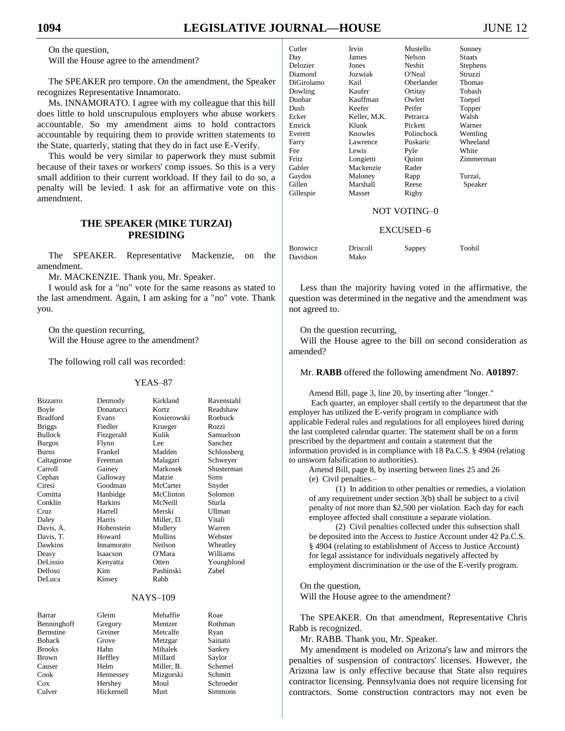On the question,
Will the House agree to the amendment?

The SPEAKER pro tempore. On the amendment, the Speaker recognizes Representative Innamorato.

Ms. INNAMORATO. I agree with my colleague that this bill does little to hold unscrupulous employers who abuse workers accountable. So my amendment aims to hold contractors accountable by requiring them to provide written statements to the State, quarterly, stating that they do in fact use E-Verify.

This would be very similar to paperwork they must submit because of their taxes or workers' comp issues. So this is a very small addition to their current workload. If they fail to do so, a penalty will be levied. I ask for an affirmative vote on this amendment.

### THE SPEAKER (MIKE TURZAI) PRESIDING

The SPEAKER. Representative Mackenzie, on the amendment.

Mr. MACKENZIE. Thank you, Mr. Speaker.

I would ask for a "no" vote for the same reasons as stated to the last amendment. Again, I am asking for a "no" vote. Thank you.

On the question recurring,
Will the House agree to the amendment?

The following roll call was recorded:

YEAS–87

| | | | |
|---|---|---|---|
| Bizzarro | Dermody | Kirkland | Ravenstahl |
| Boyle | Donatucci | Kortz | Readshaw |
| Bradford | Evans | Kosierowski | Roebuck |
| Briggs | Fiedler | Krueger | Rozzi |
| Bullock | Fitzgerald | Kulik | Samuelson |
| Burgos | Flynn | Lee | Sanchez |
| Burns | Frankel | Madden | Schlossberg |
| Caltagirone | Freeman | Malagari | Schweyer |
| Carroll | Gainey | Markosek | Shusterman |
| Cephas | Galloway | Matzie | Sims |
| Ciresi | Goodman | McCarter | Snyder |
| Comitta | Hanbidge | McClinton | Solomon |
| Conklin | Harkins | McNeill | Sturla |
| Cruz | Harrell | Merski | Ullman |
| Daley | Harris | Miller, D. | Vitali |
| Davis, A. | Hohenstein | Mullery | Warren |
| Davis, T. | Howard | Mullins | Webster |
| Dawkins | Innamorato | Neilson | Wheatley |
| Deasy | Isaacson | O'Mara | Williams |
| DeLissio | Kenyatta | Otten | Youngblood |
| Delloso | Kim | Pashinski | Zabel |
| DeLuca | Kinsey | Rabb | |

NAYS–109

| | | | |
|---|---|---|---|
| Barrar | Gleim | Mehaffie | Roae |
| Benninghoff | Gregory | Mentzer | Rothman |
| Bernstine | Greiner | Metcalfe | Ryan |
| Boback | Grove | Metzgar | Sainato |
| Brooks | Hahn | Mihalek | Sankey |
| Brown | Heffley | Millard | Saylor |
| Causer | Helm | Miller, B. | Schemel |
| Cook | Hennessey | Mizgorski | Schmitt |
| Cox | Hershey | Moul | Schroeder |
| Culver | Hickernell | Murt | Simmons |
| Cutler | Irvin | Mustello | Sonney |
| Day | James | Nelson | Staats |
| Delozier | Jones | Nesbit | Stephens |
| Diamond | Jozwiak | O'Neal | Struzzi |
| DiGirolamo | Kail | Oberlander | Thomas |
| Dowling | Kaufer | Ortitay | Tobash |
| Dunbar | Kauffman | Owlett | Toepel |
| Dush | Keefer | Peifer | Topper |
| Ecker | Keller, M.K. | Petrarca | Walsh |
| Emrick | Klunk | Pickett | Warner |
| Everett | Knowles | Polinchock | Wentling |
| Farry | Lawrence | Puskaric | Wheeland |
| Fee | Lewis | Pyle | White |
| Fritz | Longietti | Quinn | Zimmerman |
| Gabler | Mackenzie | Rader | |
| Gaydos | Maloney | Rapp | Turzai, |
| Gillen | Marshall | Reese | Speaker |
| Gillespie | Masser | Rigby | |

NOT VOTING–0

EXCUSED–6

| | | | |
|---|---|---|---|
| Borowicz | Driscoll | Sappey | Toohil |
| Davidson | Mako | | |

Less than the majority having voted in the affirmative, the question was determined in the negative and the amendment was not agreed to.

On the question recurring,
Will the House agree to the bill on second consideration as amended?

Mr. **RABB** offered the following amendment No. **A01897**:

Amend Bill, page 3, line 20, by inserting after "longer."
Each quarter, an employer shall certify to the department that the employer has utilized the E-verify program in compliance with applicable Federal rules and regulations for all employees hired during the last completed calendar quarter. The statement shall be on a form prescribed by the department and contain a statement that the information provided is in compliance with 18 Pa.C.S. § 4904 (relating to unsworn falsification to authorities).

Amend Bill, page 8, by inserting between lines 25 and 26
(e) Civil penalties.–
(1) In addition to other penalties or remedies, a violation of any requirement under section 3(b) shall be subject to a civil penalty of not more than $2,500 per violation. Each day for each employee affected shall constitute a separate violation.
(2) Civil penalties collected under this subsection shall be deposited into the Access to Justice Account under 42 Pa.C.S. § 4904 (relating to establishment of Access to Justice Account) for legal assistance for individuals negatively affected by employment discrimination or the use of the E-verify program.

On the question,
Will the House agree to the amendment?

The SPEAKER. On that amendment, Representative Chris Rabb is recognized.

Mr. RABB. Thank you, Mr. Speaker.

My amendment is modeled on Arizona's law and mirrors the penalties of suspension of contractors' licenses. However, the Arizona law is only effective because that State also requires contractor licensing. Pennsylvania does not require licensing for contractors. Some construction contractors may not even be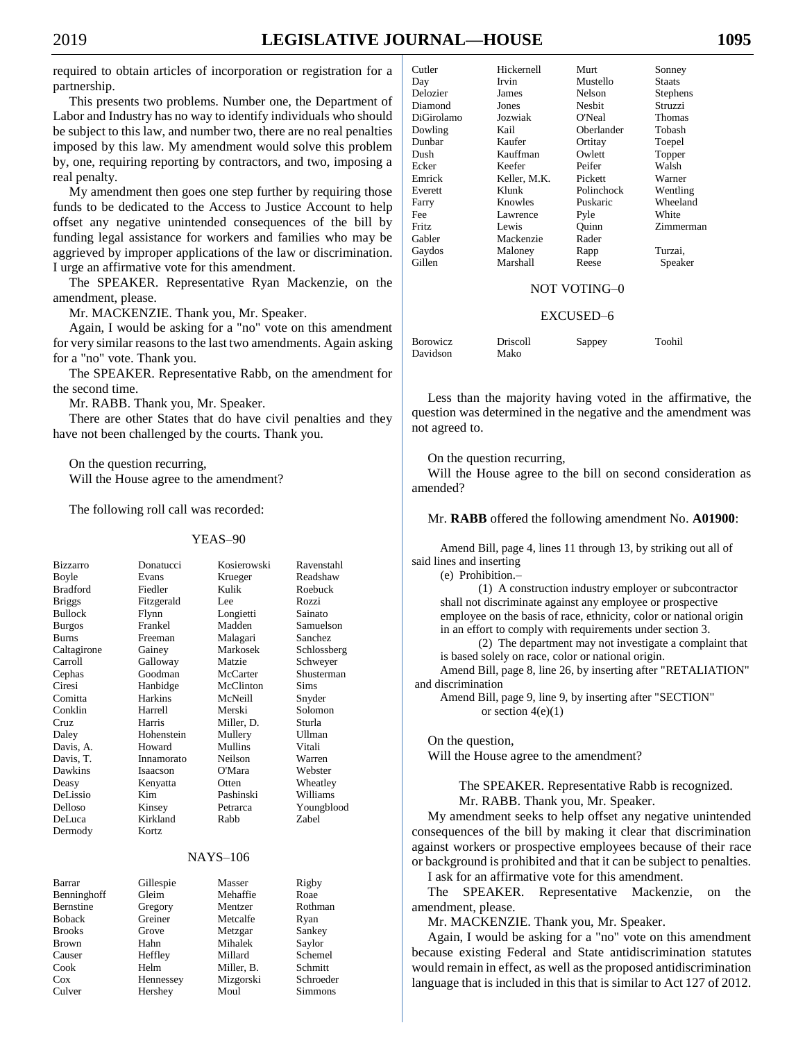required to obtain articles of incorporation or registration for a partnership.

This presents two problems. Number one, the Department of Labor and Industry has no way to identify individuals who should be subject to this law, and number two, there are no real penalties imposed by this law. My amendment would solve this problem by, one, requiring reporting by contractors, and two, imposing a real penalty.

My amendment then goes one step further by requiring those funds to be dedicated to the Access to Justice Account to help offset any negative unintended consequences of the bill by funding legal assistance for workers and families who may be aggrieved by improper applications of the law or discrimination. I urge an affirmative vote for this amendment.

The SPEAKER. Representative Ryan Mackenzie, on the amendment, please.

Mr. MACKENZIE. Thank you, Mr. Speaker.

Again, I would be asking for a "no" vote on this amendment for very similar reasons to the last two amendments. Again asking for a "no" vote. Thank you.

The SPEAKER. Representative Rabb, on the amendment for the second time.

Mr. RABB. Thank you, Mr. Speaker.

There are other States that do have civil penalties and they have not been challenged by the courts. Thank you.

On the question recurring,
Will the House agree to the amendment?

The following roll call was recorded:

YEAS–90

| | | | |
|---|---|---|---|
| Bizzarro | Donatucci | Kosierowski | Ravenstahl |
| Boyle | Evans | Krueger | Readshaw |
| Bradford | Fiedler | Kulik | Roebuck |
| Briggs | Fitzgerald | Lee | Rozzi |
| Bullock | Flynn | Longietti | Sainato |
| Burgos | Frankel | Madden | Samuelson |
| Burns | Freeman | Malagari | Sanchez |
| Caltagirone | Gainey | Markosek | Schlossberg |
| Carroll | Galloway | Matzie | Schweyer |
| Cephas | Goodman | McCarter | Shusterman |
| Ciresi | Hanbidge | McClinton | Sims |
| Comitta | Harkins | McNeill | Snyder |
| Conklin | Harrell | Merski | Solomon |
| Cruz | Harris | Miller, D. | Sturla |
| Daley | Hohenstein | Mullery | Ullman |
| Davis, A. | Howard | Mullins | Vitali |
| Davis, T. | Innamorato | Neilson | Warren |
| Dawkins | Isaacson | O'Mara | Webster |
| Deasy | Kenyatta | Otten | Wheatley |
| DeLissio | Kim | Pashinski | Williams |
| Delloso | Kinsey | Petrarca | Youngblood |
| DeLuca | Kirkland | Rabb | Zabel |
| Dermody | Kortz | | |

NAYS–106

| | | | |
|---|---|---|---|
| Barrar | Gillespie | Masser | Rigby |
| Benninghoff | Gleim | Mehaffie | Roae |
| Bernstine | Gregory | Mentzer | Rothman |
| Boback | Greiner | Metcalfe | Ryan |
| Brooks | Grove | Metzgar | Sankey |
| Brown | Hahn | Mihalek | Saylor |
| Causer | Heffley | Millard | Schemel |
| Cook | Helm | Miller, B. | Schmitt |
| Cox | Hennessey | Mizgorski | Schroeder |
| Culver | Hershey | Moul | Simmons |
| Cutler | Hickernell | Murt | Sonney |
| Day | Irvin | Mustello | Staats |
| Delozier | James | Nelson | Stephens |
| Diamond | Jones | Nesbit | Struzzi |
| DiGirolamo | Jozwiak | O'Neal | Thomas |
| Dowling | Kail | Oberlander | Tobash |
| Dunbar | Kaufer | Ortitay | Toepel |
| Dush | Kauffman | Owlett | Topper |
| Ecker | Keefer | Peifer | Walsh |
| Emrick | Keller, M.K. | Pickett | Warner |
| Everett | Klunk | Polinchock | Wentling |
| Farry | Knowles | Puskaric | Wheeland |
| Fee | Lawrence | Pyle | White |
| Fritz | Lewis | Quinn | Zimmerman |
| Gabler | Mackenzie | Rader | |
| Gaydos | Maloney | Rapp | Turzai, |
| Gillen | Marshall | Reese | Speaker |

NOT VOTING–0

EXCUSED–6

| | | | |
|---|---|---|---|
| Borowicz | Driscoll | Sappey | Toohil |
| Davidson | Mako | | |

Less than the majority having voted in the affirmative, the question was determined in the negative and the amendment was not agreed to.

On the question recurring,
Will the House agree to the bill on second consideration as amended?

Mr. **RABB** offered the following amendment No. **A01900**:

Amend Bill, page 4, lines 11 through 13, by striking out all of said lines and inserting

(e) Prohibition.–

(1) A construction industry employer or subcontractor shall not discriminate against any employee or prospective employee on the basis of race, ethnicity, color or national origin in an effort to comply with requirements under section 3.

(2) The department may not investigate a complaint that is based solely on race, color or national origin.

Amend Bill, page 8, line 26, by inserting after "RETALIATION" and discrimination

Amend Bill, page 9, line 9, by inserting after "SECTION" or section 4(e)(1)

On the question,
Will the House agree to the amendment?

The SPEAKER. Representative Rabb is recognized.

Mr. RABB. Thank you, Mr. Speaker.

My amendment seeks to help offset any negative unintended consequences of the bill by making it clear that discrimination against workers or prospective employees because of their race or background is prohibited and that it can be subject to penalties.

I ask for an affirmative vote for this amendment.

The SPEAKER. Representative Mackenzie, on the amendment, please.

Mr. MACKENZIE. Thank you, Mr. Speaker.

Again, I would be asking for a "no" vote on this amendment because existing Federal and State antidiscrimination statutes would remain in effect, as well as the proposed antidiscrimination language that is included in this that is similar to Act 127 of 2012.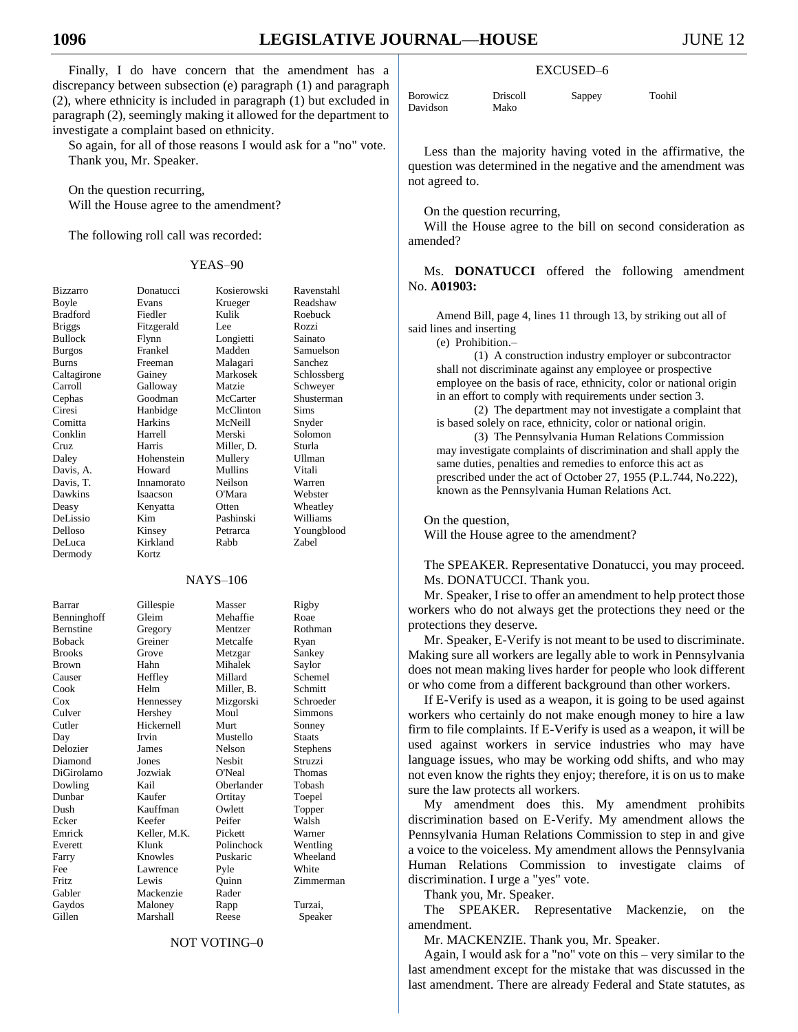Finally, I do have concern that the amendment has a discrepancy between subsection (e) paragraph (1) and paragraph (2), where ethnicity is included in paragraph (1) but excluded in paragraph (2), seemingly making it allowed for the department to investigate a complaint based on ethnicity.

So again, for all of those reasons I would ask for a "no" vote. Thank you, Mr. Speaker.

On the question recurring,
Will the House agree to the amendment?

The following roll call was recorded:

YEAS–90

| | | | |
|---|---|---|---|
| Bizzarro | Donatucci | Kosierowski | Ravenstahl |
| Boyle | Evans | Krueger | Readshaw |
| Bradford | Fiedler | Kulik | Roebuck |
| Briggs | Fitzgerald | Lee | Rozzi |
| Bullock | Flynn | Longietti | Sainato |
| Burgos | Frankel | Madden | Samuelson |
| Burns | Freeman | Malagari | Sanchez |
| Caltagirone | Gainey | Markosek | Schlossberg |
| Carroll | Galloway | Matzie | Schweyer |
| Cephas | Goodman | McCarter | Shusterman |
| Ciresi | Hanbidge | McClinton | Sims |
| Comitta | Harkins | McNeill | Snyder |
| Conklin | Harrell | Merski | Solomon |
| Cruz | Harris | Miller, D. | Sturla |
| Daley | Hohenstein | Mullery | Ullman |
| Davis, A. | Howard | Mullins | Vitali |
| Davis, T. | Innamorato | Neilson | Warren |
| Dawkins | Isaacson | O'Mara | Webster |
| Deasy | Kenyatta | Otten | Wheatley |
| DeLissio | Kim | Pashinski | Williams |
| Delloso | Kinsey | Petrarca | Youngblood |
| DeLuca | Kirkland | Rabb | Zabel |
| Dermody | Kortz | | |

NAYS–106

| | | | |
|---|---|---|---|
| Barrar | Gillespie | Masser | Rigby |
| Benninghoff | Gleim | Mehaffie | Roae |
| Bernstine | Gregory | Mentzer | Rothman |
| Boback | Greiner | Metcalfe | Ryan |
| Brooks | Grove | Metzgar | Sankey |
| Brown | Hahn | Mihalek | Saylor |
| Causer | Heffley | Millard | Schemel |
| Cook | Helm | Miller, B. | Schmitt |
| Cox | Hennessey | Mizgorski | Schroeder |
| Culver | Hershey | Moul | Simmons |
| Cutler | Hickernell | Murt | Sonney |
| Day | Irvin | Mustello | Staats |
| Delozier | James | Nelson | Stephens |
| Diamond | Jones | Nesbit | Struzzi |
| DiGirolamo | Jozwiak | O'Neal | Thomas |
| Dowling | Kail | Oberlander | Tobash |
| Dunbar | Kaufer | Ortitay | Toepel |
| Dush | Kauffman | Owlett | Topper |
| Ecker | Keefer | Peifer | Walsh |
| Emrick | Keller, M.K. | Pickett | Warner |
| Everett | Klunk | Polinchock | Wentling |
| Farry | Knowles | Puskaric | Wheeland |
| Fee | Lawrence | Pyle | White |
| Fritz | Lewis | Quinn | Zimmerman |
| Gabler | Mackenzie | Rader | |
| Gaydos | Maloney | Rapp | Turzai, |
| Gillen | Marshall | Reese | Speaker |

NOT VOTING–0

EXCUSED–6

| | | | |
|---|---|---|---|
| Borowicz | Driscoll | Sappey | Toohil |
| Davidson | Mako | | |

Less than the majority having voted in the affirmative, the question was determined in the negative and the amendment was not agreed to.

On the question recurring,
Will the House agree to the bill on second consideration as amended?

Ms. **DONATUCCI** offered the following amendment No. **A01903:**

> Amend Bill, page 4, lines 11 through 13, by striking out all of said lines and inserting
>
> (e) Prohibition.–
>
> (1) A construction industry employer or subcontractor shall not discriminate against any employee or prospective employee on the basis of race, ethnicity, color or national origin in an effort to comply with requirements under section 3.
>
> (2) The department may not investigate a complaint that is based solely on race, ethnicity, color or national origin.
>
> (3) The Pennsylvania Human Relations Commission may investigate complaints of discrimination and shall apply the same duties, penalties and remedies to enforce this act as prescribed under the act of October 27, 1955 (P.L.744, No.222), known as the Pennsylvania Human Relations Act.

On the question,
Will the House agree to the amendment?

The SPEAKER. Representative Donatucci, you may proceed.

Ms. DONATUCCI. Thank you.

Mr. Speaker, I rise to offer an amendment to help protect those workers who do not always get the protections they need or the protections they deserve.

Mr. Speaker, E-Verify is not meant to be used to discriminate. Making sure all workers are legally able to work in Pennsylvania does not mean making lives harder for people who look different or who come from a different background than other workers.

If E-Verify is used as a weapon, it is going to be used against workers who certainly do not make enough money to hire a law firm to file complaints. If E-Verify is used as a weapon, it will be used against workers in service industries who may have language issues, who may be working odd shifts, and who may not even know the rights they enjoy; therefore, it is on us to make sure the law protects all workers.

My amendment does this. My amendment prohibits discrimination based on E-Verify. My amendment allows the Pennsylvania Human Relations Commission to step in and give a voice to the voiceless. My amendment allows the Pennsylvania Human Relations Commission to investigate claims of discrimination. I urge a "yes" vote.

Thank you, Mr. Speaker.

The SPEAKER. Representative Mackenzie, on the amendment.

Mr. MACKENZIE. Thank you, Mr. Speaker.

Again, I would ask for a "no" vote on this – very similar to the last amendment except for the mistake that was discussed in the last amendment. There are already Federal and State statutes, as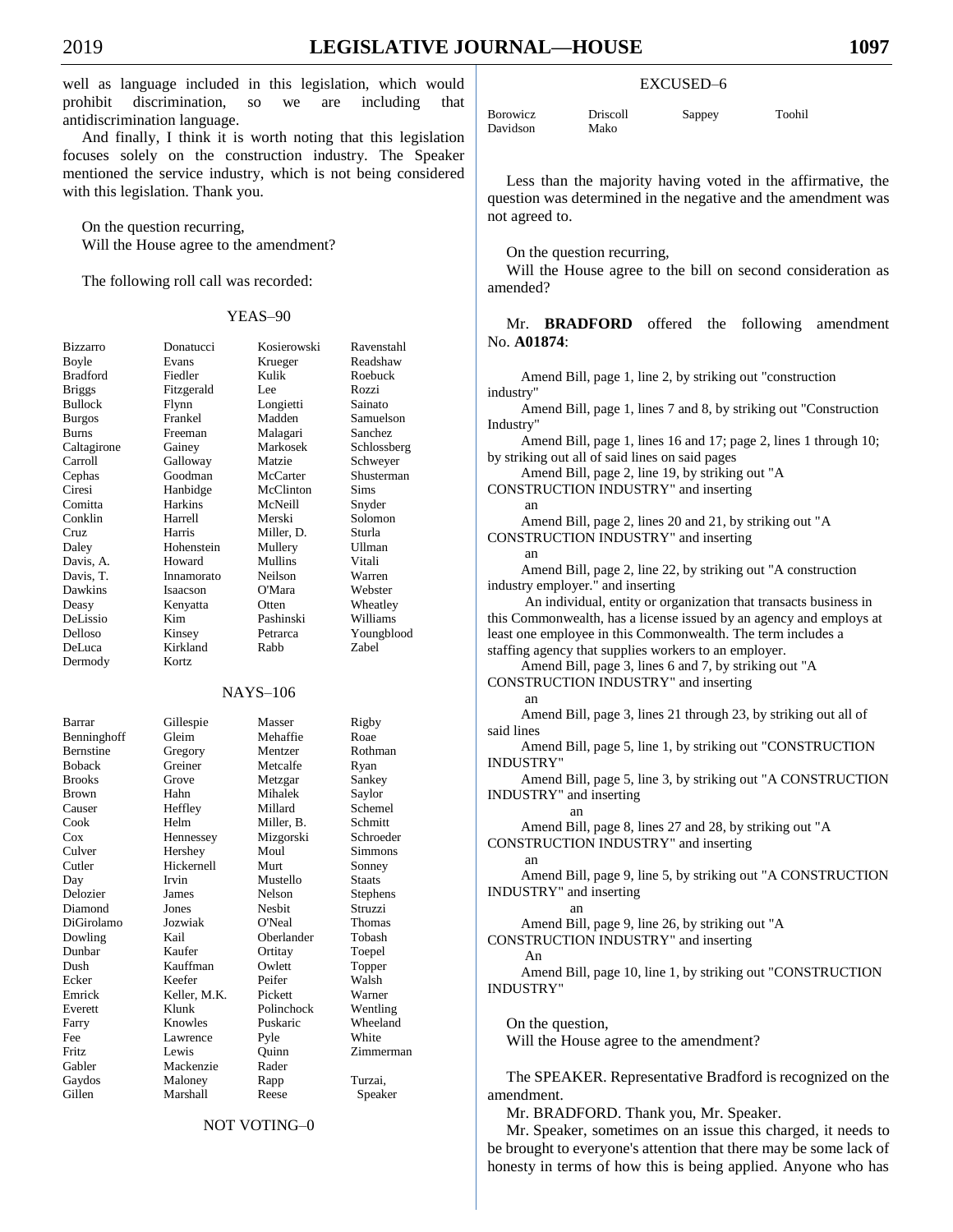well as language included in this legislation, which would prohibit discrimination, so we are including that antidiscrimination language.

And finally, I think it is worth noting that this legislation focuses solely on the construction industry. The Speaker mentioned the service industry, which is not being considered with this legislation. Thank you.

On the question recurring,
Will the House agree to the amendment?

The following roll call was recorded:

YEAS–90

| | | | |
|---|---|---|---|
| Bizzarro | Donatucci | Kosierowski | Ravenstahl |
| Boyle | Evans | Krueger | Readshaw |
| Bradford | Fiedler | Kulik | Roebuck |
| Briggs | Fitzgerald | Lee | Rozzi |
| Bullock | Flynn | Longietti | Sainato |
| Burgos | Frankel | Madden | Samuelson |
| Burns | Freeman | Malagari | Sanchez |
| Caltagirone | Gainey | Markosek | Schlossberg |
| Carroll | Galloway | Matzie | Schweyer |
| Cephas | Goodman | McCarter | Shusterman |
| Ciresi | Hanbidge | McClinton | Sims |
| Comitta | Harkins | McNeill | Snyder |
| Conklin | Harrell | Merski | Solomon |
| Cruz | Harris | Miller, D. | Sturla |
| Daley | Hohenstein | Mullery | Ullman |
| Davis, A. | Howard | Mullins | Vitali |
| Davis, T. | Innamorato | Neilson | Warren |
| Dawkins | Isaacson | O'Mara | Webster |
| Deasy | Kenyatta | Otten | Wheatley |
| DeLissio | Kim | Pashinski | Williams |
| Delloso | Kinsey | Petrarca | Youngblood |
| DeLuca | Kirkland | Rabb | Zabel |
| Dermody | Kortz | | |

NAYS–106

| | | | |
|---|---|---|---|
| Barrar | Gillespie | Masser | Rigby |
| Benninghoff | Gleim | Mehaffie | Roae |
| Bernstine | Gregory | Mentzer | Rothman |
| Boback | Greiner | Metcalfe | Ryan |
| Brooks | Grove | Metzgar | Sankey |
| Brown | Hahn | Mihalek | Saylor |
| Causer | Heffley | Millard | Schemel |
| Cook | Helm | Miller, B. | Schmitt |
| Cox | Hennessey | Mizgorski | Schroeder |
| Culver | Hershey | Moul | Simmons |
| Cutler | Hickernell | Murt | Sonney |
| Day | Irvin | Mustello | Staats |
| Delozier | James | Nelson | Stephens |
| Diamond | Jones | Nesbit | Struzzi |
| DiGirolamo | Jozwiak | O'Neal | Thomas |
| Dowling | Kail | Oberlander | Tobash |
| Dunbar | Kaufer | Ortitay | Toepel |
| Dush | Kauffman | Owlett | Topper |
| Ecker | Keefer | Peifer | Walsh |
| Emrick | Keller, M.K. | Pickett | Warner |
| Everett | Klunk | Polinchock | Wentling |
| Farry | Knowles | Puskaric | Wheeland |
| Fee | Lawrence | Pyle | White |
| Fritz | Lewis | Quinn | Zimmerman |
| Gabler | Mackenzie | Rader | |
| Gaydos | Maloney | Rapp | Turzai, |
| Gillen | Marshall | Reese | Speaker |

NOT VOTING–0

EXCUSED–6

| | | | |
|---|---|---|---|
| Borowicz | Driscoll | Sappey | Toohil |
| Davidson | Mako | | |

Less than the majority having voted in the affirmative, the question was determined in the negative and the amendment was not agreed to.

On the question recurring,
Will the House agree to the bill on second consideration as amended?

Mr. **BRADFORD** offered the following amendment No. **A01874**:

Amend Bill, page 1, line 2, by striking out "construction industry"

Amend Bill, page 1, lines 7 and 8, by striking out "Construction Industry"

Amend Bill, page 1, lines 16 and 17; page 2, lines 1 through 10; by striking out all of said lines on said pages

Amend Bill, page 2, line 19, by striking out "A CONSTRUCTION INDUSTRY" and inserting

an

Amend Bill, page 2, lines 20 and 21, by striking out "A CONSTRUCTION INDUSTRY" and inserting

an

Amend Bill, page 2, line 22, by striking out "A construction industry employer." and inserting

An individual, entity or organization that transacts business in this Commonwealth, has a license issued by an agency and employs at least one employee in this Commonwealth. The term includes a staffing agency that supplies workers to an employer.

Amend Bill, page 3, lines 6 and 7, by striking out "A CONSTRUCTION INDUSTRY" and inserting

an

Amend Bill, page 3, lines 21 through 23, by striking out all of said lines

Amend Bill, page 5, line 1, by striking out "CONSTRUCTION INDUSTRY"

Amend Bill, page 5, line 3, by striking out "A CONSTRUCTION INDUSTRY" and inserting

an

Amend Bill, page 8, lines 27 and 28, by striking out "A CONSTRUCTION INDUSTRY" and inserting

an

Amend Bill, page 9, line 5, by striking out "A CONSTRUCTION INDUSTRY" and inserting

an

Amend Bill, page 9, line 26, by striking out "A CONSTRUCTION INDUSTRY" and inserting

An

Amend Bill, page 10, line 1, by striking out "CONSTRUCTION INDUSTRY"

On the question,
Will the House agree to the amendment?

The SPEAKER. Representative Bradford is recognized on the amendment.

Mr. BRADFORD. Thank you, Mr. Speaker.

Mr. Speaker, sometimes on an issue this charged, it needs to be brought to everyone's attention that there may be some lack of honesty in terms of how this is being applied. Anyone who has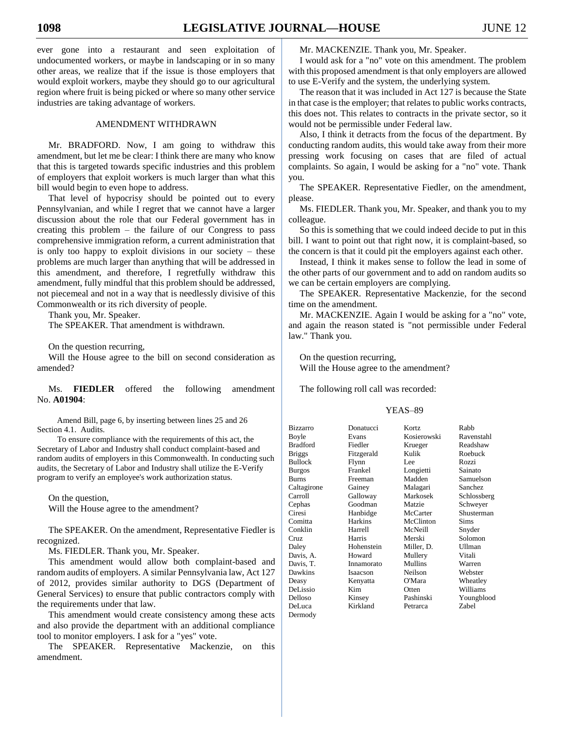ever gone into a restaurant and seen exploitation of undocumented workers, or maybe in landscaping or in so many other areas, we realize that if the issue is those employers that would exploit workers, maybe they should go to our agricultural region where fruit is being picked or where so many other service industries are taking advantage of workers.

AMENDMENT WITHDRAWN

Mr. BRADFORD. Now, I am going to withdraw this amendment, but let me be clear: I think there are many who know that this is targeted towards specific industries and this problem of employers that exploit workers is much larger than what this bill would begin to even hope to address.

That level of hypocrisy should be pointed out to every Pennsylvanian, and while I regret that we cannot have a larger discussion about the role that our Federal government has in creating this problem – the failure of our Congress to pass comprehensive immigration reform, a current administration that is only too happy to exploit divisions in our society – these problems are much larger than anything that will be addressed in this amendment, and therefore, I regretfully withdraw this amendment, fully mindful that this problem should be addressed, not piecemeal and not in a way that is needlessly divisive of this Commonwealth or its rich diversity of people.

Thank you, Mr. Speaker.

The SPEAKER. That amendment is withdrawn.

On the question recurring,

Will the House agree to the bill on second consideration as amended?

Ms. **FIEDLER** offered the following amendment No. **A01904**:

Amend Bill, page 6, by inserting between lines 25 and 26

Section 4.1. Audits.

To ensure compliance with the requirements of this act, the Secretary of Labor and Industry shall conduct complaint-based and random audits of employers in this Commonwealth. In conducting such audits, the Secretary of Labor and Industry shall utilize the E-Verify program to verify an employee's work authorization status.

On the question,

Will the House agree to the amendment?

The SPEAKER. On the amendment, Representative Fiedler is recognized.

Ms. FIEDLER. Thank you, Mr. Speaker.

This amendment would allow both complaint-based and random audits of employers. A similar Pennsylvania law, Act 127 of 2012, provides similar authority to DGS (Department of General Services) to ensure that public contractors comply with the requirements under that law.

This amendment would create consistency among these acts and also provide the department with an additional compliance tool to monitor employers. I ask for a "yes" vote.

The SPEAKER. Representative Mackenzie, on this amendment.

Mr. MACKENZIE. Thank you, Mr. Speaker.

I would ask for a "no" vote on this amendment. The problem with this proposed amendment is that only employers are allowed to use E-Verify and the system, the underlying system.

The reason that it was included in Act 127 is because the State in that case is the employer; that relates to public works contracts, this does not. This relates to contracts in the private sector, so it would not be permissible under Federal law.

Also, I think it detracts from the focus of the department. By conducting random audits, this would take away from their more pressing work focusing on cases that are filed of actual complaints. So again, I would be asking for a "no" vote. Thank you.

The SPEAKER. Representative Fiedler, on the amendment, please.

Ms. FIEDLER. Thank you, Mr. Speaker, and thank you to my colleague.

So this is something that we could indeed decide to put in this bill. I want to point out that right now, it is complaint-based, so the concern is that it could pit the employers against each other.

Instead, I think it makes sense to follow the lead in some of the other parts of our government and to add on random audits so we can be certain employers are complying.

The SPEAKER. Representative Mackenzie, for the second time on the amendment.

Mr. MACKENZIE. Again I would be asking for a "no" vote, and again the reason stated is "not permissible under Federal law." Thank you.

On the question recurring,

Will the House agree to the amendment?

The following roll call was recorded:

YEAS–89

| | | | |
|---|---|---|---|
| Bizzarro | Donatucci | Kortz | Rabb |
| Boyle | Evans | Kosierowski | Ravenstahl |
| Bradford | Fiedler | Krueger | Readshaw |
| Briggs | Fitzgerald | Kulik | Roebuck |
| Bullock | Flynn | Lee | Rozzi |
| Burgos | Frankel | Longietti | Sainato |
| Burns | Freeman | Madden | Samuelson |
| Caltagirone | Gainey | Malagari | Sanchez |
| Carroll | Galloway | Markosek | Schlossberg |
| Cephas | Goodman | Matzie | Schweyer |
| Ciresi | Hanbidge | McCarter | Shusterman |
| Comitta | Harkins | McClinton | Sims |
| Conklin | Harrell | McNeill | Snyder |
| Cruz | Harris | Merski | Solomon |
| Daley | Hohenstein | Miller, D. | Ullman |
| Davis, A. | Howard | Mullery | Vitali |
| Davis, T. | Innamorato | Mullins | Warren |
| Dawkins | Isaacson | Neilson | Webster |
| Deasy | Kenyatta | O'Mara | Wheatley |
| DeLissio | Kim | Otten | Williams |
| Delloso | Kinsey | Pashinski | Youngblood |
| DeLuca | Kirkland | Petrarca | Zabel |
| Dermody | | | |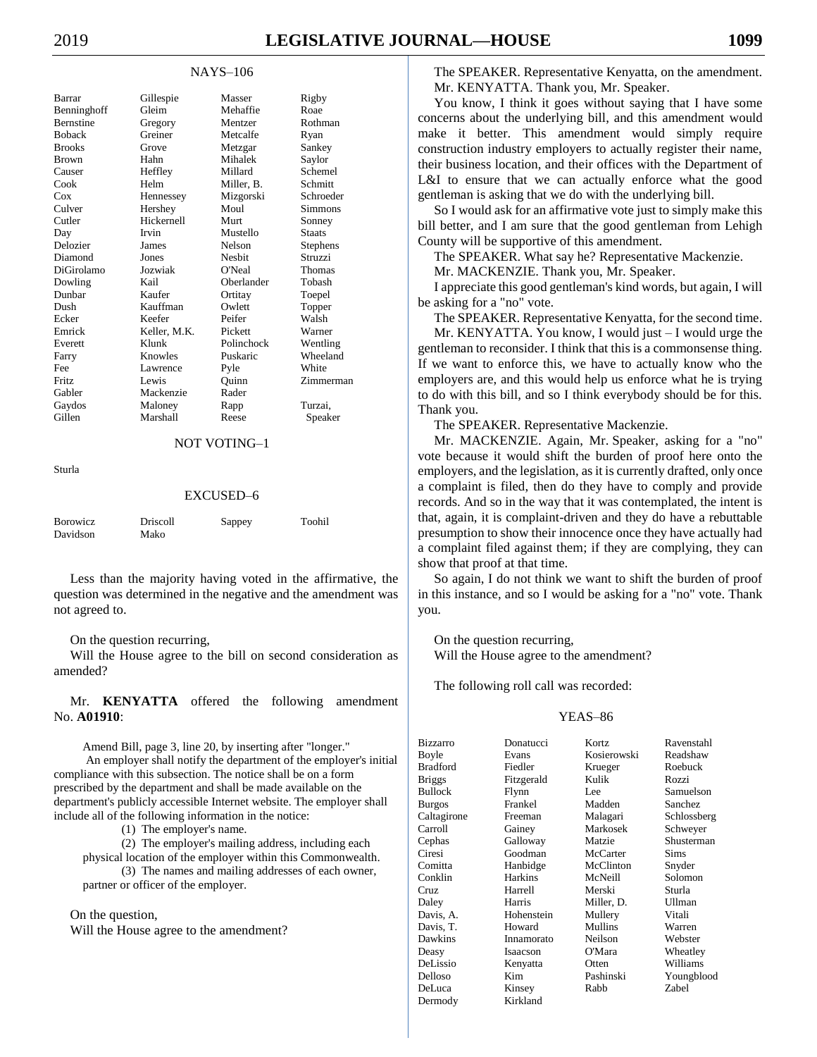NAYS–106

| | | | |
|---|---|---|---|
| Barrar | Gillespie | Masser | Rigby |
| Benninghoff | Gleim | Mehaffie | Roae |
| Bernstine | Gregory | Mentzer | Rothman |
| Boback | Greiner | Metcalfe | Ryan |
| Brooks | Grove | Metzgar | Sankey |
| Brown | Hahn | Mihalek | Saylor |
| Causer | Heffley | Millard | Schemel |
| Cook | Helm | Miller, B. | Schmitt |
| Cox | Hennessey | Mizgorski | Schroeder |
| Culver | Hershey | Moul | Simmons |
| Cutler | Hickernell | Murt | Sonney |
| Day | Irvin | Mustello | Staats |
| Delozier | James | Nelson | Stephens |
| Diamond | Jones | Nesbit | Struzzi |
| DiGirolamo | Jozwiak | O'Neal | Thomas |
| Dowling | Kail | Oberlander | Tobash |
| Dunbar | Kaufer | Ortitay | Toepel |
| Dush | Kauffman | Owlett | Topper |
| Ecker | Keefer | Peifer | Walsh |
| Emrick | Keller, M.K. | Pickett | Warner |
| Everett | Klunk | Polinchock | Wentling |
| Farry | Knowles | Puskaric | Wheeland |
| Fee | Lawrence | Pyle | White |
| Fritz | Lewis | Quinn | Zimmerman |
| Gabler | Mackenzie | Rader | |
| Gaydos | Maloney | Rapp | Turzai, |
| Gillen | Marshall | Reese | Speaker |

NOT VOTING–1

Sturla

EXCUSED–6

| | | | |
|---|---|---|---|
| Borowicz | Driscoll | Sappey | Toohil |
| Davidson | Mako | | |

Less than the majority having voted in the affirmative, the question was determined in the negative and the amendment was not agreed to.

On the question recurring,
Will the House agree to the bill on second consideration as amended?

Mr. **KENYATTA** offered the following amendment No. **A01910**:

Amend Bill, page 3, line 20, by inserting after "longer."
An employer shall notify the department of the employer's initial compliance with this subsection. The notice shall be on a form prescribed by the department and shall be made available on the department's publicly accessible Internet website. The employer shall include all of the following information in the notice:
(1) The employer's name.
(2) The employer's mailing address, including each physical location of the employer within this Commonwealth.
(3) The names and mailing addresses of each owner, partner or officer of the employer.

On the question,
Will the House agree to the amendment?

The SPEAKER. Representative Kenyatta, on the amendment.
Mr. KENYATTA. Thank you, Mr. Speaker.
You know, I think it goes without saying that I have some concerns about the underlying bill, and this amendment would make it better. This amendment would simply require construction industry employers to actually register their name, their business location, and their offices with the Department of L&I to ensure that we can actually enforce what the good gentleman is asking that we do with the underlying bill.
So I would ask for an affirmative vote just to simply make this bill better, and I am sure that the good gentleman from Lehigh County will be supportive of this amendment.
The SPEAKER. What say he? Representative Mackenzie.
Mr. MACKENZIE. Thank you, Mr. Speaker.
I appreciate this good gentleman's kind words, but again, I will be asking for a "no" vote.
The SPEAKER. Representative Kenyatta, for the second time.
Mr. KENYATTA. You know, I would just – I would urge the gentleman to reconsider. I think that this is a commonsense thing. If we want to enforce this, we have to actually know who the employers are, and this would help us enforce what he is trying to do with this bill, and so I think everybody should be for this. Thank you.
The SPEAKER. Representative Mackenzie.
Mr. MACKENZIE. Again, Mr. Speaker, asking for a "no" vote because it would shift the burden of proof here onto the employers, and the legislation, as it is currently drafted, only once a complaint is filed, then do they have to comply and provide records. And so in the way that it was contemplated, the intent is that, again, it is complaint-driven and they do have a rebuttable presumption to show their innocence once they have actually had a complaint filed against them; if they are complying, they can show that proof at that time.
So again, I do not think we want to shift the burden of proof in this instance, and so I would be asking for a "no" vote. Thank you.

On the question recurring,
Will the House agree to the amendment?

The following roll call was recorded:

YEAS–86

| | | | |
|---|---|---|---|
| Bizzarro | Donatucci | Kortz | Ravenstahl |
| Boyle | Evans | Kosierowski | Readshaw |
| Bradford | Fiedler | Krueger | Roebuck |
| Briggs | Fitzgerald | Kulik | Rozzi |
| Bullock | Flynn | Lee | Samuelson |
| Burgos | Frankel | Madden | Sanchez |
| Caltagirone | Freeman | Malagari | Schlossberg |
| Carroll | Gainey | Markosek | Schweyer |
| Cephas | Galloway | Matzie | Shusterman |
| Ciresi | Goodman | McCarter | Sims |
| Comitta | Hanbidge | McClinton | Snyder |
| Conklin | Harkins | McNeill | Solomon |
| Cruz | Harrell | Merski | Sturla |
| Daley | Harris | Miller, D. | Ullman |
| Davis, A. | Hohenstein | Mullery | Vitali |
| Davis, T. | Howard | Mullins | Warren |
| Dawkins | Innamorato | Neilson | Webster |
| Deasy | Isaacson | O'Mara | Wheatley |
| DeLissio | Kenyatta | Otten | Williams |
| Delloso | Kim | Pashinski | Youngblood |
| DeLuca | Kinsey | Rabb | Zabel |
| Dermody | Kirkland | | |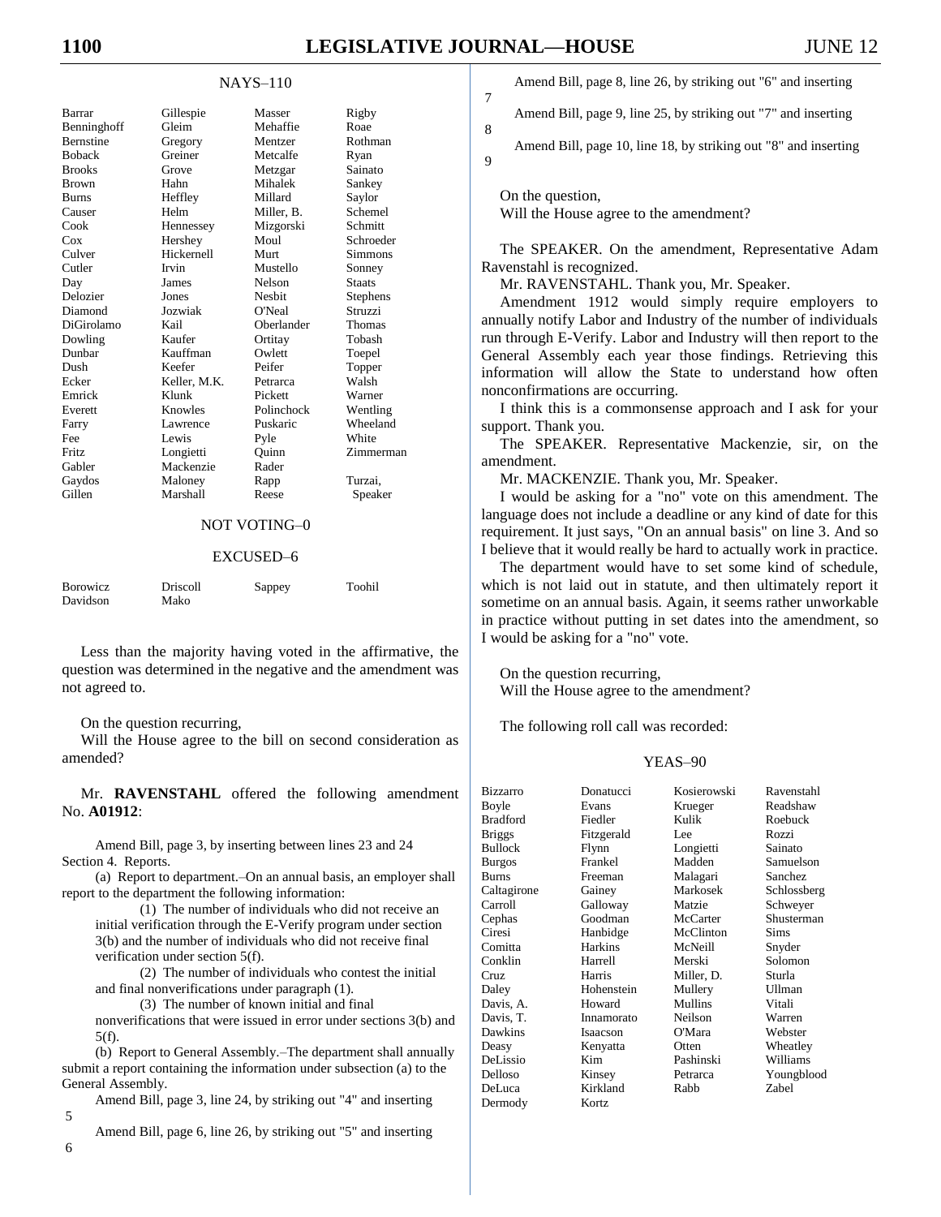NAYS–110

| | | | |
|---|---|---|---|
| Barrar | Gillespie | Masser | Rigby |
| Benninghoff | Gleim | Mehaffie | Roae |
| Bernstine | Gregory | Mentzer | Rothman |
| Boback | Greiner | Metcalfe | Ryan |
| Brooks | Grove | Metzgar | Sainato |
| Brown | Hahn | Mihalek | Sankey |
| Burns | Heffley | Millard | Saylor |
| Causer | Helm | Miller, B. | Schemel |
| Cook | Hennessey | Mizgorski | Schmitt |
| Cox | Hershey | Moul | Schroeder |
| Culver | Hickernell | Murt | Simmons |
| Cutler | Irvin | Mustello | Sonney |
| Day | James | Nelson | Staats |
| Delozier | Jones | Nesbit | Stephens |
| Diamond | Jozwiak | O'Neal | Struzzi |
| DiGirolamo | Kail | Oberlander | Thomas |
| Dowling | Kaufer | Ortitay | Tobash |
| Dunbar | Kauffman | Owlett | Toepel |
| Dush | Keefer | Peifer | Topper |
| Ecker | Keller, M.K. | Petrarca | Walsh |
| Emrick | Klunk | Pickett | Warner |
| Everett | Knowles | Polinchock | Wentling |
| Farry | Lawrence | Puskaric | Wheeland |
| Fee | Lewis | Pyle | White |
| Fritz | Longietti | Quinn | Zimmerman |
| Gabler | Mackenzie | Rader | |
| Gaydos | Maloney | Rapp | Turzai, |
| Gillen | Marshall | Reese | Speaker |

NOT VOTING–0

EXCUSED–6

| | | | |
|---|---|---|---|
| Borowicz | Driscoll | Sappey | Toohil |
| Davidson | Mako | | |

Less than the majority having voted in the affirmative, the question was determined in the negative and the amendment was not agreed to.

On the question recurring,
Will the House agree to the bill on second consideration as amended?

Mr. **RAVENSTAHL** offered the following amendment No. **A01912**:

Amend Bill, page 3, by inserting between lines 23 and 24
Section 4. Reports.
(a) Report to department.–On an annual basis, an employer shall report to the department the following information:
(1) The number of individuals who did not receive an initial verification through the E-Verify program under section 3(b) and the number of individuals who did not receive final verification under section 5(f).
(2) The number of individuals who contest the initial and final nonverifications under paragraph (1).
(3) The number of known initial and final nonverifications that were issued in error under sections 3(b) and 5(f).
(b) Report to General Assembly.–The department shall annually submit a report containing the information under subsection (a) to the General Assembly.

Amend Bill, page 3, line 24, by striking out "4" and inserting 5

Amend Bill, page 6, line 26, by striking out "5" and inserting 6

Amend Bill, page 8, line 26, by striking out "6" and inserting 7

Amend Bill, page 9, line 25, by striking out "7" and inserting 8

Amend Bill, page 10, line 18, by striking out "8" and inserting 9

On the question,
Will the House agree to the amendment?

The SPEAKER. On the amendment, Representative Adam Ravenstahl is recognized.

Mr. RAVENSTAHL. Thank you, Mr. Speaker.

Amendment 1912 would simply require employers to annually notify Labor and Industry of the number of individuals run through E-Verify. Labor and Industry will then report to the General Assembly each year those findings. Retrieving this information will allow the State to understand how often nonconfirmations are occurring.

I think this is a commonsense approach and I ask for your support. Thank you.

The SPEAKER. Representative Mackenzie, sir, on the amendment.

Mr. MACKENZIE. Thank you, Mr. Speaker.

I would be asking for a "no" vote on this amendment. The language does not include a deadline or any kind of date for this requirement. It just says, "On an annual basis" on line 3. And so I believe that it would really be hard to actually work in practice.

The department would have to set some kind of schedule, which is not laid out in statute, and then ultimately report it sometime on an annual basis. Again, it seems rather unworkable in practice without putting in set dates into the amendment, so I would be asking for a "no" vote.

On the question recurring,
Will the House agree to the amendment?

The following roll call was recorded:

YEAS–90

| | | | |
|---|---|---|---|
| Bizzarro | Donatucci | Kosierowski | Ravenstahl |
| Boyle | Evans | Krueger | Readshaw |
| Bradford | Fiedler | Kulik | Roebuck |
| Briggs | Fitzgerald | Lee | Rozzi |
| Bullock | Flynn | Longietti | Sainato |
| Burgos | Frankel | Madden | Samuelson |
| Burns | Freeman | Malagari | Sanchez |
| Caltagirone | Gainey | Markosek | Schlossberg |
| Carroll | Galloway | Matzie | Schweyer |
| Cephas | Goodman | McCarter | Shusterman |
| Ciresi | Hanbidge | McClinton | Sims |
| Comitta | Harkins | McNeill | Snyder |
| Conklin | Harrell | Merski | Solomon |
| Cruz | Harris | Miller, D. | Sturla |
| Daley | Hohenstein | Mullery | Ullman |
| Davis, A. | Howard | Mullins | Vitali |
| Davis, T. | Innamorato | Neilson | Warren |
| Dawkins | Isaacson | O'Mara | Webster |
| Deasy | Kenyatta | Otten | Wheatley |
| DeLissio | Kim | Pashinski | Williams |
| Delloso | Kinsey | Petrarca | Youngblood |
| DeLuca | Kirkland | Rabb | Zabel |
| Dermody | Kortz | | |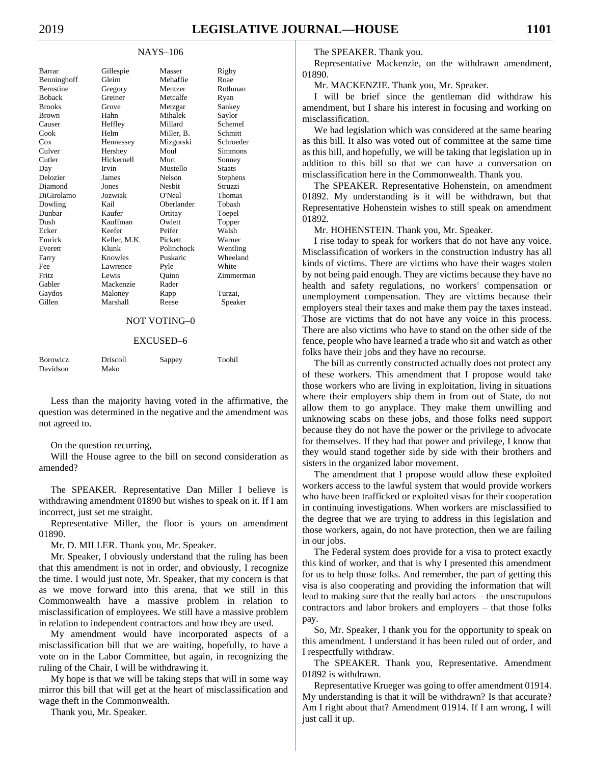NAYS–106

| | | | |
|---|---|---|---|
| Barrar | Gillespie | Masser | Rigby |
| Benninghoff | Gleim | Mehaffie | Roae |
| Bernstine | Gregory | Mentzer | Rothman |
| Boback | Greiner | Metcalfe | Ryan |
| Brooks | Grove | Metzgar | Sankey |
| Brown | Hahn | Mihalek | Saylor |
| Causer | Heffley | Millard | Schemel |
| Cook | Helm | Miller, B. | Schmitt |
| Cox | Hennessey | Mizgorski | Schroeder |
| Culver | Hershey | Moul | Simmons |
| Cutler | Hickernell | Murt | Sonney |
| Day | Irvin | Mustello | Staats |
| Delozier | James | Nelson | Stephens |
| Diamond | Jones | Nesbit | Struzzi |
| DiGirolamo | Jozwiak | O'Neal | Thomas |
| Dowling | Kail | Oberlander | Tobash |
| Dunbar | Kaufer | Ortitay | Toepel |
| Dush | Kauffman | Owlett | Topper |
| Ecker | Keefer | Peifer | Walsh |
| Emrick | Keller, M.K. | Pickett | Warner |
| Everett | Klunk | Polinchock | Wentling |
| Farry | Knowles | Puskaric | Wheeland |
| Fee | Lawrence | Pyle | White |
| Fritz | Lewis | Quinn | Zimmerman |
| Gabler | Mackenzie | Rader | |
| Gaydos | Maloney | Rapp | Turzai, |
| Gillen | Marshall | Reese | Speaker |

NOT VOTING–0

EXCUSED–6

| | | | |
|---|---|---|---|
| Borowicz | Driscoll | Sappey | Toohil |
| Davidson | Mako | | |

Less than the majority having voted in the affirmative, the question was determined in the negative and the amendment was not agreed to.

On the question recurring,

Will the House agree to the bill on second consideration as amended?

The SPEAKER. Representative Dan Miller I believe is withdrawing amendment 01890 but wishes to speak on it. If I am incorrect, just set me straight.

Representative Miller, the floor is yours on amendment 01890.

Mr. D. MILLER. Thank you, Mr. Speaker.

Mr. Speaker, I obviously understand that the ruling has been that this amendment is not in order, and obviously, I recognize the time. I would just note, Mr. Speaker, that my concern is that as we move forward into this arena, that we still in this Commonwealth have a massive problem in relation to misclassification of employees. We still have a massive problem in relation to independent contractors and how they are used.

My amendment would have incorporated aspects of a misclassification bill that we are waiting, hopefully, to have a vote on in the Labor Committee, but again, in recognizing the ruling of the Chair, I will be withdrawing it.

My hope is that we will be taking steps that will in some way mirror this bill that will get at the heart of misclassification and wage theft in the Commonwealth.

Thank you, Mr. Speaker.

The SPEAKER. Thank you.

Representative Mackenzie, on the withdrawn amendment, 01890.

Mr. MACKENZIE. Thank you, Mr. Speaker.

I will be brief since the gentleman did withdraw his amendment, but I share his interest in focusing and working on misclassification.

We had legislation which was considered at the same hearing as this bill. It also was voted out of committee at the same time as this bill, and hopefully, we will be taking that legislation up in addition to this bill so that we can have a conversation on misclassification here in the Commonwealth. Thank you.

The SPEAKER. Representative Hohenstein, on amendment 01892. My understanding is it will be withdrawn, but that Representative Hohenstein wishes to still speak on amendment 01892.

Mr. HOHENSTEIN. Thank you, Mr. Speaker.

I rise today to speak for workers that do not have any voice. Misclassification of workers in the construction industry has all kinds of victims. There are victims who have their wages stolen by not being paid enough. They are victims because they have no health and safety regulations, no workers' compensation or unemployment compensation. They are victims because their employers steal their taxes and make them pay the taxes instead. Those are victims that do not have any voice in this process. There are also victims who have to stand on the other side of the fence, people who have learned a trade who sit and watch as other folks have their jobs and they have no recourse.

The bill as currently constructed actually does not protect any of these workers. This amendment that I propose would take those workers who are living in exploitation, living in situations where their employers ship them in from out of State, do not allow them to go anyplace. They make them unwilling and unknowing scabs on these jobs, and those folks need support because they do not have the power or the privilege to advocate for themselves. If they had that power and privilege, I know that they would stand together side by side with their brothers and sisters in the organized labor movement.

The amendment that I propose would allow these exploited workers access to the lawful system that would provide workers who have been trafficked or exploited visas for their cooperation in continuing investigations. When workers are misclassified to the degree that we are trying to address in this legislation and those workers, again, do not have protection, then we are failing in our jobs.

The Federal system does provide for a visa to protect exactly this kind of worker, and that is why I presented this amendment for us to help those folks. And remember, the part of getting this visa is also cooperating and providing the information that will lead to making sure that the really bad actors – the unscrupulous contractors and labor brokers and employers – that those folks pay.

So, Mr. Speaker, I thank you for the opportunity to speak on this amendment. I understand it has been ruled out of order, and I respectfully withdraw.

The SPEAKER. Thank you, Representative. Amendment 01892 is withdrawn.

Representative Krueger was going to offer amendment 01914. My understanding is that it will be withdrawn? Is that accurate? Am I right about that? Amendment 01914. If I am wrong, I will just call it up.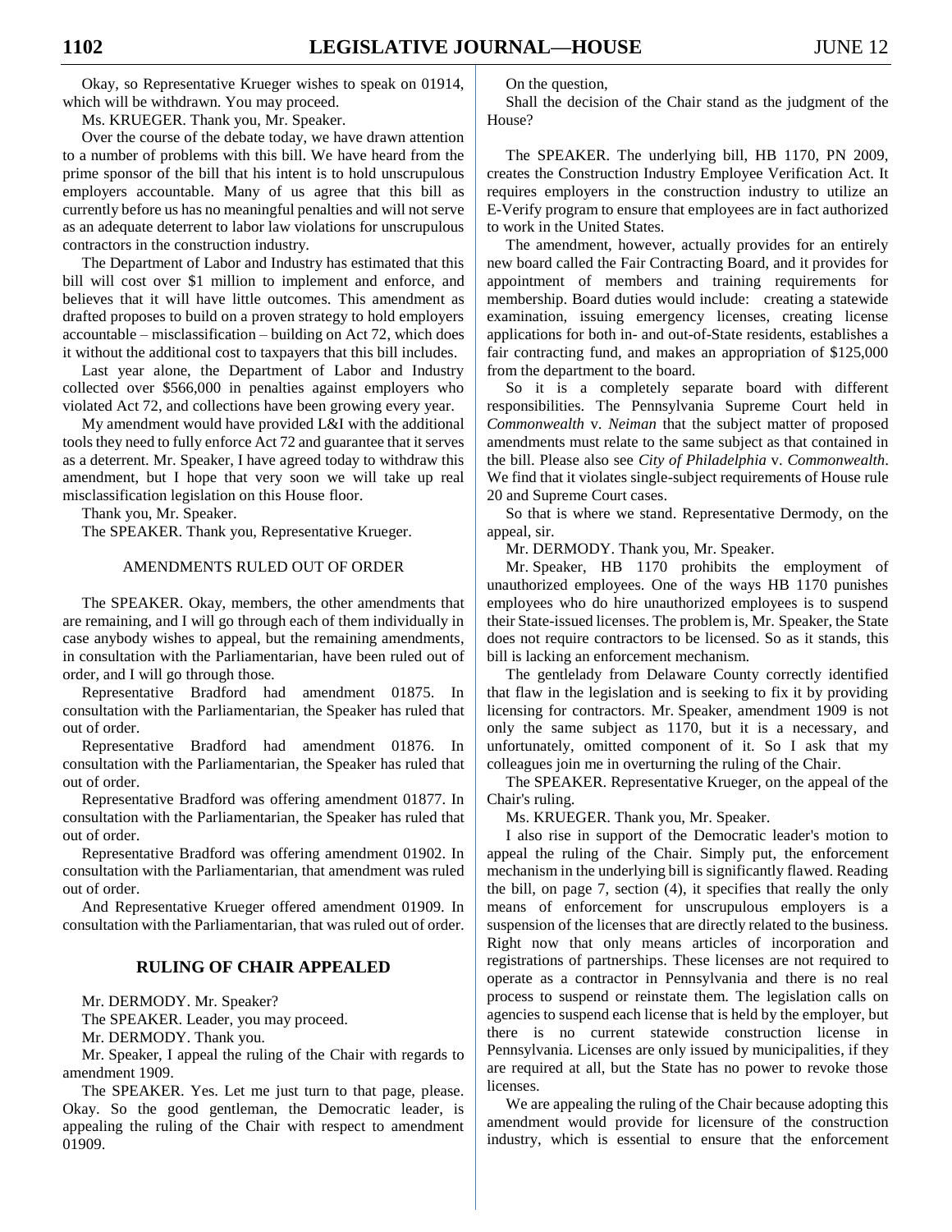Okay, so Representative Krueger wishes to speak on 01914, which will be withdrawn. You may proceed.

Ms. KRUEGER. Thank you, Mr. Speaker.

Over the course of the debate today, we have drawn attention to a number of problems with this bill. We have heard from the prime sponsor of the bill that his intent is to hold unscrupulous employers accountable. Many of us agree that this bill as currently before us has no meaningful penalties and will not serve as an adequate deterrent to labor law violations for unscrupulous contractors in the construction industry.

The Department of Labor and Industry has estimated that this bill will cost over $1 million to implement and enforce, and believes that it will have little outcomes. This amendment as drafted proposes to build on a proven strategy to hold employers accountable – misclassification – building on Act 72, which does it without the additional cost to taxpayers that this bill includes.

Last year alone, the Department of Labor and Industry collected over $566,000 in penalties against employers who violated Act 72, and collections have been growing every year.

My amendment would have provided L&I with the additional tools they need to fully enforce Act 72 and guarantee that it serves as a deterrent. Mr. Speaker, I have agreed today to withdraw this amendment, but I hope that very soon we will take up real misclassification legislation on this House floor.

Thank you, Mr. Speaker.

The SPEAKER. Thank you, Representative Krueger.

## AMENDMENTS RULED OUT OF ORDER

The SPEAKER. Okay, members, the other amendments that are remaining, and I will go through each of them individually in case anybody wishes to appeal, but the remaining amendments, in consultation with the Parliamentarian, have been ruled out of order, and I will go through those.

Representative Bradford had amendment 01875. In consultation with the Parliamentarian, the Speaker has ruled that out of order.

Representative Bradford had amendment 01876. In consultation with the Parliamentarian, the Speaker has ruled that out of order.

Representative Bradford was offering amendment 01877. In consultation with the Parliamentarian, the Speaker has ruled that out of order.

Representative Bradford was offering amendment 01902. In consultation with the Parliamentarian, that amendment was ruled out of order.

And Representative Krueger offered amendment 01909. In consultation with the Parliamentarian, that was ruled out of order.

## RULING OF CHAIR APPEALED

Mr. DERMODY. Mr. Speaker?

The SPEAKER. Leader, you may proceed.

Mr. DERMODY. Thank you.

Mr. Speaker, I appeal the ruling of the Chair with regards to amendment 1909.

The SPEAKER. Yes. Let me just turn to that page, please. Okay. So the good gentleman, the Democratic leader, is appealing the ruling of the Chair with respect to amendment 01909.

On the question,

Shall the decision of the Chair stand as the judgment of the House?

The SPEAKER. The underlying bill, HB 1170, PN 2009, creates the Construction Industry Employee Verification Act. It requires employers in the construction industry to utilize an E-Verify program to ensure that employees are in fact authorized to work in the United States.

The amendment, however, actually provides for an entirely new board called the Fair Contracting Board, and it provides for appointment of members and training requirements for membership. Board duties would include: creating a statewide examination, issuing emergency licenses, creating license applications for both in- and out-of-State residents, establishes a fair contracting fund, and makes an appropriation of $125,000 from the department to the board.

So it is a completely separate board with different responsibilities. The Pennsylvania Supreme Court held in *Commonwealth* v. *Neiman* that the subject matter of proposed amendments must relate to the same subject as that contained in the bill. Please also see *City of Philadelphia* v. *Commonwealth*. We find that it violates single-subject requirements of House rule 20 and Supreme Court cases.

So that is where we stand. Representative Dermody, on the appeal, sir.

Mr. DERMODY. Thank you, Mr. Speaker.

Mr. Speaker, HB 1170 prohibits the employment of unauthorized employees. One of the ways HB 1170 punishes employees who do hire unauthorized employees is to suspend their State-issued licenses. The problem is, Mr. Speaker, the State does not require contractors to be licensed. So as it stands, this bill is lacking an enforcement mechanism.

The gentlelady from Delaware County correctly identified that flaw in the legislation and is seeking to fix it by providing licensing for contractors. Mr. Speaker, amendment 1909 is not only the same subject as 1170, but it is a necessary, and unfortunately, omitted component of it. So I ask that my colleagues join me in overturning the ruling of the Chair.

The SPEAKER. Representative Krueger, on the appeal of the Chair's ruling.

Ms. KRUEGER. Thank you, Mr. Speaker.

I also rise in support of the Democratic leader's motion to appeal the ruling of the Chair. Simply put, the enforcement mechanism in the underlying bill is significantly flawed. Reading the bill, on page 7, section (4), it specifies that really the only means of enforcement for unscrupulous employers is a suspension of the licenses that are directly related to the business. Right now that only means articles of incorporation and registrations of partnerships. These licenses are not required to operate as a contractor in Pennsylvania and there is no real process to suspend or reinstate them. The legislation calls on agencies to suspend each license that is held by the employer, but there is no current statewide construction license in Pennsylvania. Licenses are only issued by municipalities, if they are required at all, but the State has no power to revoke those licenses.

We are appealing the ruling of the Chair because adopting this amendment would provide for licensure of the construction industry, which is essential to ensure that the enforcement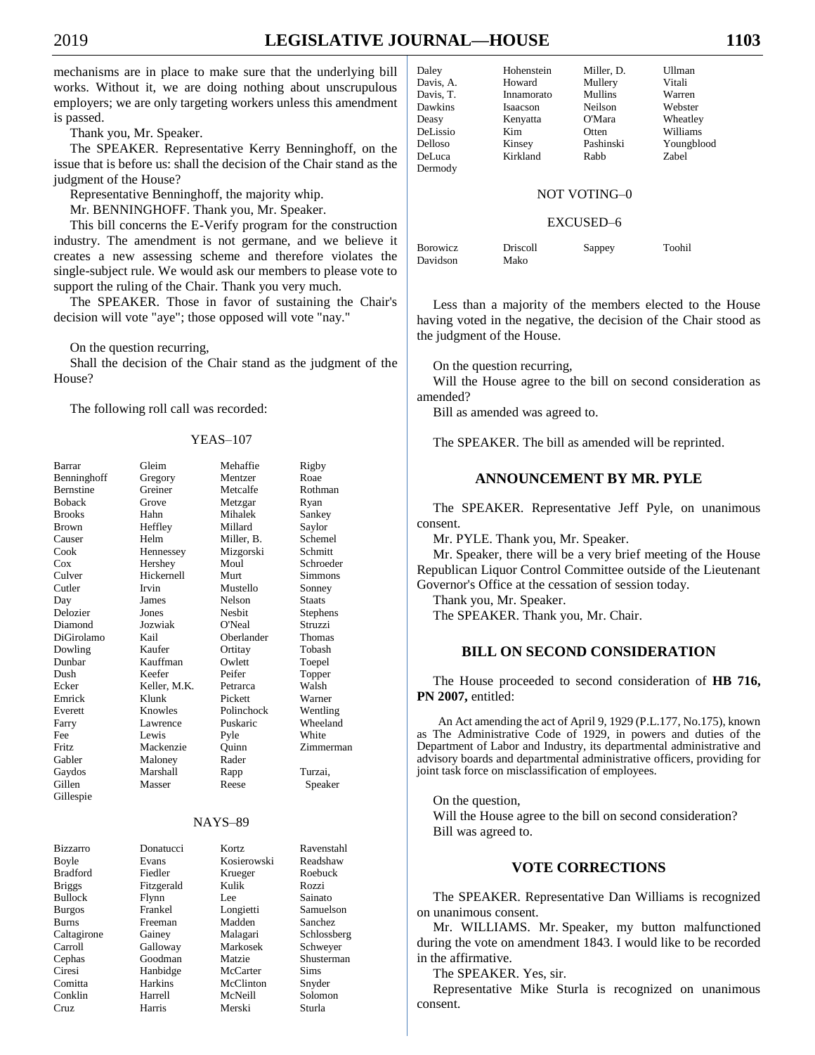mechanisms are in place to make sure that the underlying bill works. Without it, we are doing nothing about unscrupulous employers; we are only targeting workers unless this amendment is passed.

Thank you, Mr. Speaker.

The SPEAKER. Representative Kerry Benninghoff, on the issue that is before us: shall the decision of the Chair stand as the judgment of the House?

Representative Benninghoff, the majority whip.

Mr. BENNINGHOFF. Thank you, Mr. Speaker.

This bill concerns the E-Verify program for the construction industry. The amendment is not germane, and we believe it creates a new assessing scheme and therefore violates the single-subject rule. We would ask our members to please vote to support the ruling of the Chair. Thank you very much.

The SPEAKER. Those in favor of sustaining the Chair's decision will vote "aye"; those opposed will vote "nay."

On the question recurring,

Shall the decision of the Chair stand as the judgment of the House?

The following roll call was recorded:

YEAS–107

| | | | |
|---|---|---|---|
| Barrar | Gleim | Mehaffie | Rigby |
| Benninghoff | Gregory | Mentzer | Roae |
| Bernstine | Greiner | Metcalfe | Rothman |
| Boback | Grove | Metzgar | Ryan |
| Brooks | Hahn | Mihalek | Sankey |
| Brown | Heffley | Millard | Saylor |
| Causer | Helm | Miller, B. | Schemel |
| Cook | Hennessey | Mizgorski | Schmitt |
| Cox | Hershey | Moul | Schroeder |
| Culver | Hickernell | Murt | Simmons |
| Cutler | Irvin | Mustello | Sonney |
| Day | James | Nelson | Staats |
| Delozier | Jones | Nesbit | Stephens |
| Diamond | Jozwiak | O'Neal | Struzzi |
| DiGirolamo | Kail | Oberlander | Thomas |
| Dowling | Kaufer | Ortitay | Tobash |
| Dunbar | Kauffman | Owlett | Toepel |
| Dush | Keefer | Peifer | Topper |
| Ecker | Keller, M.K. | Petrarca | Walsh |
| Emrick | Klunk | Pickett | Warner |
| Everett | Knowles | Polinchock | Wentling |
| Farry | Lawrence | Puskaric | Wheeland |
| Fee | Lewis | Pyle | White |
| Fritz | Mackenzie | Quinn | Zimmerman |
| Gabler | Maloney | Rader | |
| Gaydos | Marshall | Rapp | Turzai, |
| Gillen | Masser | Reese | Speaker |
| Gillespie | | | |

NAYS–89

| | | | |
|---|---|---|---|
| Bizzarro | Donatucci | Kortz | Ravenstahl |
| Boyle | Evans | Kosierowski | Readshaw |
| Bradford | Fiedler | Krueger | Roebuck |
| Briggs | Fitzgerald | Kulik | Rozzi |
| Bullock | Flynn | Lee | Sainato |
| Burgos | Frankel | Longietti | Samuelson |
| Burns | Freeman | Madden | Sanchez |
| Caltagirone | Gainey | Malagari | Schlossberg |
| Carroll | Galloway | Markosek | Schweyer |
| Cephas | Goodman | Matzie | Shusterman |
| Ciresi | Hanbidge | McCarter | Sims |
| Comitta | Harkins | McClinton | Snyder |
| Conklin | Harrell | McNeill | Solomon |
| Cruz | Harris | Merski | Sturla |
| Daley | Hohenstein | Miller, D. | Ullman |
| Davis, A. | Howard | Mullery | Vitali |
| Davis, T. | Innamorato | Mullins | Warren |
| Dawkins | Isaacson | Neilson | Webster |
| Deasy | Kenyatta | O'Mara | Wheatley |
| DeLissio | Kim | Otten | Williams |
| Delloso | Kinsey | Pashinski | Youngblood |
| DeLuca | Kirkland | Rabb | Zabel |
| Dermody | | | |

NOT VOTING–0

EXCUSED–6

| | | | |
|---|---|---|---|
| Borowicz | Driscoll | Sappey | Toohil |
| Davidson | Mako | | |

Less than a majority of the members elected to the House having voted in the negative, the decision of the Chair stood as the judgment of the House.

On the question recurring,

Will the House agree to the bill on second consideration as amended?

Bill as amended was agreed to.

The SPEAKER. The bill as amended will be reprinted.

## ANNOUNCEMENT BY MR. PYLE

The SPEAKER. Representative Jeff Pyle, on unanimous consent.

Mr. PYLE. Thank you, Mr. Speaker.

Mr. Speaker, there will be a very brief meeting of the House Republican Liquor Control Committee outside of the Lieutenant Governor's Office at the cessation of session today.

Thank you, Mr. Speaker.

The SPEAKER. Thank you, Mr. Chair.

## BILL ON SECOND CONSIDERATION

The House proceeded to second consideration of **HB 716, PN 2007,** entitled:

An Act amending the act of April 9, 1929 (P.L.177, No.175), known as The Administrative Code of 1929, in powers and duties of the Department of Labor and Industry, its departmental administrative and advisory boards and departmental administrative officers, providing for joint task force on misclassification of employees.

On the question,

Will the House agree to the bill on second consideration?

Bill was agreed to.

## VOTE CORRECTIONS

The SPEAKER. Representative Dan Williams is recognized on unanimous consent.

Mr. WILLIAMS. Mr. Speaker, my button malfunctioned during the vote on amendment 1843. I would like to be recorded in the affirmative.

The SPEAKER. Yes, sir.

Representative Mike Sturla is recognized on unanimous consent.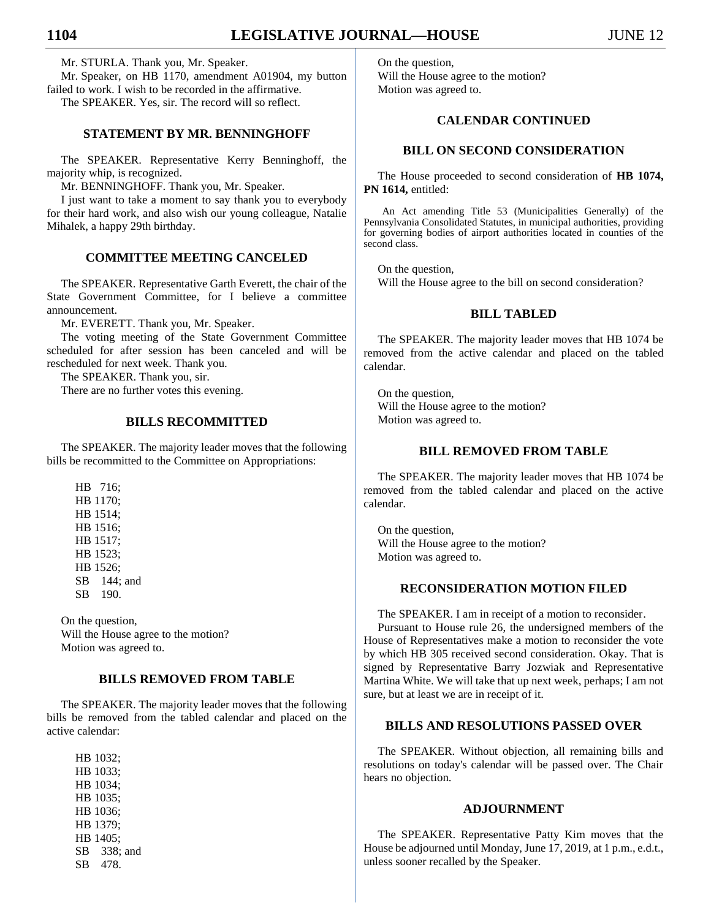Mr. STURLA. Thank you, Mr. Speaker.

Mr. Speaker, on HB 1170, amendment A01904, my button failed to work. I wish to be recorded in the affirmative.

The SPEAKER. Yes, sir. The record will so reflect.

## STATEMENT BY MR. BENNINGHOFF

The SPEAKER. Representative Kerry Benninghoff, the majority whip, is recognized.

Mr. BENNINGHOFF. Thank you, Mr. Speaker.

I just want to take a moment to say thank you to everybody for their hard work, and also wish our young colleague, Natalie Mihalek, a happy 29th birthday.

## COMMITTEE MEETING CANCELED

The SPEAKER. Representative Garth Everett, the chair of the State Government Committee, for I believe a committee announcement.

Mr. EVERETT. Thank you, Mr. Speaker.

The voting meeting of the State Government Committee scheduled for after session has been canceled and will be rescheduled for next week. Thank you.

The SPEAKER. Thank you, sir.

There are no further votes this evening.

## BILLS RECOMMITTED

The SPEAKER. The majority leader moves that the following bills be recommitted to the Committee on Appropriations:

HB 716;
HB 1170;
HB 1514;
HB 1516;
HB 1517;
HB 1523;
HB 1526;
SB 144; and
SB 190.

On the question,
Will the House agree to the motion?
Motion was agreed to.

## BILLS REMOVED FROM TABLE

The SPEAKER. The majority leader moves that the following bills be removed from the tabled calendar and placed on the active calendar:

HB 1032;
HB 1033;
HB 1034;
HB 1035;
HB 1036;
HB 1379;
HB 1405;
SB 338; and
SB 478.

On the question,
Will the House agree to the motion?
Motion was agreed to.

## CALENDAR CONTINUED

## BILL ON SECOND CONSIDERATION

The House proceeded to second consideration of **HB 1074, PN 1614,** entitled:

An Act amending Title 53 (Municipalities Generally) of the Pennsylvania Consolidated Statutes, in municipal authorities, providing for governing bodies of airport authorities located in counties of the second class.

On the question,
Will the House agree to the bill on second consideration?

## BILL TABLED

The SPEAKER. The majority leader moves that HB 1074 be removed from the active calendar and placed on the tabled calendar.

On the question,
Will the House agree to the motion?
Motion was agreed to.

## BILL REMOVED FROM TABLE

The SPEAKER. The majority leader moves that HB 1074 be removed from the tabled calendar and placed on the active calendar.

On the question,
Will the House agree to the motion?
Motion was agreed to.

## RECONSIDERATION MOTION FILED

The SPEAKER. I am in receipt of a motion to reconsider.

Pursuant to House rule 26, the undersigned members of the House of Representatives make a motion to reconsider the vote by which HB 305 received second consideration. Okay. That is signed by Representative Barry Jozwiak and Representative Martina White. We will take that up next week, perhaps; I am not sure, but at least we are in receipt of it.

## BILLS AND RESOLUTIONS PASSED OVER

The SPEAKER. Without objection, all remaining bills and resolutions on today's calendar will be passed over. The Chair hears no objection.

## ADJOURNMENT

The SPEAKER. Representative Patty Kim moves that the House be adjourned until Monday, June 17, 2019, at 1 p.m., e.d.t., unless sooner recalled by the Speaker.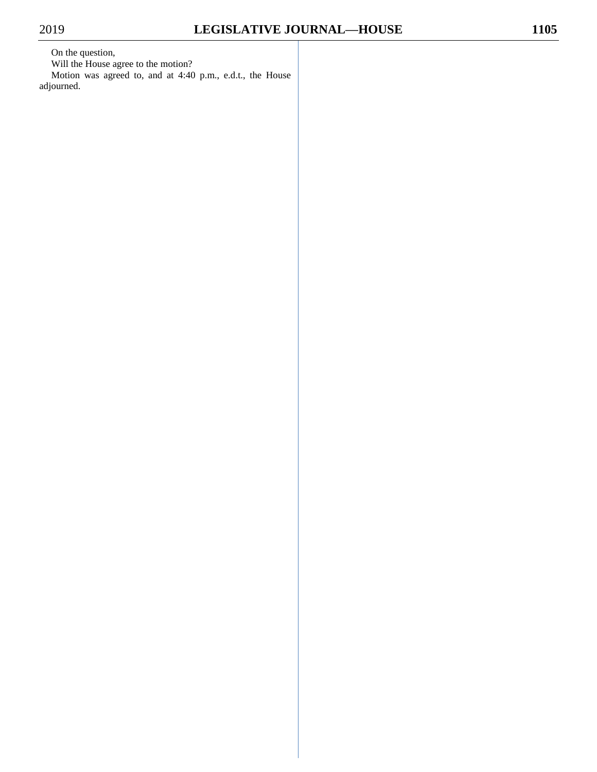On the question,

Will the House agree to the motion?

Motion was agreed to, and at 4:40 p.m., e.d.t., the House adjourned.